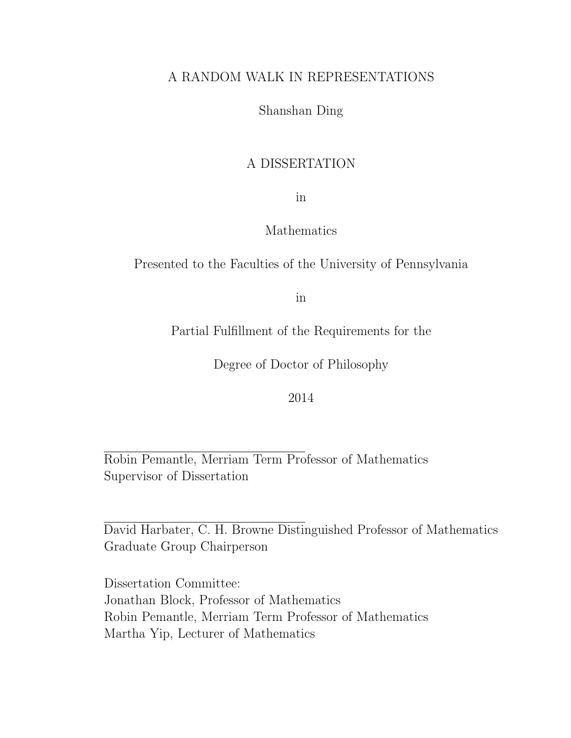# A RANDOM WALK IN REPRESENTATIONS

Shanshan Ding

A DISSERTATION

in

Mathematics

Presented to the Faculties of the University of Pennsylvania

in

Partial Fulfillment of the Requirements for the

Degree of Doctor of Philosophy

2014

\_\_\_\_\_\_\_\_\_\_\_\_\_\_\_\_\_\_\_\_\_\_\_\_\_\_\_\_\_\_\_\_

Robin Pemantle, Merriam Term Professor of Mathematics
Supervisor of Dissertation

\_\_\_\_\_\_\_\_\_\_\_\_\_\_\_\_\_\_\_\_\_\_\_\_\_\_\_\_\_\_\_\_

David Harbater, C. H. Browne Distinguished Professor of Mathematics
Graduate Group Chairperson

Dissertation Committee:
Jonathan Block, Professor of Mathematics
Robin Pemantle, Merriam Term Professor of Mathematics
Martha Yip, Lecturer of Mathematics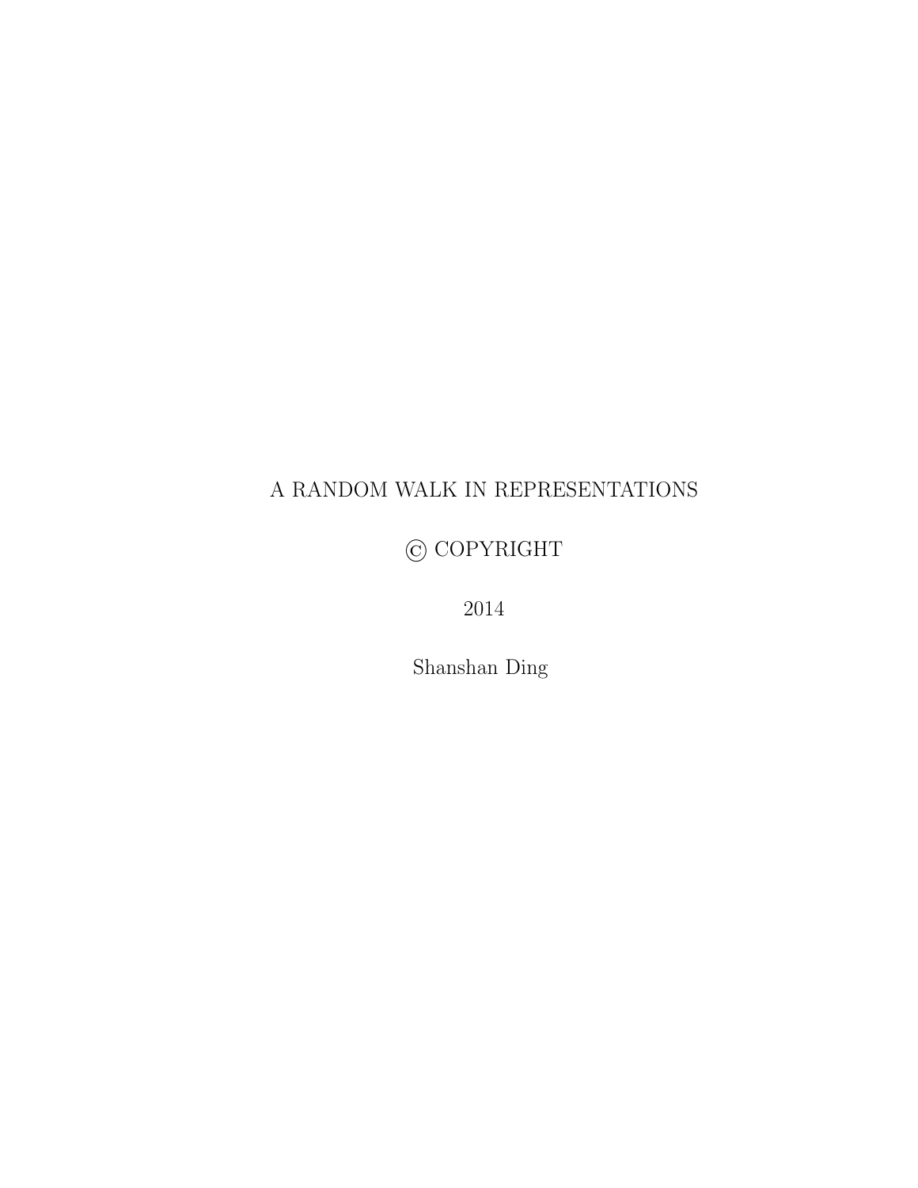A RANDOM WALK IN REPRESENTATIONS

© COPYRIGHT

2014

Shanshan Ding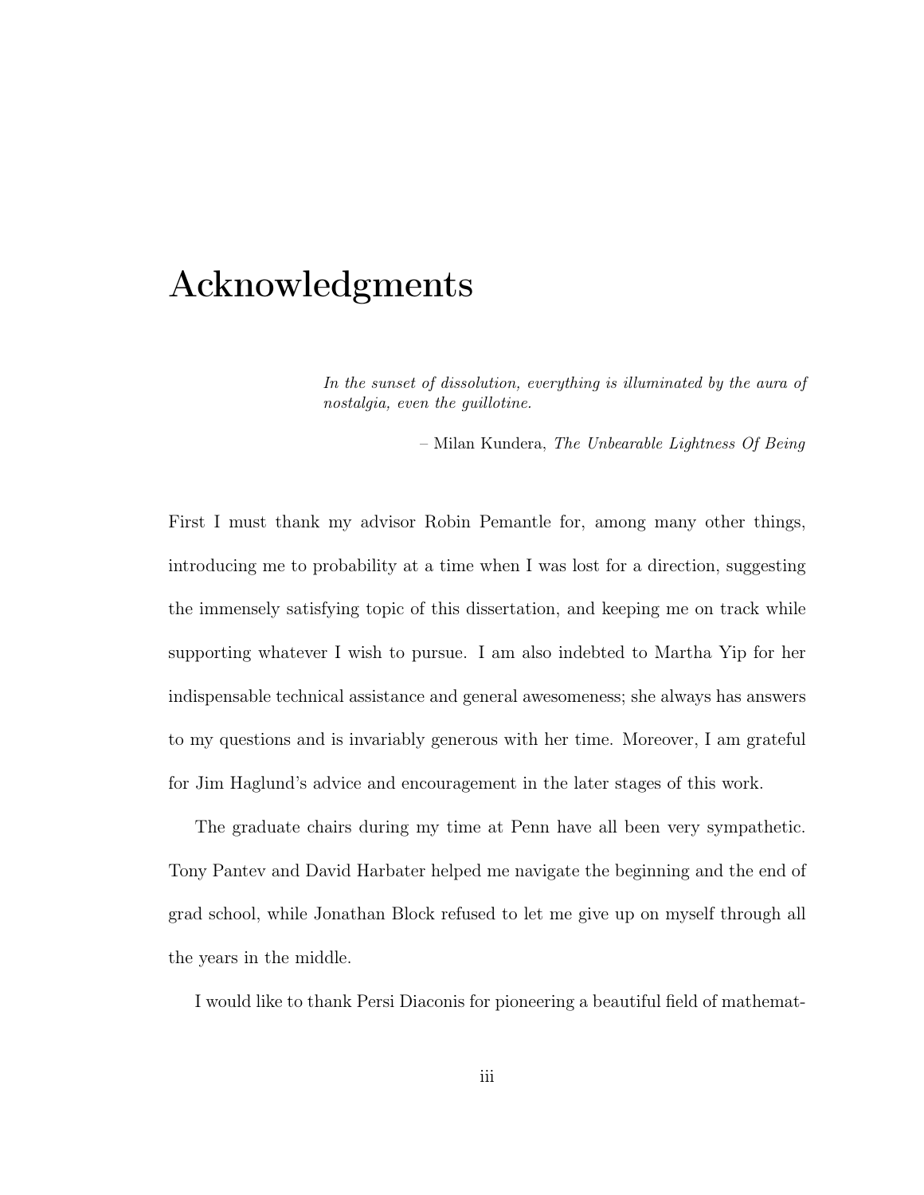# Acknowledgments

> *In the sunset of dissolution, everything is illuminated by the aura of nostalgia, even the guillotine.*
>
> – Milan Kundera, *The Unbearable Lightness Of Being*

First I must thank my advisor Robin Pemantle for, among many other things, introducing me to probability at a time when I was lost for a direction, suggesting the immensely satisfying topic of this dissertation, and keeping me on track while supporting whatever I wish to pursue. I am also indebted to Martha Yip for her indispensable technical assistance and general awesomeness; she always has answers to my questions and is invariably generous with her time. Moreover, I am grateful for Jim Haglund's advice and encouragement in the later stages of this work.

The graduate chairs during my time at Penn have all been very sympathetic. Tony Pantev and David Harbater helped me navigate the beginning and the end of grad school, while Jonathan Block refused to let me give up on myself through all the years in the middle.

I would like to thank Persi Diaconis for pioneering a beautiful field of mathemat-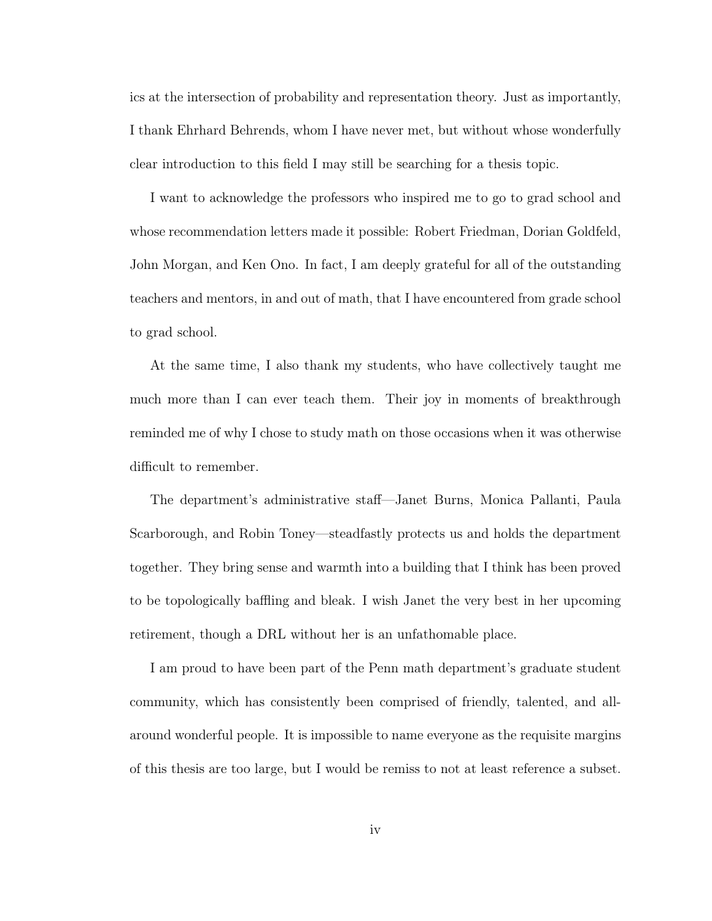ics at the intersection of probability and representation theory. Just as importantly, I thank Ehrhard Behrends, whom I have never met, but without whose wonderfully clear introduction to this field I may still be searching for a thesis topic.

I want to acknowledge the professors who inspired me to go to grad school and whose recommendation letters made it possible: Robert Friedman, Dorian Goldfeld, John Morgan, and Ken Ono. In fact, I am deeply grateful for all of the outstanding teachers and mentors, in and out of math, that I have encountered from grade school to grad school.

At the same time, I also thank my students, who have collectively taught me much more than I can ever teach them. Their joy in moments of breakthrough reminded me of why I chose to study math on those occasions when it was otherwise difficult to remember.

The department's administrative staff—Janet Burns, Monica Pallanti, Paula Scarborough, and Robin Toney—steadfastly protects us and holds the department together. They bring sense and warmth into a building that I think has been proved to be topologically baffling and bleak. I wish Janet the very best in her upcoming retirement, though a DRL without her is an unfathomable place.

I am proud to have been part of the Penn math department's graduate student community, which has consistently been comprised of friendly, talented, and all-around wonderful people. It is impossible to name everyone as the requisite margins of this thesis are too large, but I would be remiss to not at least reference a subset.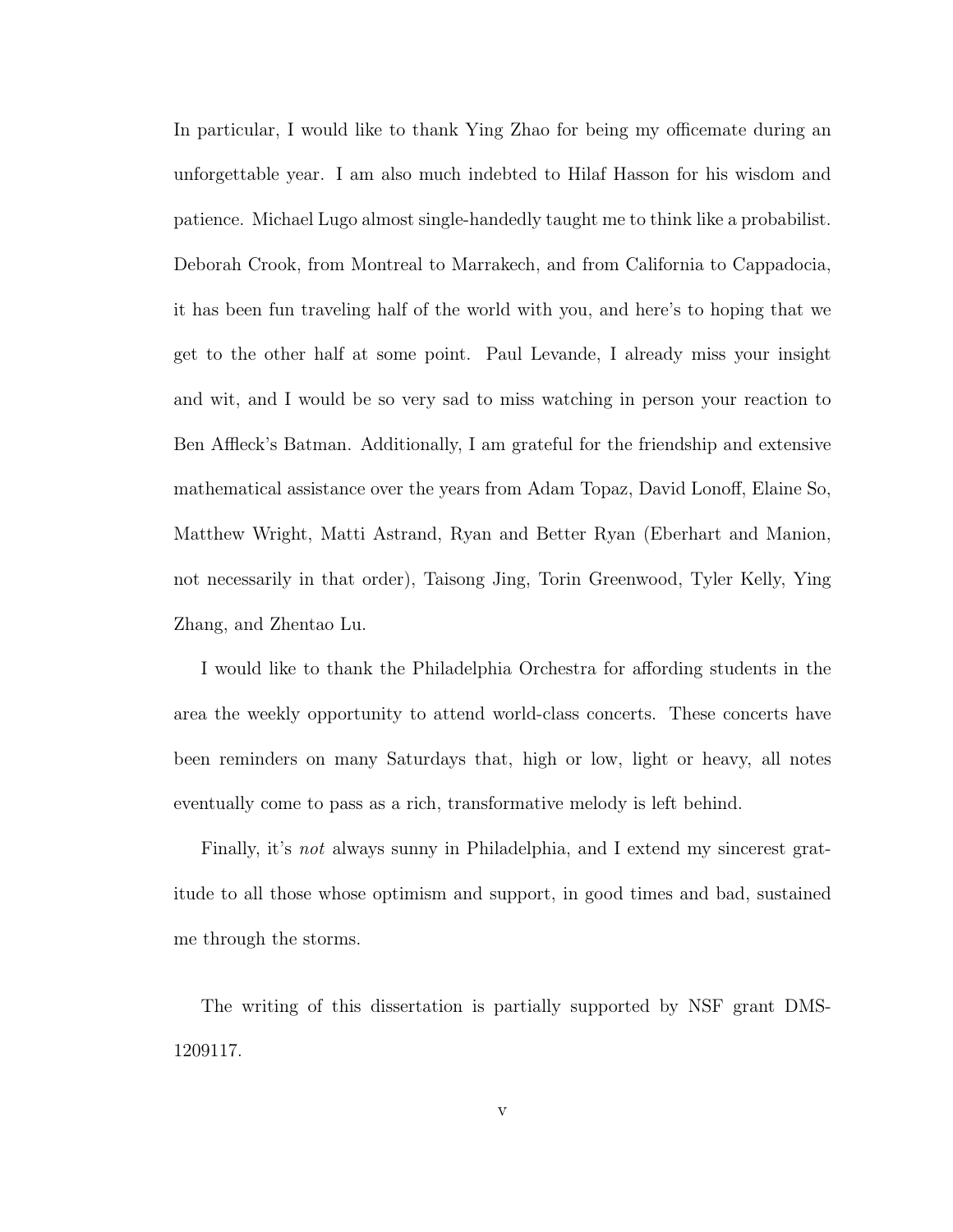In particular, I would like to thank Ying Zhao for being my officemate during an unforgettable year. I am also much indebted to Hilaf Hasson for his wisdom and patience. Michael Lugo almost single-handedly taught me to think like a probabilist. Deborah Crook, from Montreal to Marrakech, and from California to Cappadocia, it has been fun traveling half of the world with you, and here's to hoping that we get to the other half at some point. Paul Levande, I already miss your insight and wit, and I would be so very sad to miss watching in person your reaction to Ben Affleck's Batman. Additionally, I am grateful for the friendship and extensive mathematical assistance over the years from Adam Topaz, David Lonoff, Elaine So, Matthew Wright, Matti Astrand, Ryan and Better Ryan (Eberhart and Manion, not necessarily in that order), Taisong Jing, Torin Greenwood, Tyler Kelly, Ying Zhang, and Zhentao Lu.

I would like to thank the Philadelphia Orchestra for affording students in the area the weekly opportunity to attend world-class concerts. These concerts have been reminders on many Saturdays that, high or low, light or heavy, all notes eventually come to pass as a rich, transformative melody is left behind.

Finally, it's *not* always sunny in Philadelphia, and I extend my sincerest gratitude to all those whose optimism and support, in good times and bad, sustained me through the storms.

The writing of this dissertation is partially supported by NSF grant DMS-1209117.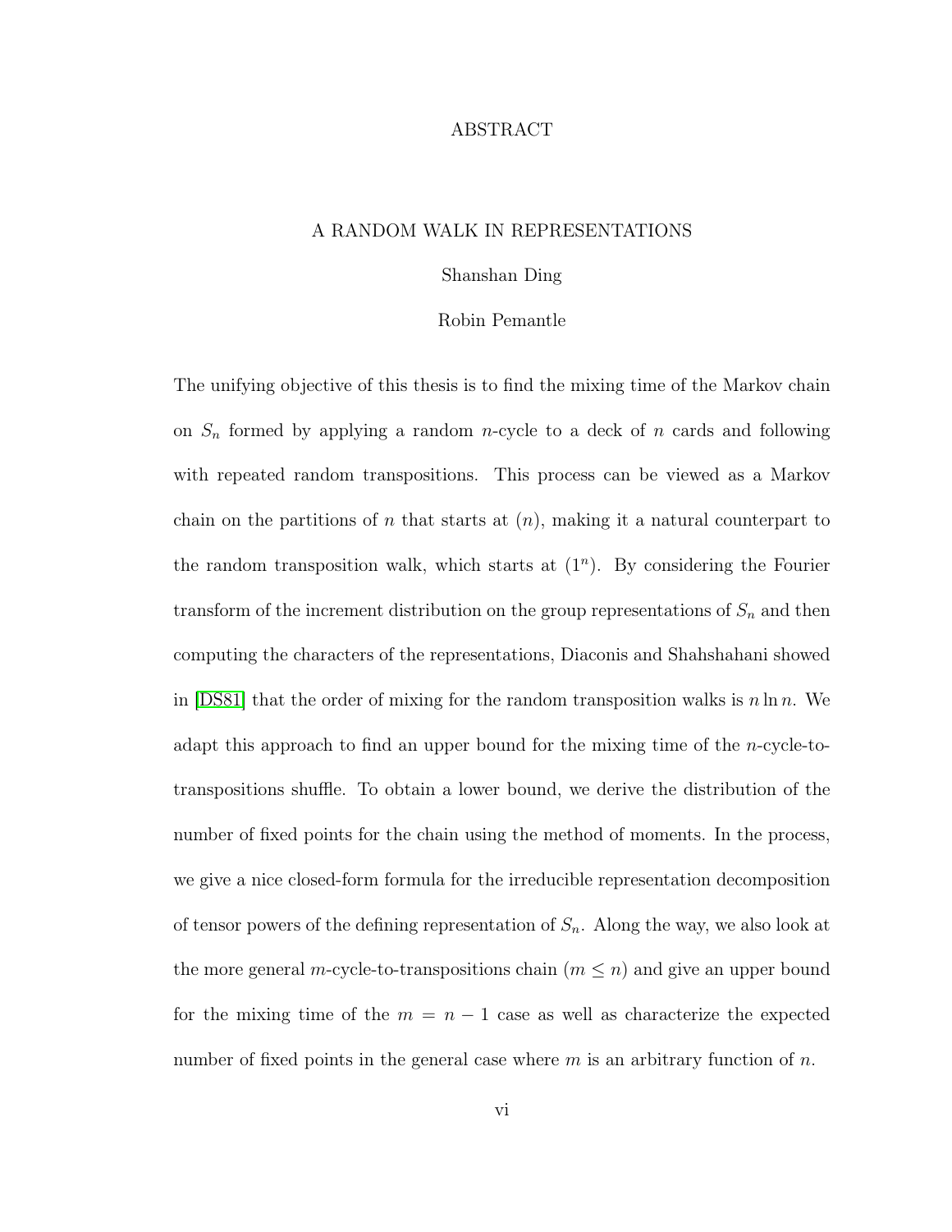# ABSTRACT

## A RANDOM WALK IN REPRESENTATIONS

Shanshan Ding

Robin Pemantle

The unifying objective of this thesis is to find the mixing time of the Markov chain on $S_n$ formed by applying a random $n$-cycle to a deck of $n$ cards and following with repeated random transpositions. This process can be viewed as a Markov chain on the partitions of $n$ that starts at $(n)$, making it a natural counterpart to the random transposition walk, which starts at $(1^n)$. By considering the Fourier transform of the increment distribution on the group representations of $S_n$ and then computing the characters of the representations, Diaconis and Shahshahani showed in [DS81] that the order of mixing for the random transposition walks is $n \ln n$. We adapt this approach to find an upper bound for the mixing time of the $n$-cycle-to-transpositions shuffle. To obtain a lower bound, we derive the distribution of the number of fixed points for the chain using the method of moments. In the process, we give a nice closed-form formula for the irreducible representation decomposition of tensor powers of the defining representation of $S_n$. Along the way, we also look at the more general $m$-cycle-to-transpositions chain ($m \leq n$) and give an upper bound for the mixing time of the $m = n - 1$ case as well as characterize the expected number of fixed points in the general case where $m$ is an arbitrary function of $n$.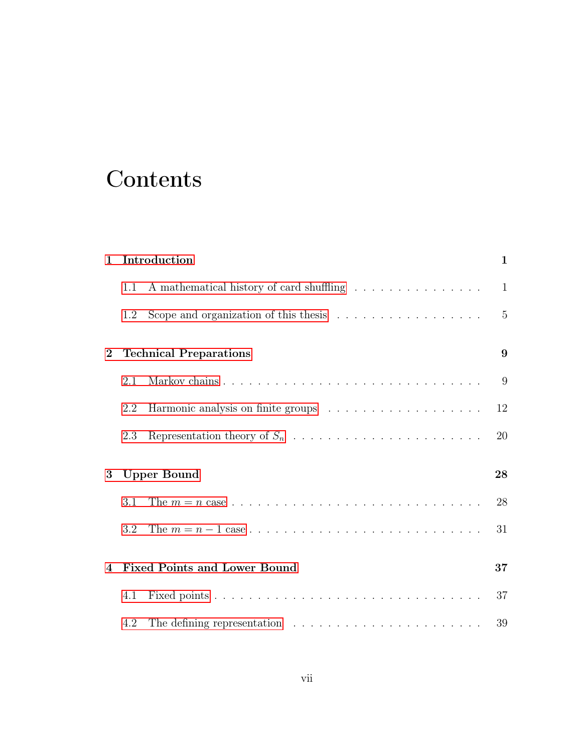# Contents

**1 Introduction** **1**

1.1 A mathematical history of card shuffling . . . . . . . . . . . . . . . . 1

1.2 Scope and organization of this thesis . . . . . . . . . . . . . . . . . 5

**2 Technical Preparations** **9**

2.1 Markov chains . . . . . . . . . . . . . . . . . . . . . . . . . . . . . . 9

2.2 Harmonic analysis on finite groups . . . . . . . . . . . . . . . . . . 12

2.3 Representation theory of $S_n$ . . . . . . . . . . . . . . . . . . . . . . 20

**3 Upper Bound** **28**

3.1 The $m = n$ case . . . . . . . . . . . . . . . . . . . . . . . . . . . . 28

3.2 The $m = n - 1$ case . . . . . . . . . . . . . . . . . . . . . . . . . . 31

**4 Fixed Points and Lower Bound** **37**

4.1 Fixed points . . . . . . . . . . . . . . . . . . . . . . . . . . . . . . . 37

4.2 The defining representation . . . . . . . . . . . . . . . . . . . . . . 39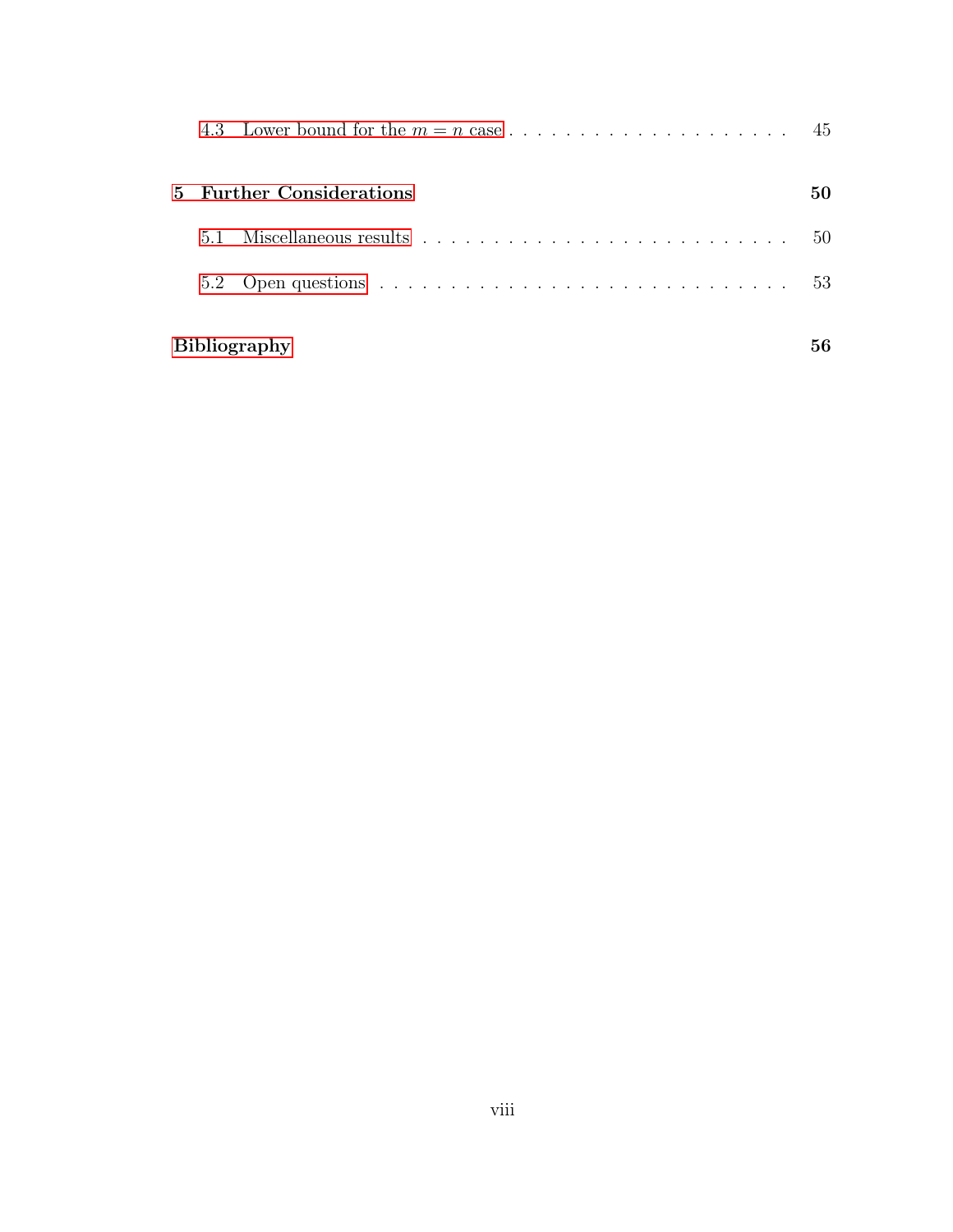4.3 Lower bound for the $m = n$ case . . . . . . . . . . . . . . . . . . . . 45

**5 Further Considerations** **50**

5.1 Miscellaneous results . . . . . . . . . . . . . . . . . . . . . . . . . . . . 50

5.2 Open questions . . . . . . . . . . . . . . . . . . . . . . . . . . . . . . . 53

**Bibliography** **56**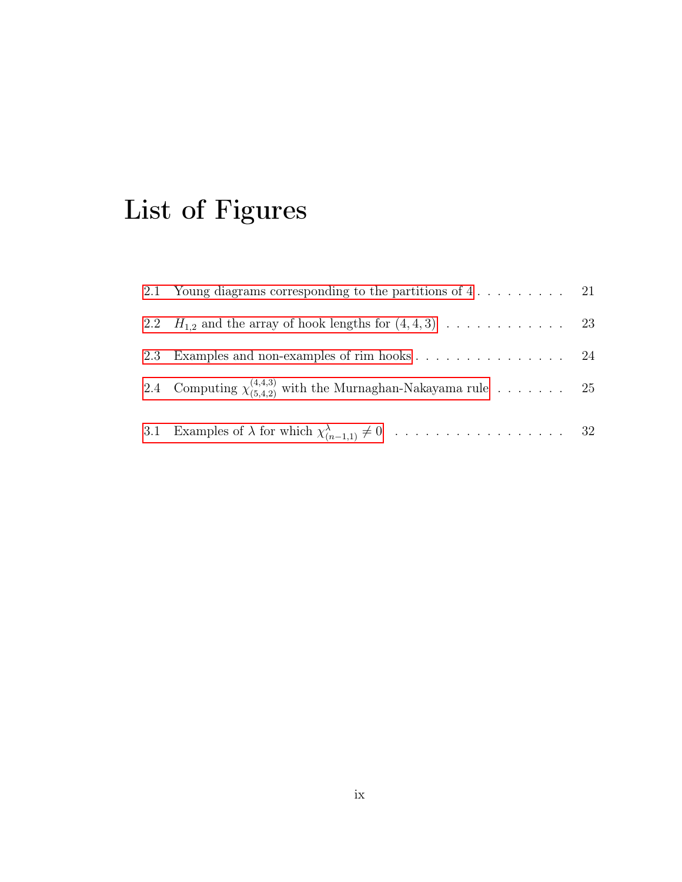# List of Figures

2.1 Young diagrams corresponding to the partitions of 4 . . . . . . . . . 21

2.2 $H_{1,2}$ and the array of hook lengths for $(4, 4, 3)$ . . . . . . . . . . . . 23

2.3 Examples and non-examples of rim hooks . . . . . . . . . . . . . . . . 24

2.4 Computing $\chi^{(4,4,3)}_{(5,4,2)}$ with the Murnaghan-Nakayama rule . . . . . . . 25

3.1 Examples of $\lambda$ for which $\chi^{\lambda}_{(n-1,1)} \neq 0$ . . . . . . . . . . . . . . . . . . 32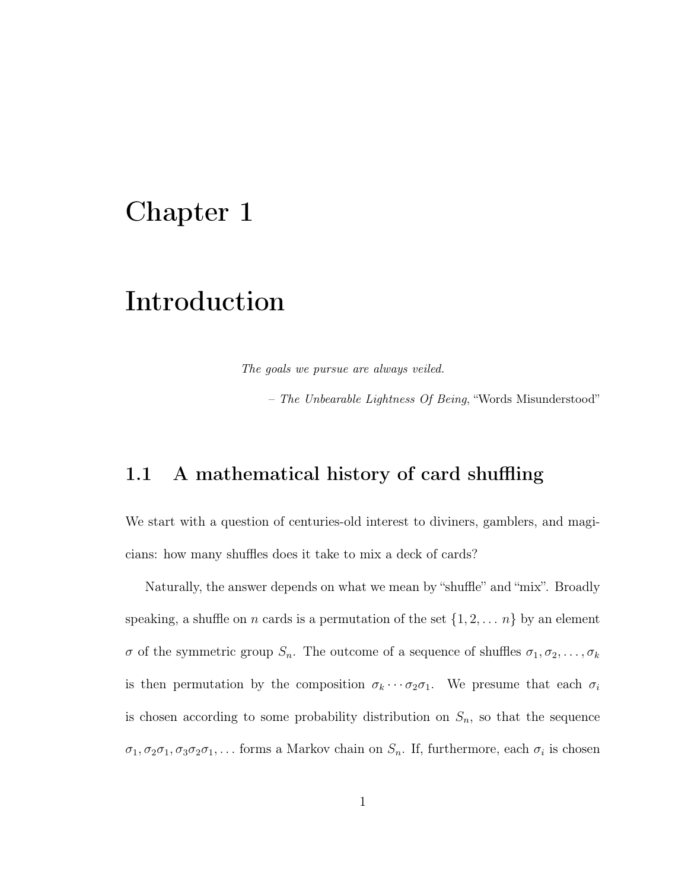# Chapter 1

# Introduction

*The goals we pursue are always veiled.*

– *The Unbearable Lightness Of Being*, "Words Misunderstood"

## 1.1 A mathematical history of card shuffling

We start with a question of centuries-old interest to diviners, gamblers, and magicians: how many shuffles does it take to mix a deck of cards?

Naturally, the answer depends on what we mean by "shuffle" and "mix". Broadly speaking, a shuffle on $n$ cards is a permutation of the set $\{1, 2, \ldots n\}$ by an element $\sigma$ of the symmetric group $S_n$. The outcome of a sequence of shuffles $\sigma_1, \sigma_2, \ldots, \sigma_k$ is then permutation by the composition $\sigma_k \cdots \sigma_2 \sigma_1$. We presume that each $\sigma_i$ is chosen according to some probability distribution on $S_n$, so that the sequence $\sigma_1, \sigma_2\sigma_1, \sigma_3\sigma_2\sigma_1, \ldots$ forms a Markov chain on $S_n$. If, furthermore, each $\sigma_i$ is chosen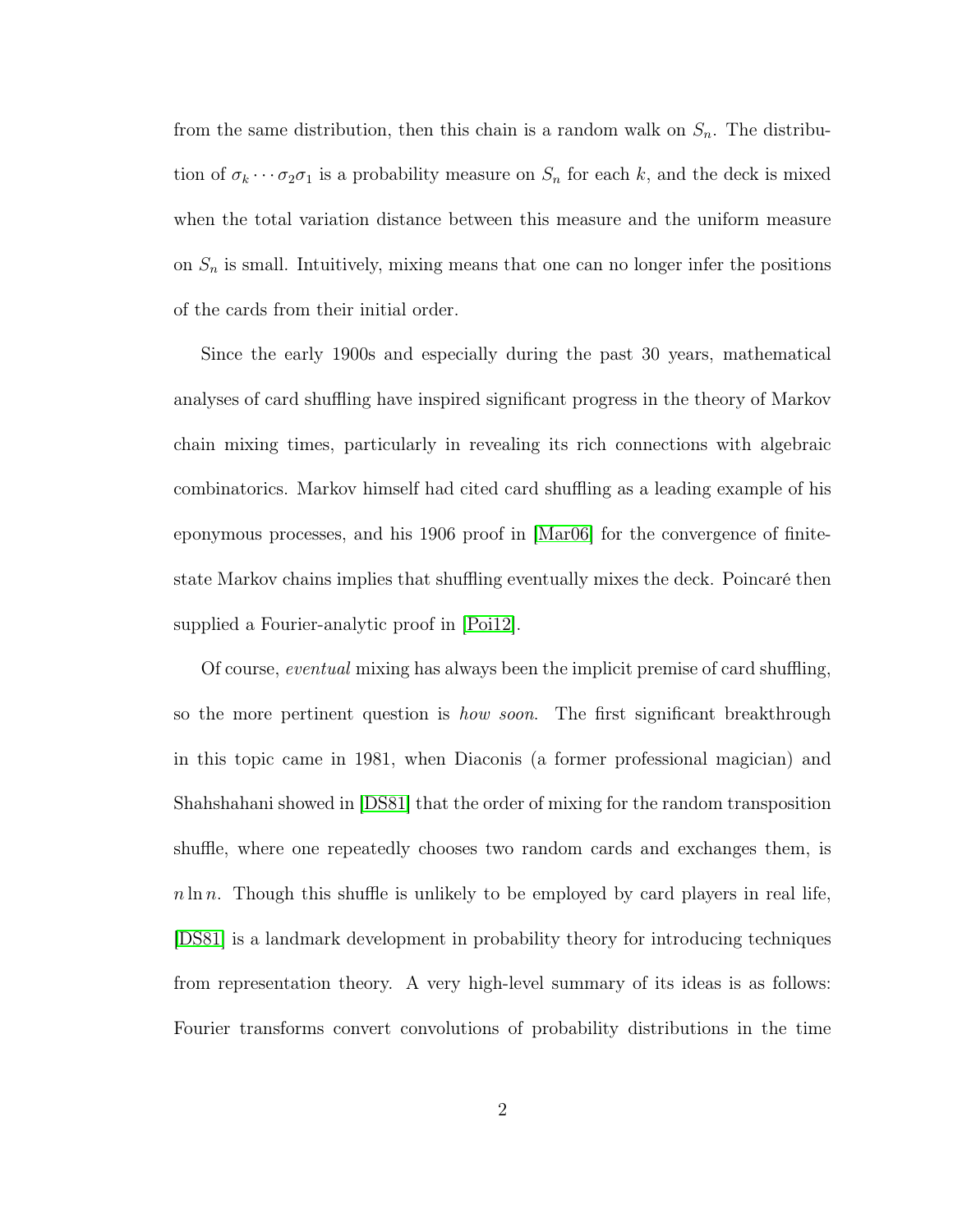from the same distribution, then this chain is a random walk on $S_n$. The distribution of $\sigma_k \cdots \sigma_2\sigma_1$ is a probability measure on $S_n$ for each $k$, and the deck is mixed when the total variation distance between this measure and the uniform measure on $S_n$ is small. Intuitively, mixing means that one can no longer infer the positions of the cards from their initial order.

Since the early 1900s and especially during the past 30 years, mathematical analyses of card shuffling have inspired significant progress in the theory of Markov chain mixing times, particularly in revealing its rich connections with algebraic combinatorics. Markov himself had cited card shuffling as a leading example of his eponymous processes, and his 1906 proof in [Mar06] for the convergence of finite-state Markov chains implies that shuffling eventually mixes the deck. Poincaré then supplied a Fourier-analytic proof in [Poi12].

Of course, *eventual* mixing has always been the implicit premise of card shuffling, so the more pertinent question is *how soon*. The first significant breakthrough in this topic came in 1981, when Diaconis (a former professional magician) and Shahshahani showed in [DS81] that the order of mixing for the random transposition shuffle, where one repeatedly chooses two random cards and exchanges them, is $n \ln n$. Though this shuffle is unlikely to be employed by card players in real life, [DS81] is a landmark development in probability theory for introducing techniques from representation theory. A very high-level summary of its ideas is as follows: Fourier transforms convert convolutions of probability distributions in the time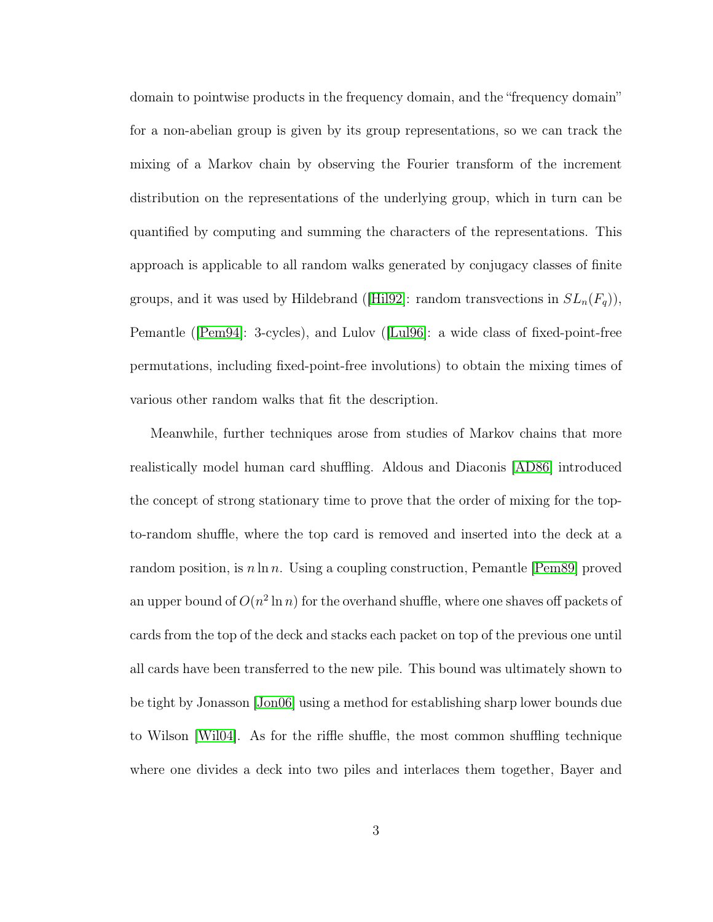domain to pointwise products in the frequency domain, and the "frequency domain" for a non-abelian group is given by its group representations, so we can track the mixing of a Markov chain by observing the Fourier transform of the increment distribution on the representations of the underlying group, which in turn can be quantified by computing and summing the characters of the representations. This approach is applicable to all random walks generated by conjugacy classes of finite groups, and it was used by Hildebrand ([Hil92]: random transvections in $SL_n(F_q)$), Pemantle ([Pem94]: 3-cycles), and Lulov ([Lul96]: a wide class of fixed-point-free permutations, including fixed-point-free involutions) to obtain the mixing times of various other random walks that fit the description.

Meanwhile, further techniques arose from studies of Markov chains that more realistically model human card shuffling. Aldous and Diaconis [AD86] introduced the concept of strong stationary time to prove that the order of mixing for the top-to-random shuffle, where the top card is removed and inserted into the deck at a random position, is $n \ln n$. Using a coupling construction, Pemantle [Pem89] proved an upper bound of $O(n^2 \ln n)$ for the overhand shuffle, where one shaves off packets of cards from the top of the deck and stacks each packet on top of the previous one until all cards have been transferred to the new pile. This bound was ultimately shown to be tight by Jonasson [Jon06] using a method for establishing sharp lower bounds due to Wilson [Wil04]. As for the riffle shuffle, the most common shuffling technique where one divides a deck into two piles and interlaces them together, Bayer and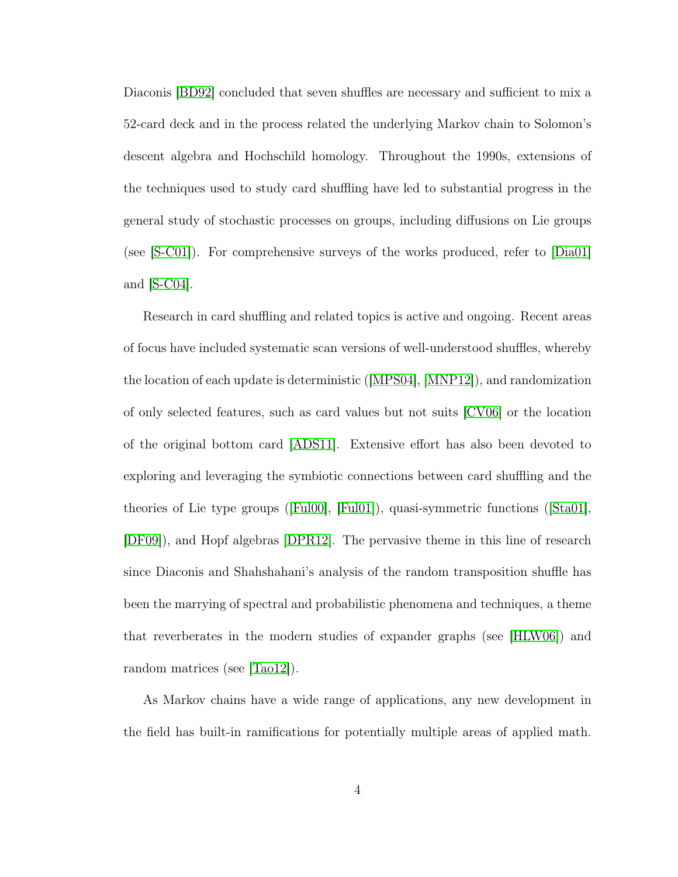Diaconis [BD92] concluded that seven shuffles are necessary and sufficient to mix a 52-card deck and in the process related the underlying Markov chain to Solomon's descent algebra and Hochschild homology. Throughout the 1990s, extensions of the techniques used to study card shuffling have led to substantial progress in the general study of stochastic processes on groups, including diffusions on Lie groups (see [S-C01]). For comprehensive surveys of the works produced, refer to [Dia01] and [S-C04].

Research in card shuffling and related topics is active and ongoing. Recent areas of focus have included systematic scan versions of well-understood shuffles, whereby the location of each update is deterministic ([MPS04], [MNP12]), and randomization of only selected features, such as card values but not suits [CV06] or the location of the original bottom card [ADS11]. Extensive effort has also been devoted to exploring and leveraging the symbiotic connections between card shuffling and the theories of Lie type groups ([Ful00], [Ful01]), quasi-symmetric functions ([Sta01], [DF09]), and Hopf algebras [DPR12]. The pervasive theme in this line of research since Diaconis and Shahshahani's analysis of the random transposition shuffle has been the marrying of spectral and probabilistic phenomena and techniques, a theme that reverberates in the modern studies of expander graphs (see [HLW06]) and random matrices (see [Tao12]).

As Markov chains have a wide range of applications, any new development in the field has built-in ramifications for potentially multiple areas of applied math.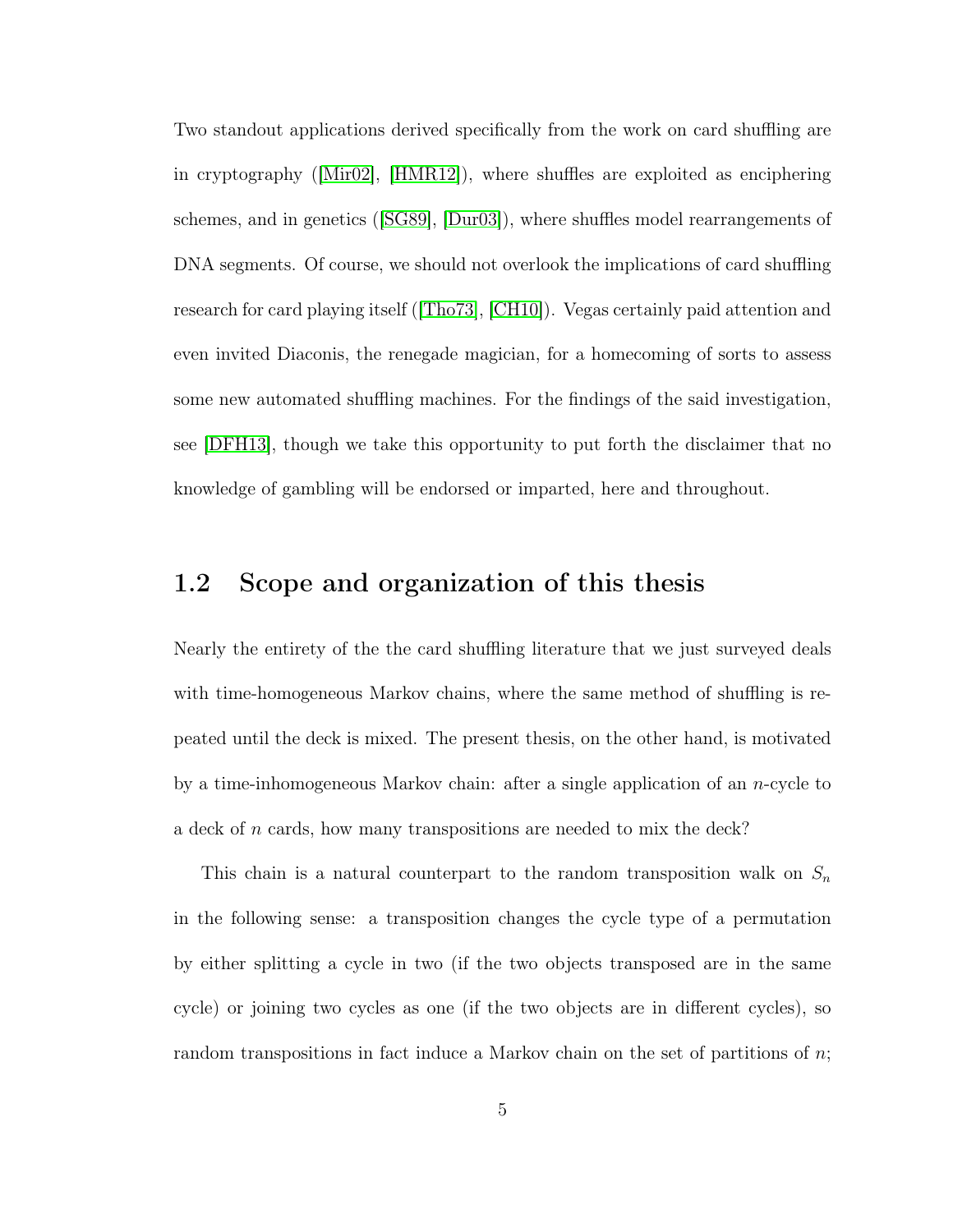Two standout applications derived specifically from the work on card shuffling are in cryptography ([Mir02], [HMR12]), where shuffles are exploited as enciphering schemes, and in genetics ([SG89], [Dur03]), where shuffles model rearrangements of DNA segments. Of course, we should not overlook the implications of card shuffling research for card playing itself ([Tho73], [CH10]). Vegas certainly paid attention and even invited Diaconis, the renegade magician, for a homecoming of sorts to assess some new automated shuffling machines. For the findings of the said investigation, see [DFH13], though we take this opportunity to put forth the disclaimer that no knowledge of gambling will be endorsed or imparted, here and throughout.

## 1.2 Scope and organization of this thesis

Nearly the entirety of the the card shuffling literature that we just surveyed deals with time-homogeneous Markov chains, where the same method of shuffling is repeated until the deck is mixed. The present thesis, on the other hand, is motivated by a time-inhomogeneous Markov chain: after a single application of an $n$-cycle to a deck of $n$ cards, how many transpositions are needed to mix the deck?

This chain is a natural counterpart to the random transposition walk on $S_n$ in the following sense: a transposition changes the cycle type of a permutation by either splitting a cycle in two (if the two objects transposed are in the same cycle) or joining two cycles as one (if the two objects are in different cycles), so random transpositions in fact induce a Markov chain on the set of partitions of $n$;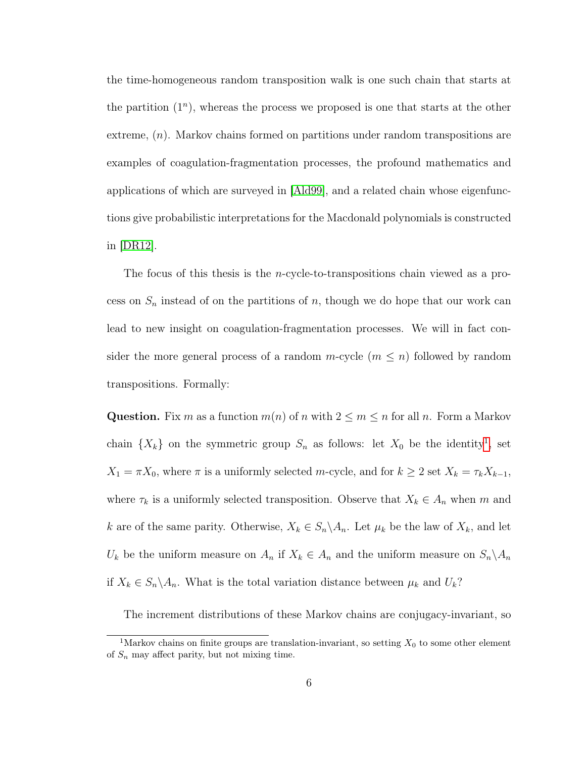the time-homogeneous random transposition walk is one such chain that starts at the partition $(1^n)$, whereas the process we proposed is one that starts at the other extreme, $(n)$. Markov chains formed on partitions under random transpositions are examples of coagulation-fragmentation processes, the profound mathematics and applications of which are surveyed in [Ald99], and a related chain whose eigenfunctions give probabilistic interpretations for the Macdonald polynomials is constructed in [DR12].

The focus of this thesis is the $n$-cycle-to-transpositions chain viewed as a process on $S_n$ instead of on the partitions of $n$, though we do hope that our work can lead to new insight on coagulation-fragmentation processes. We will in fact consider the more general process of a random $m$-cycle ($m \leq n$) followed by random transpositions. Formally:

**Question.** Fix $m$ as a function $m(n)$ of $n$ with $2 \leq m \leq n$ for all $n$. Form a Markov chain $\{X_k\}$ on the symmetric group $S_n$ as follows: let $X_0$ be the identity[1], set $X_1 = \pi X_0$, where $\pi$ is a uniformly selected $m$-cycle, and for $k \geq 2$ set $X_k = \tau_k X_{k-1}$, where $\tau_k$ is a uniformly selected transposition. Observe that $X_k \in A_n$ when $m$ and $k$ are of the same parity. Otherwise, $X_k \in S_n \backslash A_n$. Let $\mu_k$ be the law of $X_k$, and let $U_k$ be the uniform measure on $A_n$ if $X_k \in A_n$ and the uniform measure on $S_n \backslash A_n$ if $X_k \in S_n \backslash A_n$. What is the total variation distance between $\mu_k$ and $U_k$?

The increment distributions of these Markov chains are conjugacy-invariant, so

[1] Markov chains on finite groups are translation-invariant, so setting $X_0$ to some other element of $S_n$ may affect parity, but not mixing time.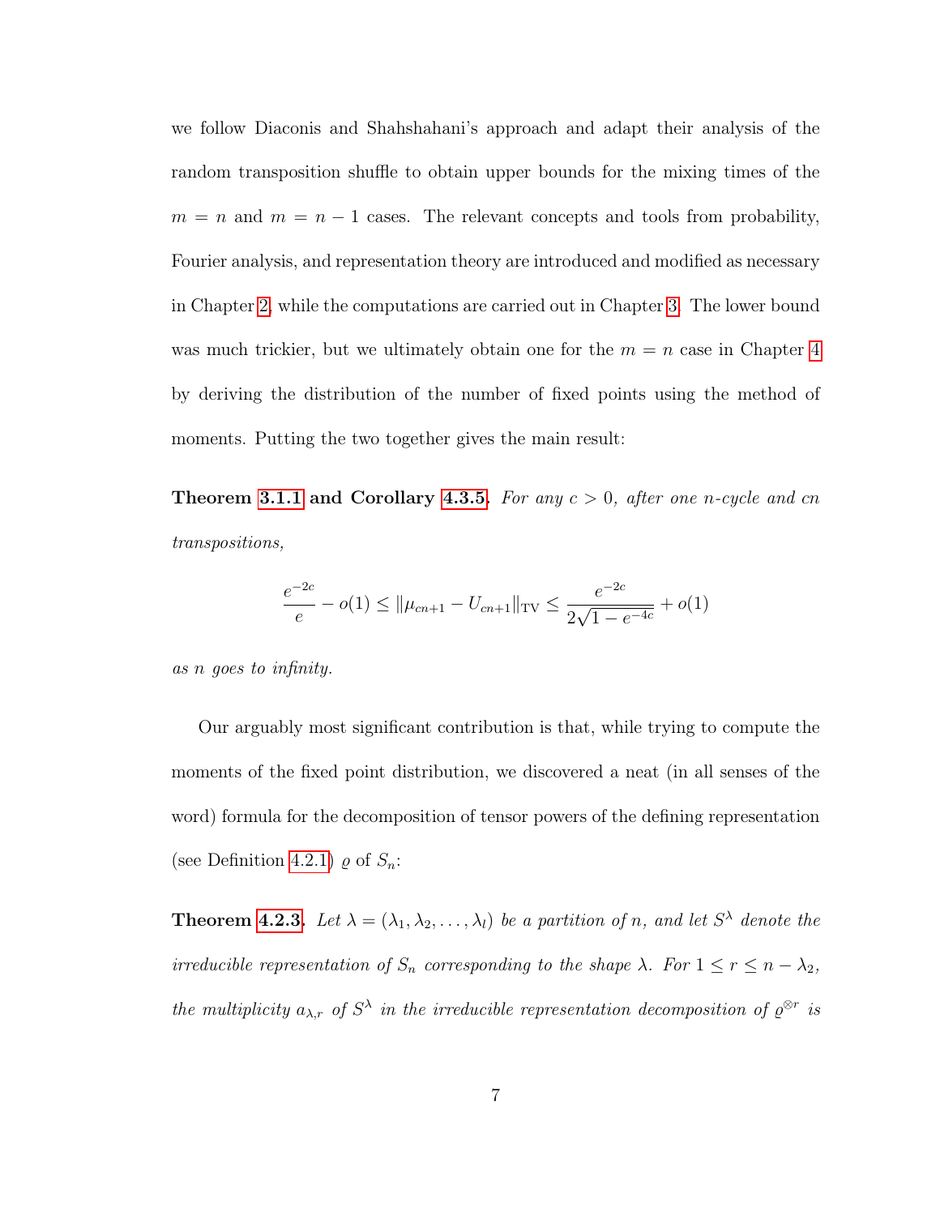we follow Diaconis and Shahshahani's approach and adapt their analysis of the random transposition shuffle to obtain upper bounds for the mixing times of the $m = n$ and $m = n - 1$ cases. The relevant concepts and tools from probability, Fourier analysis, and representation theory are introduced and modified as necessary in Chapter 2, while the computations are carried out in Chapter 3. The lower bound was much trickier, but we ultimately obtain one for the $m = n$ case in Chapter 4 by deriving the distribution of the number of fixed points using the method of moments. Putting the two together gives the main result:

**Theorem 3.1.1 and Corollary 4.3.5.** *For any $c > 0$, after one $n$-cycle and $cn$ transpositions,*

$$\frac{e^{-2c}}{e} - o(1) \leq \|\mu_{cn+1} - U_{cn+1}\|_{\mathrm{TV}} \leq \frac{e^{-2c}}{2\sqrt{1 - e^{-4c}}} + o(1)$$

*as $n$ goes to infinity.*

Our arguably most significant contribution is that, while trying to compute the moments of the fixed point distribution, we discovered a neat (in all senses of the word) formula for the decomposition of tensor powers of the defining representation (see Definition 4.2.1) $\varrho$ of $S_n$:

**Theorem 4.2.3.** *Let $\lambda = (\lambda_1, \lambda_2, \ldots, \lambda_l)$ be a partition of $n$, and let $S^\lambda$ denote the irreducible representation of $S_n$ corresponding to the shape $\lambda$. For $1 \leq r \leq n - \lambda_2$, the multiplicity $a_{\lambda,r}$ of $S^\lambda$ in the irreducible representation decomposition of $\varrho^{\otimes r}$ is*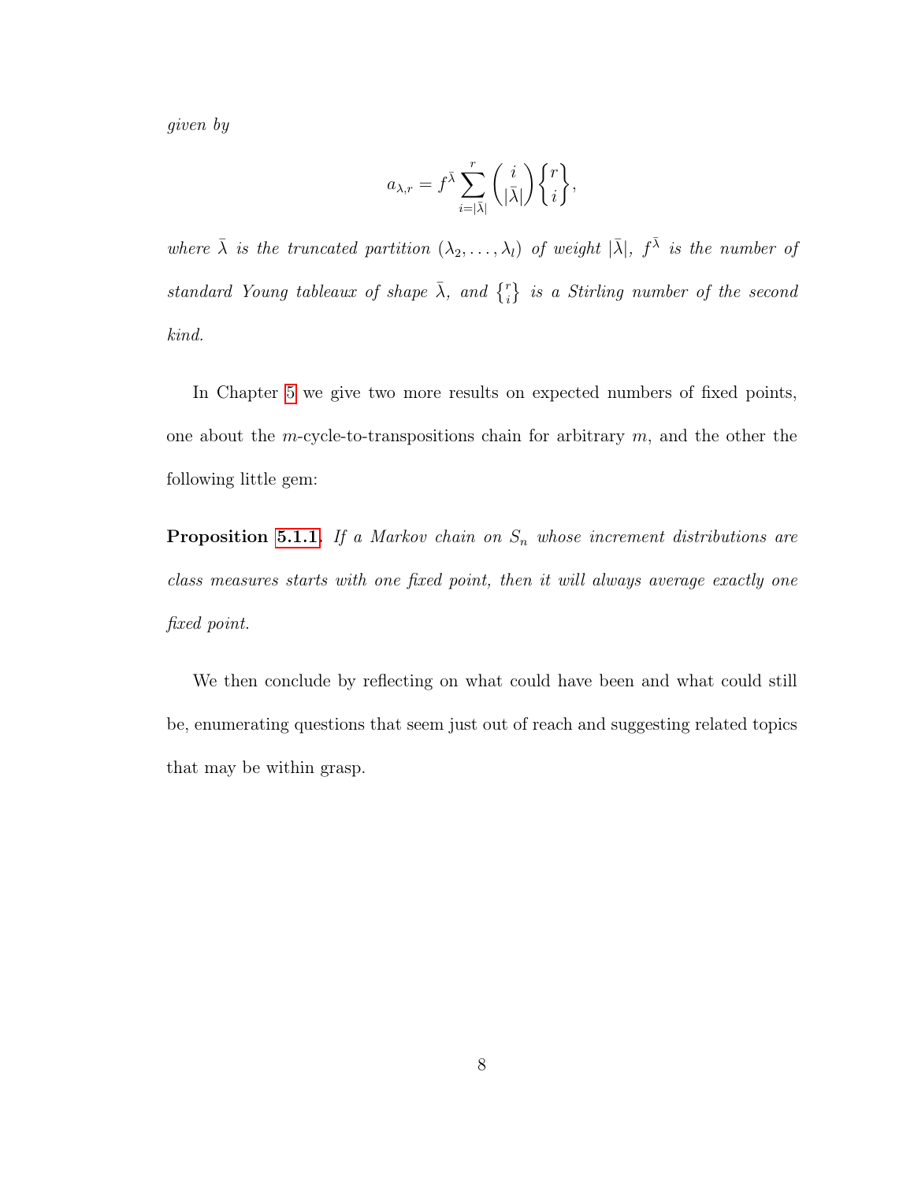*given by*

$$a_{\lambda,r} = f^{\bar{\lambda}} \sum_{i=|\bar{\lambda}|}^{r} \binom{i}{|\bar{\lambda}|} \left\{ {r \atop i} \right\},$$

*where $\bar{\lambda}$ is the truncated partition $(\lambda_2, \ldots, \lambda_l)$ of weight $|\bar{\lambda}|$, $f^{\bar{\lambda}}$ is the number of standard Young tableaux of shape $\bar{\lambda}$, and $\left\{ {r \atop i} \right\}$ is a Stirling number of the second kind.*

In Chapter 5 we give two more results on expected numbers of fixed points, one about the $m$-cycle-to-transpositions chain for arbitrary $m$, and the other the following little gem:

**Proposition 5.1.1.** *If a Markov chain on $S_n$ whose increment distributions are class measures starts with one fixed point, then it will always average exactly one fixed point.*

We then conclude by reflecting on what could have been and what could still be, enumerating questions that seem just out of reach and suggesting related topics that may be within grasp.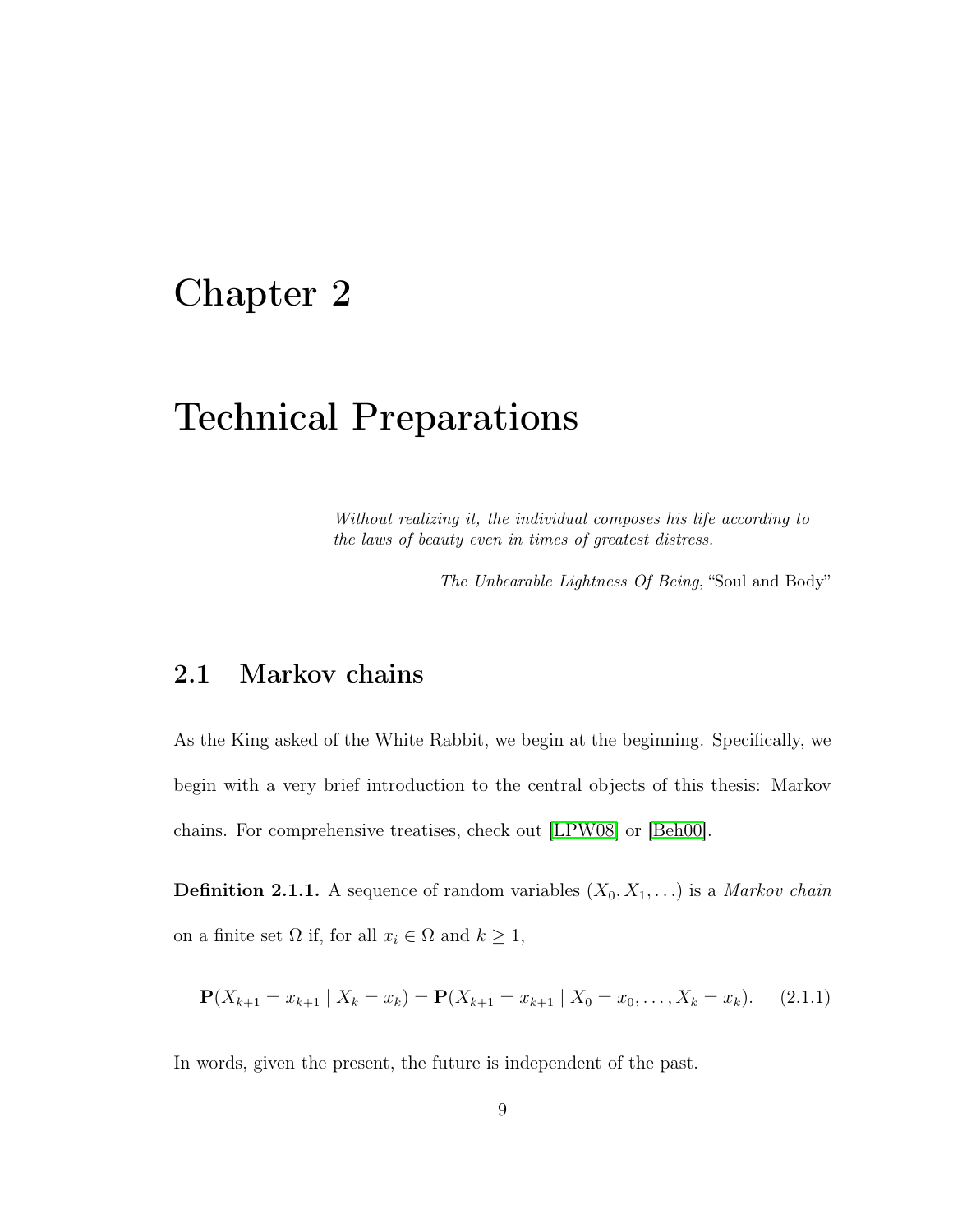# Chapter 2

# Technical Preparations

*Without realizing it, the individual composes his life according to the laws of beauty even in times of greatest distress.*

– *The Unbearable Lightness Of Being*, "Soul and Body"

## 2.1 Markov chains

As the King asked of the White Rabbit, we begin at the beginning. Specifically, we begin with a very brief introduction to the central objects of this thesis: Markov chains. For comprehensive treatises, check out [LPW08] or [Beh00].

**Definition 2.1.1.** A sequence of random variables $(X_0, X_1, \ldots)$ is a *Markov chain* on a finite set $\Omega$ if, for all $x_i \in \Omega$ and $k \geq 1$,

$$\mathbf{P}(X_{k+1} = x_{k+1} \mid X_k = x_k) = \mathbf{P}(X_{k+1} = x_{k+1} \mid X_0 = x_0, \ldots, X_k = x_k). \quad (2.1.1)$$

In words, given the present, the future is independent of the past.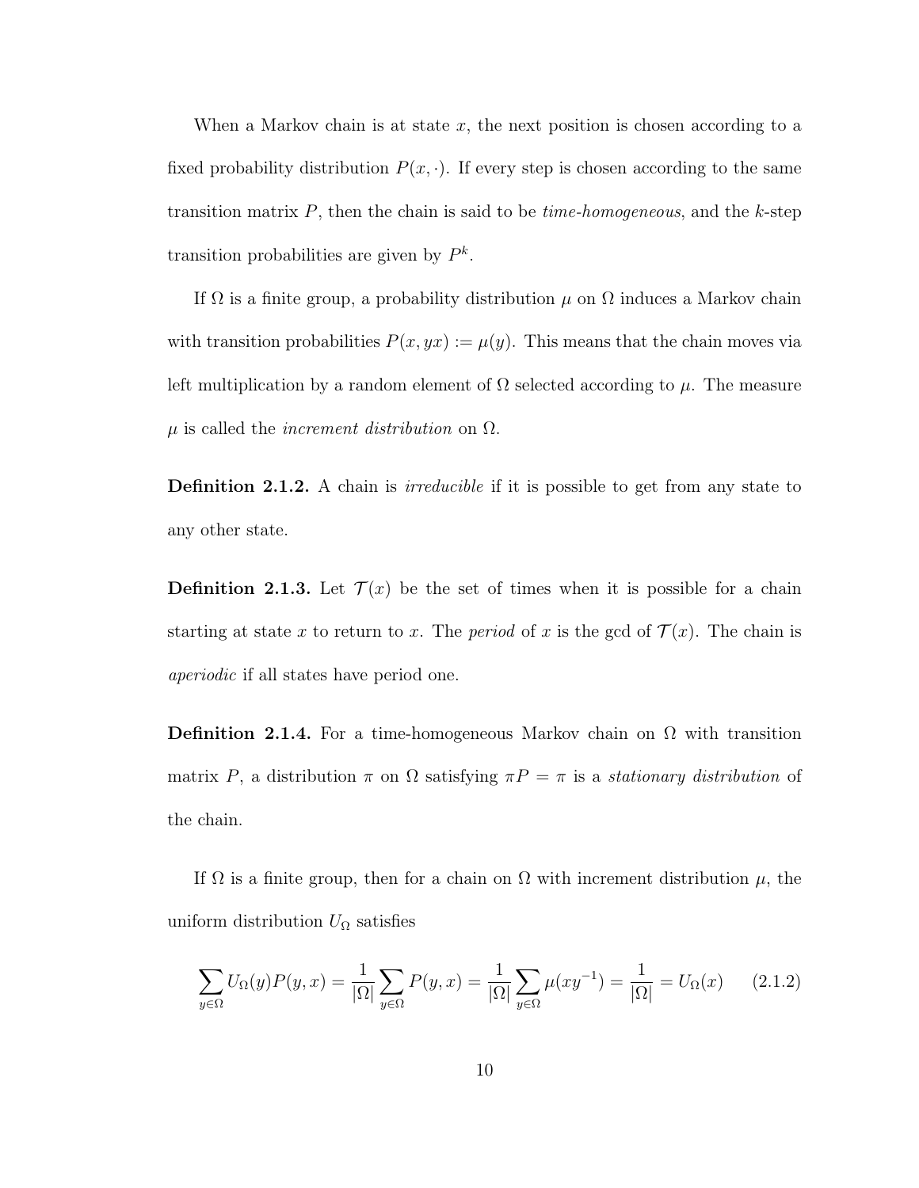When a Markov chain is at state $x$, the next position is chosen according to a fixed probability distribution $P(x, \cdot)$. If every step is chosen according to the same transition matrix $P$, then the chain is said to be *time-homogeneous*, and the $k$-step transition probabilities are given by $P^k$.

If $\Omega$ is a finite group, a probability distribution $\mu$ on $\Omega$ induces a Markov chain with transition probabilities $P(x, yx) := \mu(y)$. This means that the chain moves via left multiplication by a random element of $\Omega$ selected according to $\mu$. The measure $\mu$ is called the *increment distribution* on $\Omega$.

**Definition 2.1.2.** A chain is *irreducible* if it is possible to get from any state to any other state.

**Definition 2.1.3.** Let $\mathcal{T}(x)$ be the set of times when it is possible for a chain starting at state $x$ to return to $x$. The *period* of $x$ is the gcd of $\mathcal{T}(x)$. The chain is *aperiodic* if all states have period one.

**Definition 2.1.4.** For a time-homogeneous Markov chain on $\Omega$ with transition matrix $P$, a distribution $\pi$ on $\Omega$ satisfying $\pi P = \pi$ is a *stationary distribution* of the chain.

If $\Omega$ is a finite group, then for a chain on $\Omega$ with increment distribution $\mu$, the uniform distribution $U_\Omega$ satisfies

$$\sum_{y \in \Omega} U_\Omega(y) P(y, x) = \frac{1}{|\Omega|} \sum_{y \in \Omega} P(y, x) = \frac{1}{|\Omega|} \sum_{y \in \Omega} \mu(xy^{-1}) = \frac{1}{|\Omega|} = U_\Omega(x) \qquad (2.1.2)$$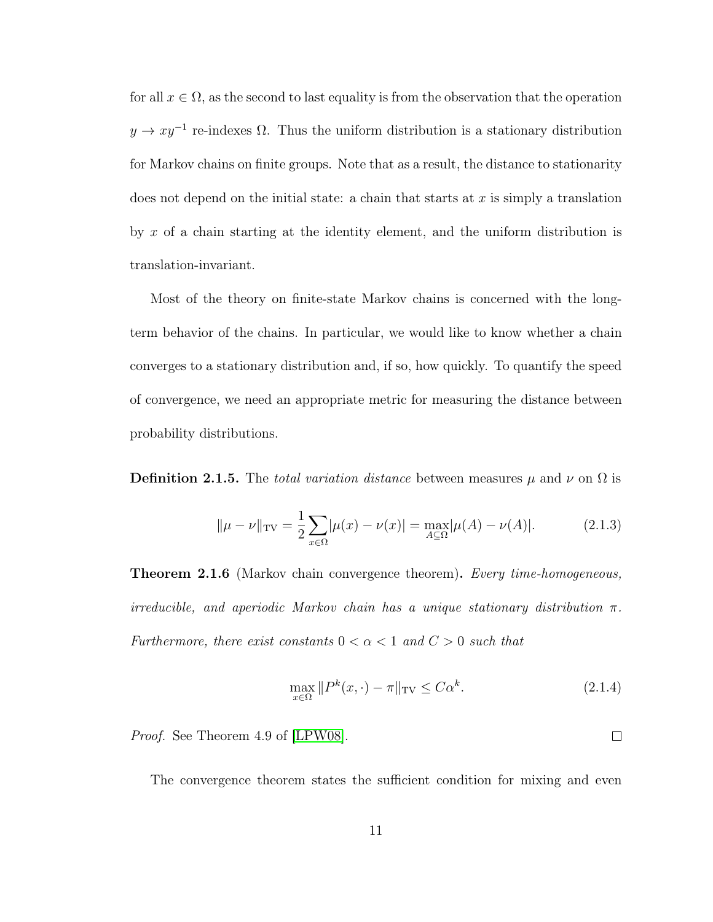for all $x \in \Omega$, as the second to last equality is from the observation that the operation $y \to xy^{-1}$ re-indexes $\Omega$. Thus the uniform distribution is a stationary distribution for Markov chains on finite groups. Note that as a result, the distance to stationarity does not depend on the initial state: a chain that starts at $x$ is simply a translation by $x$ of a chain starting at the identity element, and the uniform distribution is translation-invariant.

Most of the theory on finite-state Markov chains is concerned with the long-term behavior of the chains. In particular, we would like to know whether a chain converges to a stationary distribution and, if so, how quickly. To quantify the speed of convergence, we need an appropriate metric for measuring the distance between probability distributions.

**Definition 2.1.5.** The *total variation distance* between measures $\mu$ and $\nu$ on $\Omega$ is

$$\|\mu - \nu\|_{\mathrm{TV}} = \frac{1}{2}\sum_{x\in\Omega}|\mu(x) - \nu(x)| = \max_{A\subseteq\Omega}|\mu(A) - \nu(A)|. \tag{2.1.3}$$

**Theorem 2.1.6** (Markov chain convergence theorem)**.** *Every time-homogeneous, irreducible, and aperiodic Markov chain has a unique stationary distribution $\pi$. Furthermore, there exist constants $0 < \alpha < 1$ and $C > 0$ such that*

$$\max_{x\in\Omega}\|P^k(x,\cdot) - \pi\|_{\mathrm{TV}} \le C\alpha^k. \tag{2.1.4}$$

*Proof.* See Theorem 4.9 of [LPW08]. □

The convergence theorem states the sufficient condition for mixing and even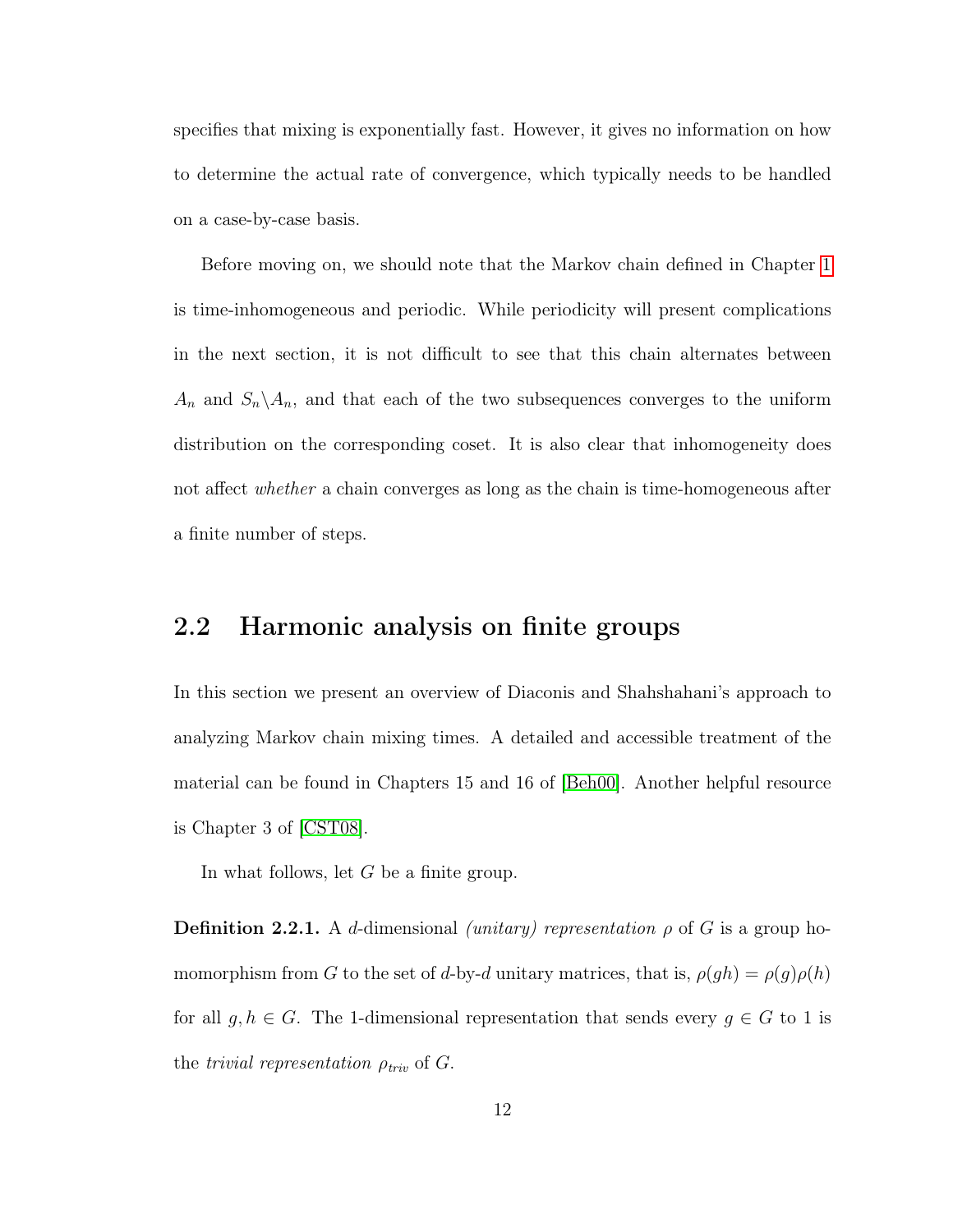specifies that mixing is exponentially fast. However, it gives no information on how to determine the actual rate of convergence, which typically needs to be handled on a case-by-case basis.

Before moving on, we should note that the Markov chain defined in Chapter 1 is time-inhomogeneous and periodic. While periodicity will present complications in the next section, it is not difficult to see that this chain alternates between $A_n$ and $S_n \backslash A_n$, and that each of the two subsequences converges to the uniform distribution on the corresponding coset. It is also clear that inhomogeneity does not affect *whether* a chain converges as long as the chain is time-homogeneous after a finite number of steps.

## 2.2 Harmonic analysis on finite groups

In this section we present an overview of Diaconis and Shahshahani's approach to analyzing Markov chain mixing times. A detailed and accessible treatment of the material can be found in Chapters 15 and 16 of [Beh00]. Another helpful resource is Chapter 3 of [CST08].

In what follows, let $G$ be a finite group.

**Definition 2.2.1.** A $d$-dimensional *(unitary) representation* $\rho$ of $G$ is a group homomorphism from $G$ to the set of $d$-by-$d$ unitary matrices, that is, $\rho(gh) = \rho(g)\rho(h)$ for all $g, h \in G$. The 1-dimensional representation that sends every $g \in G$ to 1 is the *trivial representation* $\rho_{triv}$ of $G$.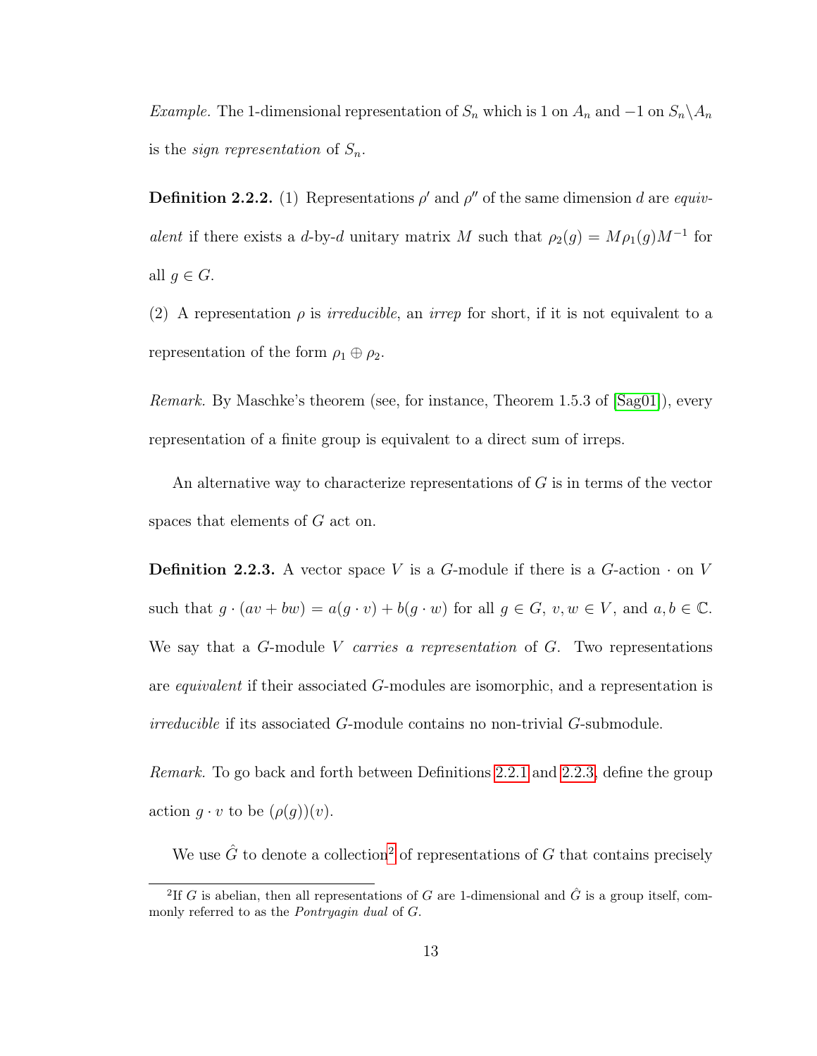*Example.* The 1-dimensional representation of $S_n$ which is 1 on $A_n$ and $-1$ on $S_n \backslash A_n$ is the *sign representation* of $S_n$.

**Definition 2.2.2.** (1) Representations $\rho'$ and $\rho''$ of the same dimension $d$ are *equivalent* if there exists a $d$-by-$d$ unitary matrix $M$ such that $\rho_2(g) = M\rho_1(g)M^{-1}$ for all $g \in G$.

(2) A representation $\rho$ is *irreducible*, an *irrep* for short, if it is not equivalent to a representation of the form $\rho_1 \oplus \rho_2$.

*Remark.* By Maschke's theorem (see, for instance, Theorem 1.5.3 of [Sag01]), every representation of a finite group is equivalent to a direct sum of irreps.

An alternative way to characterize representations of $G$ is in terms of the vector spaces that elements of $G$ act on.

**Definition 2.2.3.** A vector space $V$ is a $G$-module if there is a $G$-action $\cdot$ on $V$ such that $g \cdot (av + bw) = a(g \cdot v) + b(g \cdot w)$ for all $g \in G$, $v, w \in V$, and $a, b \in \mathbb{C}$. We say that a $G$-module $V$ *carries a representation* of $G$. Two representations are *equivalent* if their associated $G$-modules are isomorphic, and a representation is *irreducible* if its associated $G$-module contains no non-trivial $G$-submodule.

*Remark.* To go back and forth between Definitions 2.2.1 and 2.2.3, define the group action $g \cdot v$ to be $(\rho(g))(v)$.

We use $\hat{G}$ to denote a collection[2] of representations of $G$ that contains precisely

[2] If $G$ is abelian, then all representations of $G$ are 1-dimensional and $\hat{G}$ is a group itself, commonly referred to as the *Pontryagin dual* of $G$.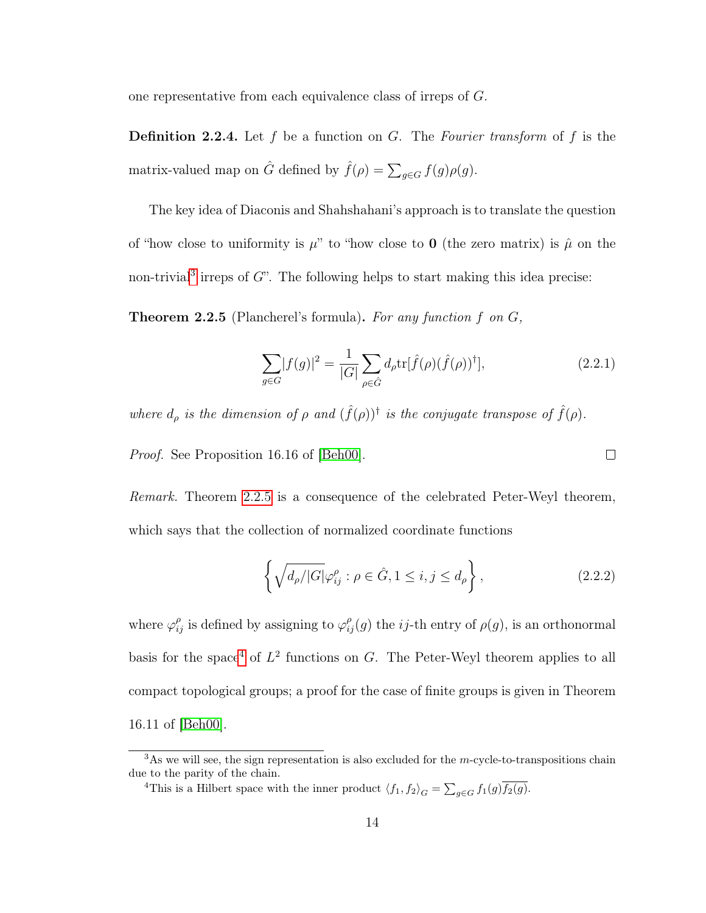one representative from each equivalence class of irreps of $G$.

**Definition 2.2.4.** Let $f$ be a function on $G$. The *Fourier transform* of $f$ is the matrix-valued map on $\hat{G}$ defined by $\hat{f}(\rho) = \sum_{g \in G} f(g)\rho(g)$.

The key idea of Diaconis and Shahshahani's approach is to translate the question of "how close to uniformity is $\mu$" to "how close to $\mathbf{0}$ (the zero matrix) is $\hat{\mu}$ on the non-trivial[3] irreps of $G$". The following helps to start making this idea precise:

**Theorem 2.2.5** (Plancherel's formula)**.** *For any function $f$ on $G$,*

$$\sum_{g \in G} |f(g)|^2 = \frac{1}{|G|} \sum_{\rho \in \hat{G}} d_\rho \mathrm{tr}[\hat{f}(\rho)(\hat{f}(\rho))^\dagger], \tag{2.2.1}$$

*where $d_\rho$ is the dimension of $\rho$ and $(\hat{f}(\rho))^\dagger$ is the conjugate transpose of $\hat{f}(\rho)$.*

*Proof.* See Proposition 16.16 of [Beh00]. □

*Remark.* Theorem 2.2.5 is a consequence of the celebrated Peter-Weyl theorem, which says that the collection of normalized coordinate functions

$$\left\{ \sqrt{d_\rho/|G|}\varphi_{ij}^\rho : \rho \in \hat{G}, 1 \le i, j \le d_\rho \right\}, \tag{2.2.2}$$

where $\varphi_{ij}^\rho$ is defined by assigning to $\varphi_{ij}^\rho(g)$ the $ij$-th entry of $\rho(g)$, is an orthonormal basis for the space[4] of $L^2$ functions on $G$. The Peter-Weyl theorem applies to all compact topological groups; a proof for the case of finite groups is given in Theorem 16.11 of [Beh00].

[3] As we will see, the sign representation is also excluded for the $m$-cycle-to-transpositions chain due to the parity of the chain.

[4] This is a Hilbert space with the inner product $\langle f_1, f_2 \rangle_G = \sum_{g \in G} f_1(g)\overline{f_2(g)}$.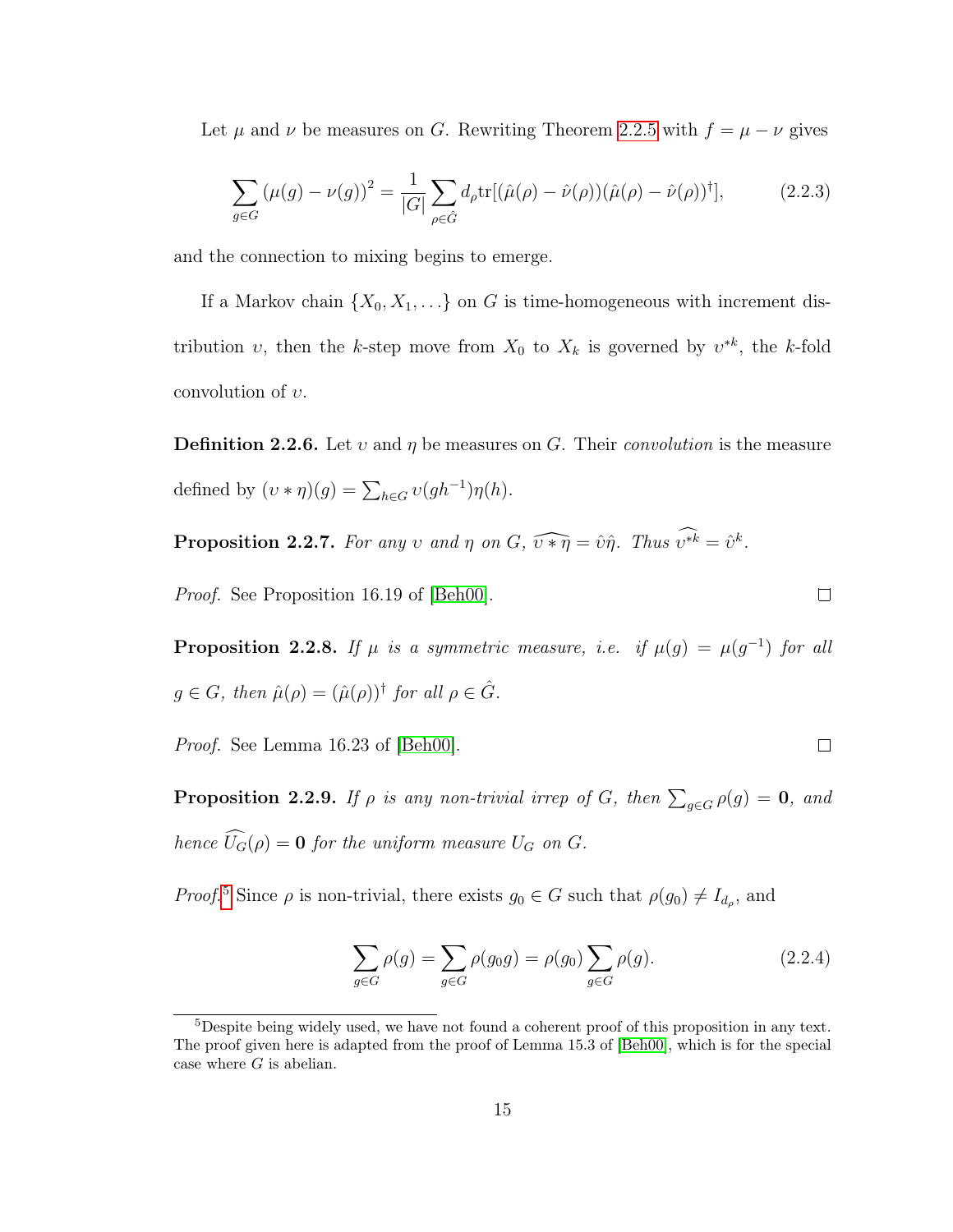Let $\mu$ and $\nu$ be measures on $G$. Rewriting Theorem 2.2.5 with $f = \mu - \nu$ gives

$$\sum_{g \in G} (\mu(g) - \nu(g))^2 = \frac{1}{|G|} \sum_{\rho \in \hat{G}} d_\rho \text{tr}[(\hat{\mu}(\rho) - \hat{\nu}(\rho))(\hat{\mu}(\rho) - \hat{\nu}(\rho))^\dagger], \tag{2.2.3}$$

and the connection to mixing begins to emerge.

If a Markov chain $\{X_0, X_1, \ldots\}$ on $G$ is time-homogeneous with increment distribution $\upsilon$, then the $k$-step move from $X_0$ to $X_k$ is governed by $\upsilon^{*k}$, the $k$-fold convolution of $\upsilon$.

**Definition 2.2.6.** Let $\upsilon$ and $\eta$ be measures on $G$. Their *convolution* is the measure defined by $(\upsilon * \eta)(g) = \sum_{h \in G} \upsilon(gh^{-1})\eta(h)$.

**Proposition 2.2.7.** *For any $\upsilon$ and $\eta$ on $G$, $\widehat{\upsilon * \eta} = \hat{\upsilon}\hat{\eta}$. Thus $\widehat{\upsilon^{*k}} = \hat{\upsilon}^k$.*

*Proof.* See Proposition 16.19 of [Beh00]. □

**Proposition 2.2.8.** *If $\mu$ is a symmetric measure, i.e. if $\mu(g) = \mu(g^{-1})$ for all $g \in G$, then $\hat{\mu}(\rho) = (\hat{\mu}(\rho))^\dagger$ for all $\rho \in \hat{G}$.*

*Proof.* See Lemma 16.23 of [Beh00]. □

**Proposition 2.2.9.** *If $\rho$ is any non-trivial irrep of $G$, then $\sum_{g \in G} \rho(g) = \mathbf{0}$, and hence $\widehat{U_G}(\rho) = \mathbf{0}$ for the uniform measure $U_G$ on $G$.*

*Proof.*[5] Since $\rho$ is non-trivial, there exists $g_0 \in G$ such that $\rho(g_0) \neq I_{d_\rho}$, and

$$\sum_{g \in G} \rho(g) = \sum_{g \in G} \rho(g_0 g) = \rho(g_0) \sum_{g \in G} \rho(g). \tag{2.2.4}$$

[5] Despite being widely used, we have not found a coherent proof of this proposition in any text. The proof given here is adapted from the proof of Lemma 15.3 of [Beh00], which is for the special case where $G$ is abelian.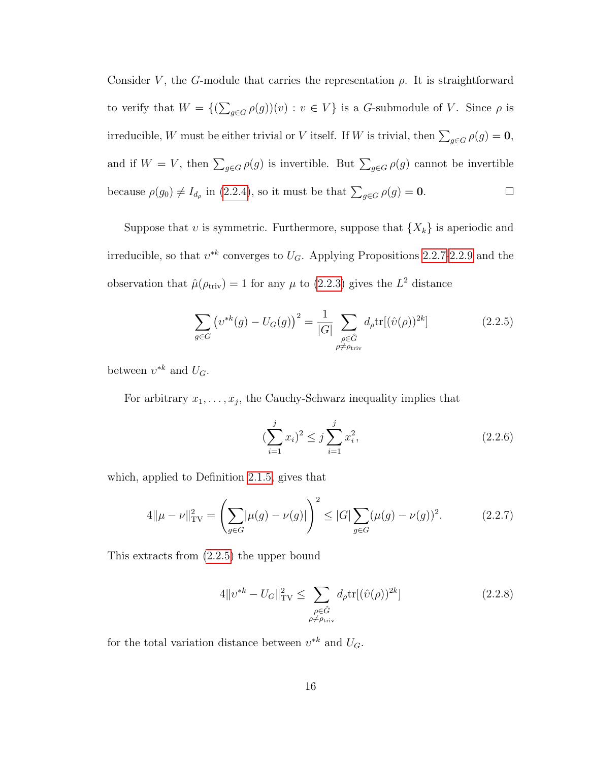Consider $V$, the $G$-module that carries the representation $\rho$. It is straightforward to verify that $W = \{(\sum_{g \in G} \rho(g))(v) : v \in V\}$ is a $G$-submodule of $V$. Since $\rho$ is irreducible, $W$ must be either trivial or $V$ itself. If $W$ is trivial, then $\sum_{g \in G} \rho(g) = \mathbf{0}$, and if $W = V$, then $\sum_{g \in G} \rho(g)$ is invertible. But $\sum_{g \in G} \rho(g)$ cannot be invertible because $\rho(g_0) \neq I_{d_\rho}$ in (2.2.4), so it must be that $\sum_{g \in G} \rho(g) = \mathbf{0}$. $\square$

Suppose that $\upsilon$ is symmetric. Furthermore, suppose that $\{X_k\}$ is aperiodic and irreducible, so that $\upsilon^{*k}$ converges to $U_G$. Applying Propositions 2.2.7-2.2.9 and the observation that $\hat{\mu}(\rho_{\text{triv}}) = 1$ for any $\mu$ to (2.2.3) gives the $L^2$ distance

$$\sum_{g \in G} \left(\upsilon^{*k}(g) - U_G(g)\right)^2 = \frac{1}{|G|} \sum_{\substack{\rho \in \hat{G} \\ \rho \neq \rho_{\text{triv}}}} d_\rho \text{tr}[(\hat{\upsilon}(\rho))^{2k}] \tag{2.2.5}$$

between $\upsilon^{*k}$ and $U_G$.

For arbitrary $x_1, \ldots, x_j$, the Cauchy-Schwarz inequality implies that

$$(\sum_{i=1}^{j} x_i)^2 \leq j \sum_{i=1}^{j} x_i^2, \tag{2.2.6}$$

which, applied to Definition 2.1.5, gives that

$$4\|\mu - \nu\|_{\text{TV}}^2 = \left(\sum_{g \in G} |\mu(g) - \nu(g)|\right)^2 \leq |G| \sum_{g \in G} (\mu(g) - \nu(g))^2. \tag{2.2.7}$$

This extracts from (2.2.5) the upper bound

$$4\|\upsilon^{*k} - U_G\|_{\text{TV}}^2 \leq \sum_{\substack{\rho \in \hat{G} \\ \rho \neq \rho_{\text{triv}}}} d_\rho \text{tr}[(\hat{\upsilon}(\rho))^{2k}] \tag{2.2.8}$$

for the total variation distance between $\upsilon^{*k}$ and $U_G$.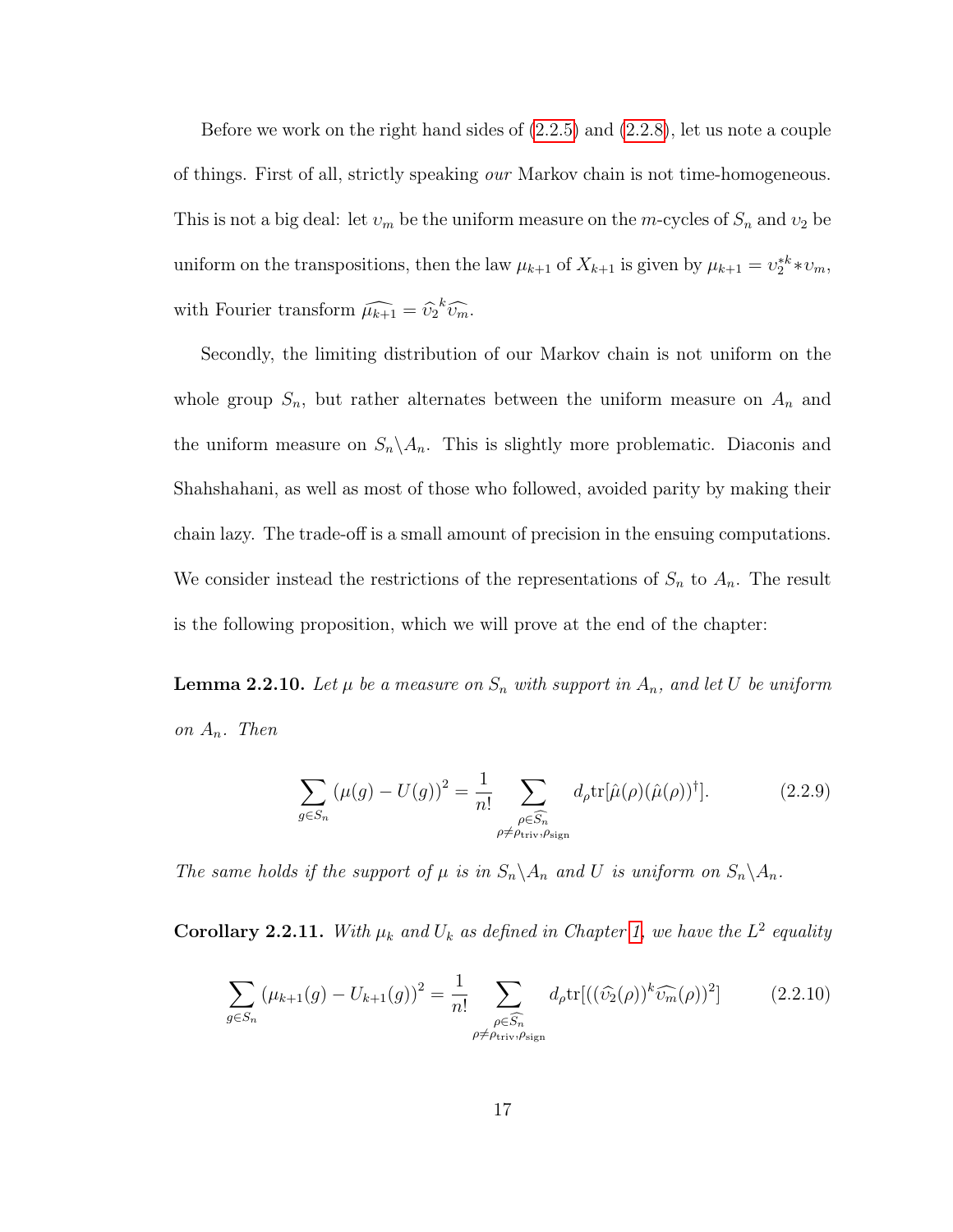Before we work on the right hand sides of (2.2.5) and (2.2.8), let us note a couple of things. First of all, strictly speaking *our* Markov chain is not time-homogeneous. This is not a big deal: let $\upsilon_m$ be the uniform measure on the $m$-cycles of $S_n$ and $\upsilon_2$ be uniform on the transpositions, then the law $\mu_{k+1}$ of $X_{k+1}$ is given by $\mu_{k+1} = \upsilon_2^{*k} * \upsilon_m$, with Fourier transform $\widehat{\mu_{k+1}} = \widehat{\upsilon_2}^k \widehat{\upsilon_m}$.

Secondly, the limiting distribution of our Markov chain is not uniform on the whole group $S_n$, but rather alternates between the uniform measure on $A_n$ and the uniform measure on $S_n \backslash A_n$. This is slightly more problematic. Diaconis and Shahshahani, as well as most of those who followed, avoided parity by making their chain lazy. The trade-off is a small amount of precision in the ensuing computations. We consider instead the restrictions of the representations of $S_n$ to $A_n$. The result is the following proposition, which we will prove at the end of the chapter:

**Lemma 2.2.10.** *Let $\mu$ be a measure on $S_n$ with support in $A_n$, and let $U$ be uniform on $A_n$. Then*

$$\sum_{g \in S_n} (\mu(g) - U(g))^2 = \frac{1}{n!} \sum_{\substack{\rho \in \widehat{S_n} \\ \rho \neq \rho_{\text{triv}}, \rho_{\text{sign}}}} d_\rho \text{tr}[\hat{\mu}(\rho)(\hat{\mu}(\rho))^\dagger]. \tag{2.2.9}$$

*The same holds if the support of $\mu$ is in $S_n \backslash A_n$ and $U$ is uniform on $S_n \backslash A_n$.*

**Corollary 2.2.11.** *With $\mu_k$ and $U_k$ as defined in Chapter 1, we have the $L^2$ equality*

$$\sum_{g \in S_n} (\mu_{k+1}(g) - U_{k+1}(g))^2 = \frac{1}{n!} \sum_{\substack{\rho \in \widehat{S_n} \\ \rho \neq \rho_{\text{triv}}, \rho_{\text{sign}}}} d_\rho \text{tr}[((\widehat{\upsilon_2}(\rho))^k \widehat{\upsilon_m}(\rho))^2] \tag{2.2.10}$$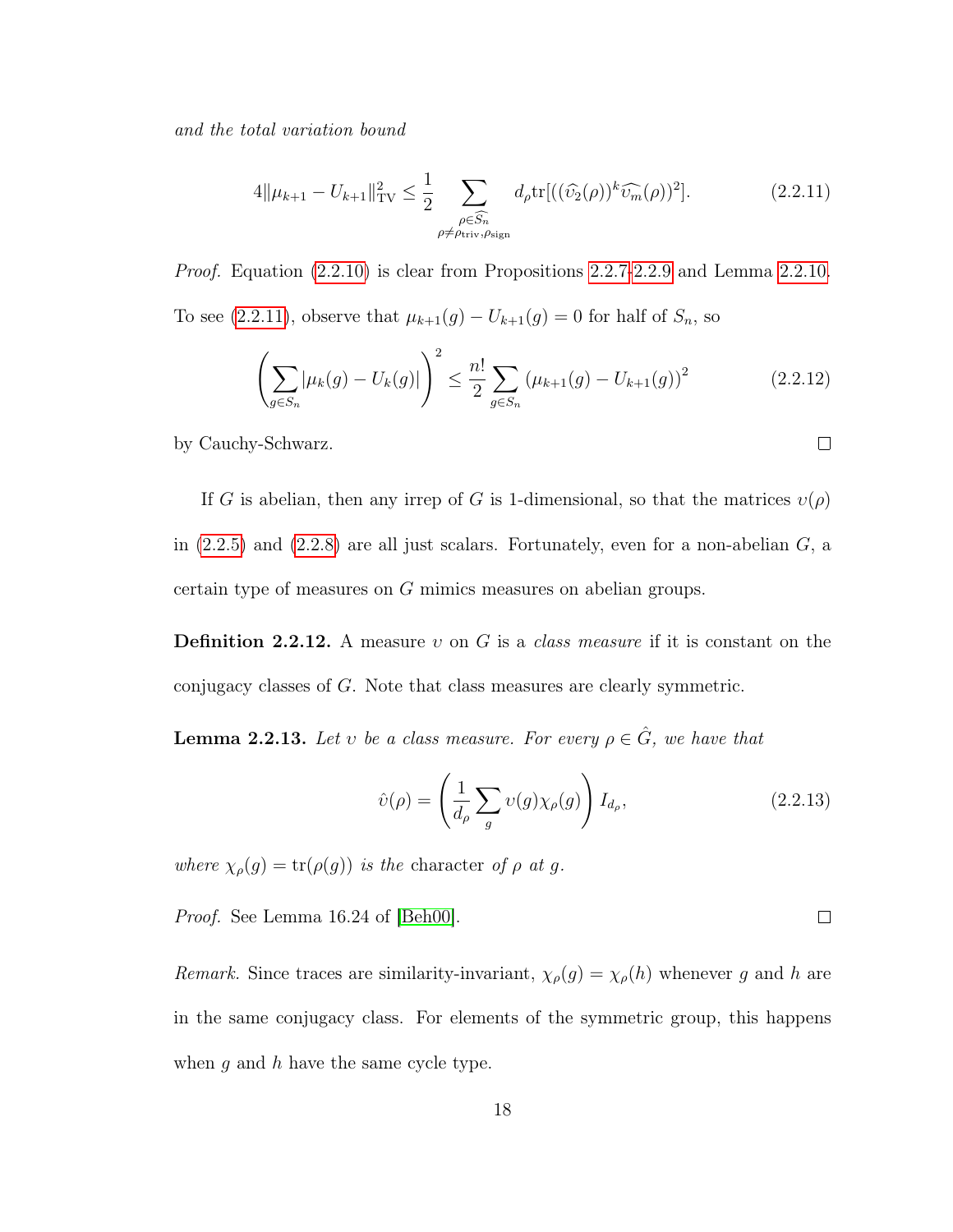*and the total variation bound*

$$4\|\mu_{k+1} - U_{k+1}\|_{\mathrm{TV}}^2 \leq \frac{1}{2} \sum_{\substack{\rho \in \widehat{S_n} \\ \rho \neq \rho_{\mathrm{triv}}, \rho_{\mathrm{sign}}}} d_\rho \mathrm{tr}[((\widehat{\upsilon}_2(\rho))^k \widehat{\upsilon_m}(\rho))^2]. \tag{2.2.11}$$

*Proof.* Equation (2.2.10) is clear from Propositions 2.2.7-2.2.9 and Lemma 2.2.10. To see (2.2.11), observe that $\mu_{k+1}(g) - U_{k+1}(g) = 0$ for half of $S_n$, so

$$\left( \sum_{g \in S_n} |\mu_k(g) - U_k(g)| \right)^2 \leq \frac{n!}{2} \sum_{g \in S_n} (\mu_{k+1}(g) - U_{k+1}(g))^2 \tag{2.2.12}$$

by Cauchy-Schwarz. $\square$

If $G$ is abelian, then any irrep of $G$ is 1-dimensional, so that the matrices $\upsilon(\rho)$ in (2.2.5) and (2.2.8) are all just scalars. Fortunately, even for a non-abelian $G$, a certain type of measures on $G$ mimics measures on abelian groups.

**Definition 2.2.12.** A measure $\upsilon$ on $G$ is a *class measure* if it is constant on the conjugacy classes of $G$. Note that class measures are clearly symmetric.

**Lemma 2.2.13.** *Let $\upsilon$ be a class measure. For every $\rho \in \hat{G}$, we have that*

$$\hat{\upsilon}(\rho) = \left( \frac{1}{d_\rho} \sum_g \upsilon(g) \chi_\rho(g) \right) I_{d_\rho}, \tag{2.2.13}$$

*where $\chi_\rho(g) = \mathrm{tr}(\rho(g))$ is the* character *of $\rho$ at $g$.*

*Proof.* See Lemma 16.24 of [Beh00]. $\square$

*Remark.* Since traces are similarity-invariant, $\chi_\rho(g) = \chi_\rho(h)$ whenever $g$ and $h$ are in the same conjugacy class. For elements of the symmetric group, this happens when $g$ and $h$ have the same cycle type.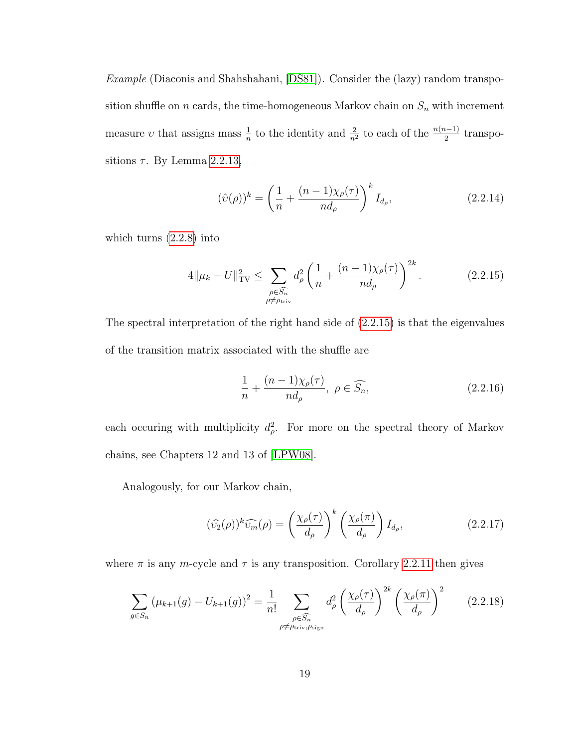*Example* (Diaconis and Shahshahani, [DS81]). Consider the (lazy) random transposition shuffle on $n$ cards, the time-homogeneous Markov chain on $S_n$ with increment measure $\upsilon$ that assigns mass $\frac{1}{n}$ to the identity and $\frac{2}{n^2}$ to each of the $\frac{n(n-1)}{2}$ transpositions $\tau$. By Lemma 2.2.13,

$$(\hat{\upsilon}(\rho))^k = \left(\frac{1}{n} + \frac{(n-1)\chi_\rho(\tau)}{nd_\rho}\right)^k I_{d_\rho}, \tag{2.2.14}$$

which turns (2.2.8) into

$$4\|\mu_k - U\|_{\mathrm{TV}}^2 \leq \sum_{\substack{\rho \in \widehat{S_n} \\ \rho \neq \rho_{\mathrm{triv}}}} d_\rho^2 \left(\frac{1}{n} + \frac{(n-1)\chi_\rho(\tau)}{nd_\rho}\right)^{2k}. \tag{2.2.15}$$

The spectral interpretation of the right hand side of (2.2.15) is that the eigenvalues of the transition matrix associated with the shuffle are

$$\frac{1}{n} + \frac{(n-1)\chi_\rho(\tau)}{nd_\rho},\ \rho \in \widehat{S_n}, \tag{2.2.16}$$

each occuring with multiplicity $d_\rho^2$. For more on the spectral theory of Markov chains, see Chapters 12 and 13 of [LPW08].

Analogously, for our Markov chain,

$$(\widehat{\upsilon_2}(\rho))^k \widehat{\upsilon_m}(\rho) = \left(\frac{\chi_\rho(\tau)}{d_\rho}\right)^k \left(\frac{\chi_\rho(\pi)}{d_\rho}\right) I_{d_\rho}, \tag{2.2.17}$$

where $\pi$ is any $m$-cycle and $\tau$ is any transposition. Corollary 2.2.11 then gives

$$\sum_{g \in S_n} (\mu_{k+1}(g) - U_{k+1}(g))^2 = \frac{1}{n!} \sum_{\substack{\rho \in \widehat{S_n} \\ \rho \neq \rho_{\mathrm{triv}}, \rho_{\mathrm{sign}}}} d_\rho^2 \left(\frac{\chi_\rho(\tau)}{d_\rho}\right)^{2k} \left(\frac{\chi_\rho(\pi)}{d_\rho}\right)^2 \tag{2.2.18}$$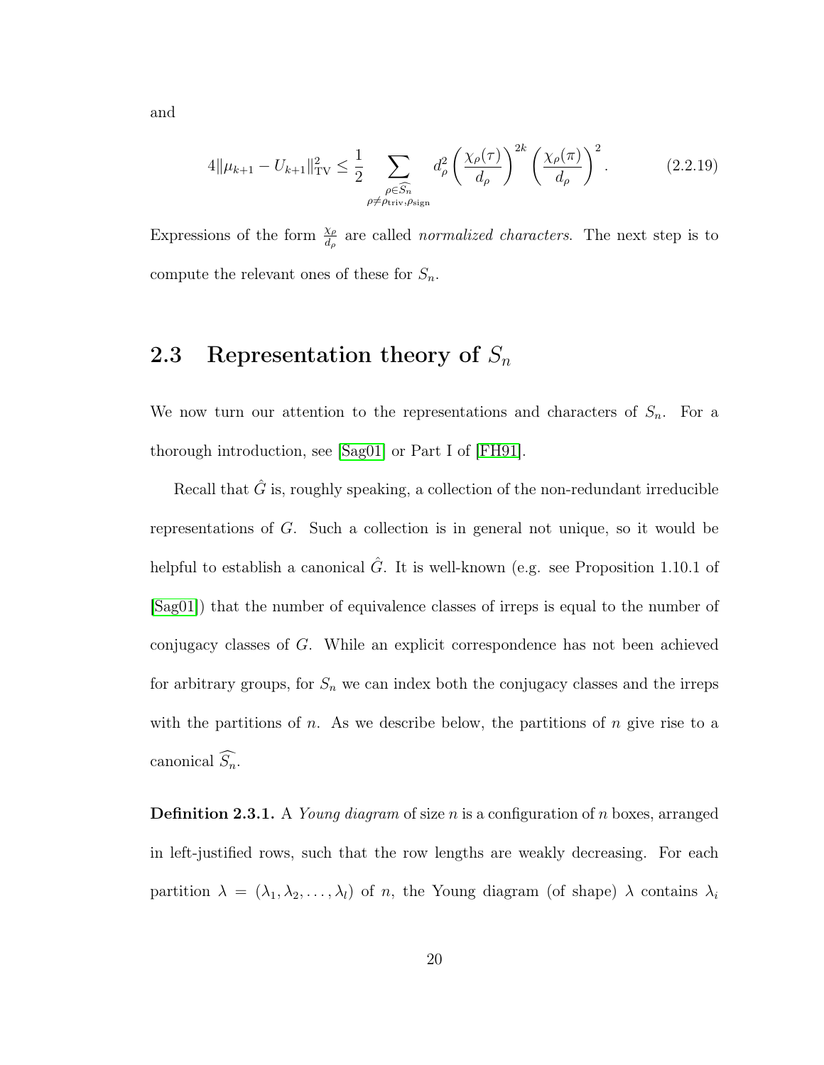and

$$4\|\mu_{k+1} - U_{k+1}\|_{\mathrm{TV}}^2 \leq \frac{1}{2} \sum_{\substack{\rho \in \widehat{S_n} \\ \rho \neq \rho_{\mathrm{triv}}, \rho_{\mathrm{sign}}}} d_\rho^2 \left( \frac{\chi_\rho(\tau)}{d_\rho} \right)^{2k} \left( \frac{\chi_\rho(\pi)}{d_\rho} \right)^2. \tag{2.2.19}$$

Expressions of the form $\frac{\chi_\rho}{d_\rho}$ are called *normalized characters*. The next step is to compute the relevant ones of these for $S_n$.

## 2.3 Representation theory of $S_n$

We now turn our attention to the representations and characters of $S_n$. For a thorough introduction, see [Sag01] or Part I of [FH91].

Recall that $\hat{G}$ is, roughly speaking, a collection of the non-redundant irreducible representations of $G$. Such a collection is in general not unique, so it would be helpful to establish a canonical $\hat{G}$. It is well-known (e.g. see Proposition 1.10.1 of [Sag01]) that the number of equivalence classes of irreps is equal to the number of conjugacy classes of $G$. While an explicit correspondence has not been achieved for arbitrary groups, for $S_n$ we can index both the conjugacy classes and the irreps with the partitions of $n$. As we describe below, the partitions of $n$ give rise to a canonical $\widehat{S_n}$.

**Definition 2.3.1.** A *Young diagram* of size $n$ is a configuration of $n$ boxes, arranged in left-justified rows, such that the row lengths are weakly decreasing. For each partition $\lambda = (\lambda_1, \lambda_2, \ldots, \lambda_l)$ of $n$, the Young diagram (of shape) $\lambda$ contains $\lambda_i$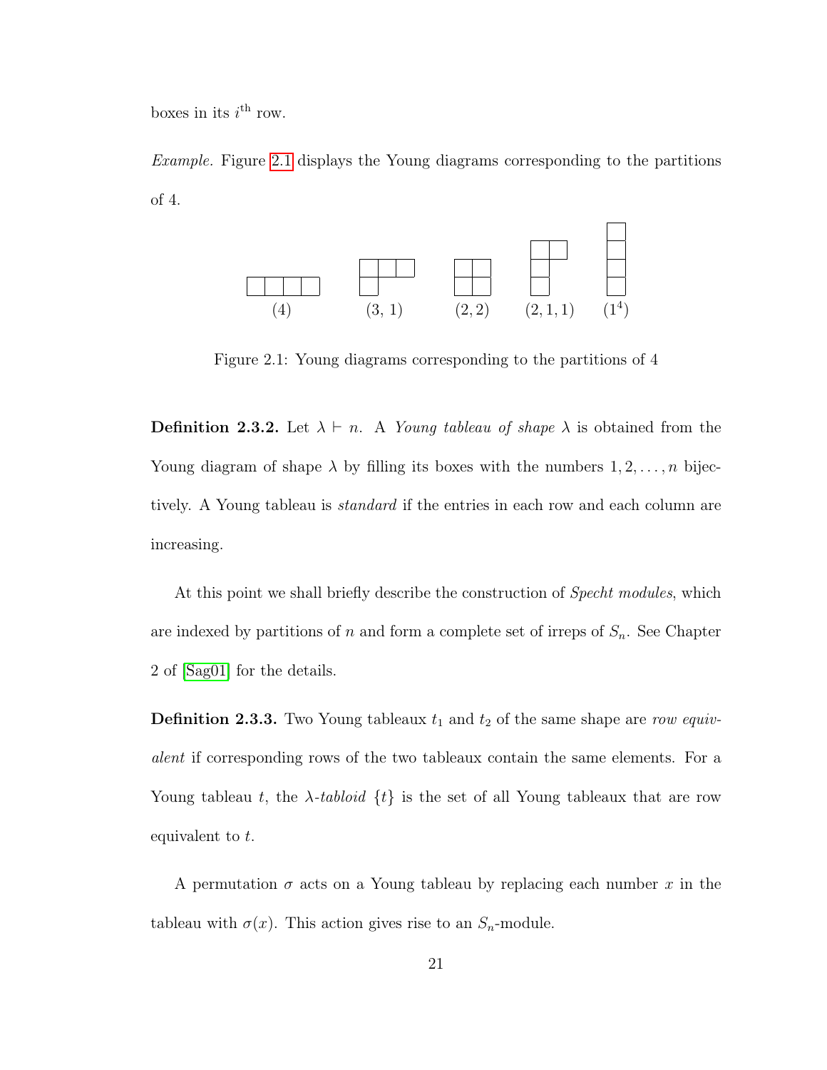boxes in its $i^{\text{th}}$ row.

*Example.* Figure 2.1 displays the Young diagrams corresponding to the partitions of 4.

$(4)$ $\quad$ $(3, 1)$ $\quad$ $(2, 2)$ $\quad$ $(2, 1, 1)$ $\quad$ $(1^4)$

Figure 2.1: Young diagrams corresponding to the partitions of 4

**Definition 2.3.2.** Let $\lambda \vdash n$. A *Young tableau of shape* $\lambda$ is obtained from the Young diagram of shape $\lambda$ by filling its boxes with the numbers $1, 2, \ldots, n$ bijectively. A Young tableau is *standard* if the entries in each row and each column are increasing.

At this point we shall briefly describe the construction of *Specht modules*, which are indexed by partitions of $n$ and form a complete set of irreps of $S_n$. See Chapter 2 of [Sag01] for the details.

**Definition 2.3.3.** Two Young tableaux $t_1$ and $t_2$ of the same shape are *row equivalent* if corresponding rows of the two tableaux contain the same elements. For a Young tableau $t$, the $\lambda$-*tabloid* $\{t\}$ is the set of all Young tableaux that are row equivalent to $t$.

A permutation $\sigma$ acts on a Young tableau by replacing each number $x$ in the tableau with $\sigma(x)$. This action gives rise to an $S_n$-module.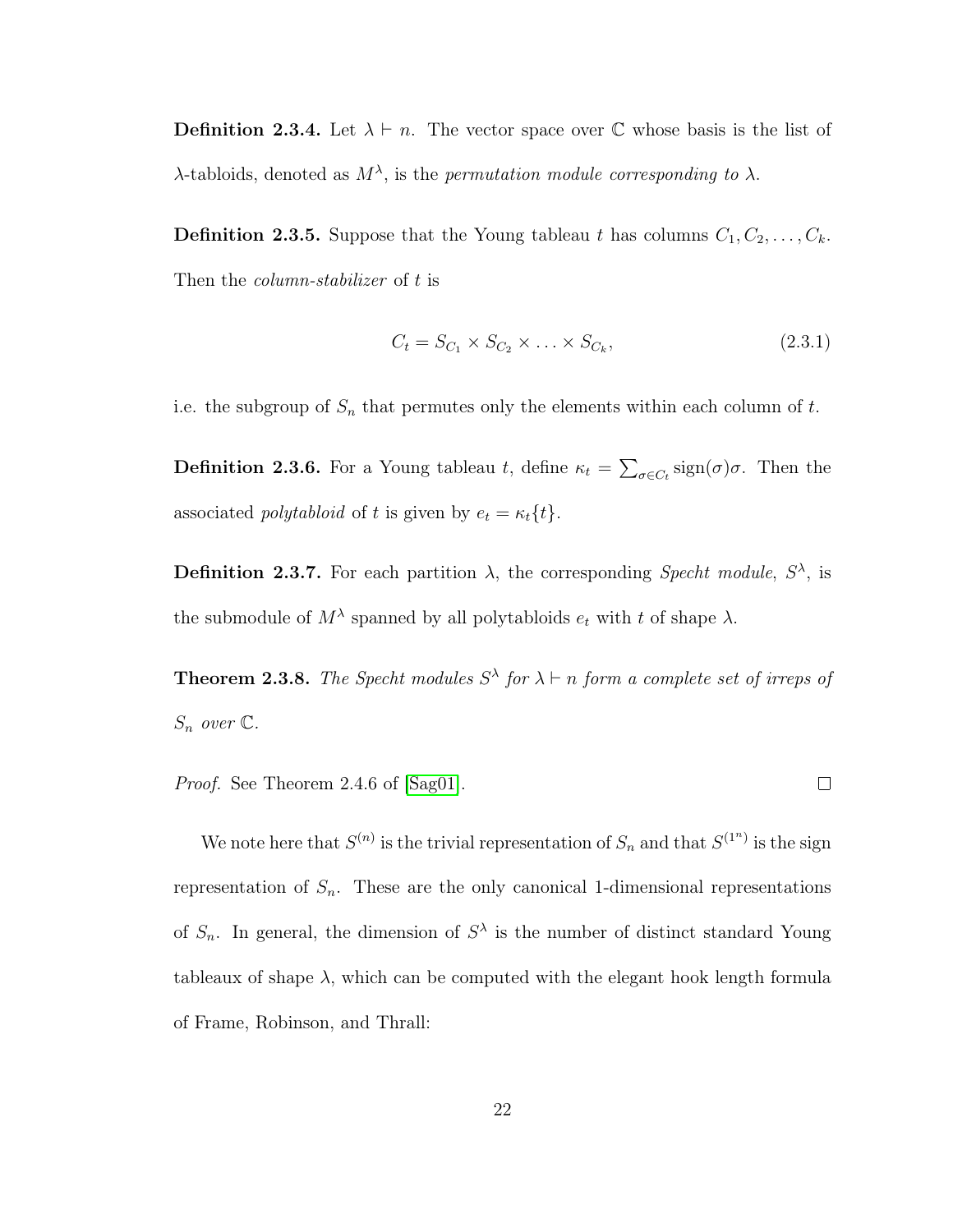**Definition 2.3.4.** Let $\lambda \vdash n$. The vector space over $\mathbb{C}$ whose basis is the list of $\lambda$-tabloids, denoted as $M^\lambda$, is the *permutation module corresponding to* $\lambda$.

**Definition 2.3.5.** Suppose that the Young tableau $t$ has columns $C_1, C_2, \ldots, C_k$. Then the *column-stabilizer* of $t$ is

$$C_t = S_{C_1} \times S_{C_2} \times \ldots \times S_{C_k}, \tag{2.3.1}$$

i.e. the subgroup of $S_n$ that permutes only the elements within each column of $t$.

**Definition 2.3.6.** For a Young tableau $t$, define $\kappa_t = \sum_{\sigma \in C_t} \operatorname{sign}(\sigma)\sigma$. Then the associated *polytabloid* of $t$ is given by $e_t = \kappa_t\{t\}$.

**Definition 2.3.7.** For each partition $\lambda$, the corresponding *Specht module*, $S^\lambda$, is the submodule of $M^\lambda$ spanned by all polytabloids $e_t$ with $t$ of shape $\lambda$.

**Theorem 2.3.8.** *The Specht modules $S^\lambda$ for $\lambda \vdash n$ form a complete set of irreps of $S_n$ over $\mathbb{C}$.*

*Proof.* See Theorem 2.4.6 of [Sag01]. □

We note here that $S^{(n)}$ is the trivial representation of $S_n$ and that $S^{(1^n)}$ is the sign representation of $S_n$. These are the only canonical 1-dimensional representations of $S_n$. In general, the dimension of $S^\lambda$ is the number of distinct standard Young tableaux of shape $\lambda$, which can be computed with the elegant hook length formula of Frame, Robinson, and Thrall: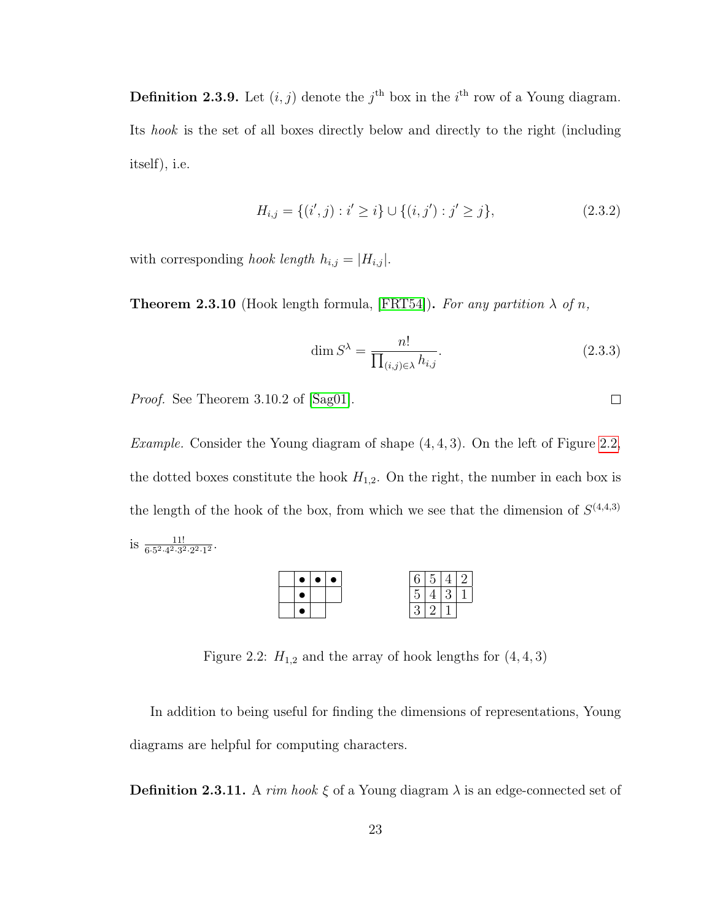**Definition 2.3.9.** Let $(i, j)$ denote the $j^{\text{th}}$ box in the $i^{\text{th}}$ row of a Young diagram. Its *hook* is the set of all boxes directly below and directly to the right (including itself), i.e.

$$H_{i,j} = \{(i', j) : i' \geq i\} \cup \{(i, j') : j' \geq j\}, \tag{2.3.2}$$

with corresponding *hook length* $h_{i,j} = |H_{i,j}|$.

**Theorem 2.3.10** (Hook length formula, [FRT54])**.** *For any partition $\lambda$ of $n$,*

$$\dim S^\lambda = \frac{n!}{\prod_{(i,j)\in\lambda} h_{i,j}}. \tag{2.3.3}$$

*Proof.* See Theorem 3.10.2 of [Sag01]. □

*Example.* Consider the Young diagram of shape $(4, 4, 3)$. On the left of Figure 2.2, the dotted boxes constitute the hook $H_{1,2}$. On the right, the number in each box is the length of the hook of the box, from which we see that the dimension of $S^{(4,4,3)}$ is $\frac{11!}{6 \cdot 5^2 \cdot 4^2 \cdot 3^2 \cdot 2^2 \cdot 1^2}$.

|   | • | • | • |
|---|---|---|---|
|   | • |   |   |
|   | • |   |   |

| 6 | 5 | 4 | 2 |
|---|---|---|---|
| 5 | 4 | 3 | 1 |
| 3 | 2 | 1 |   |

Figure 2.2: $H_{1,2}$ and the array of hook lengths for $(4, 4, 3)$

In addition to being useful for finding the dimensions of representations, Young diagrams are helpful for computing characters.

**Definition 2.3.11.** A *rim hook* $\xi$ of a Young diagram $\lambda$ is an edge-connected set of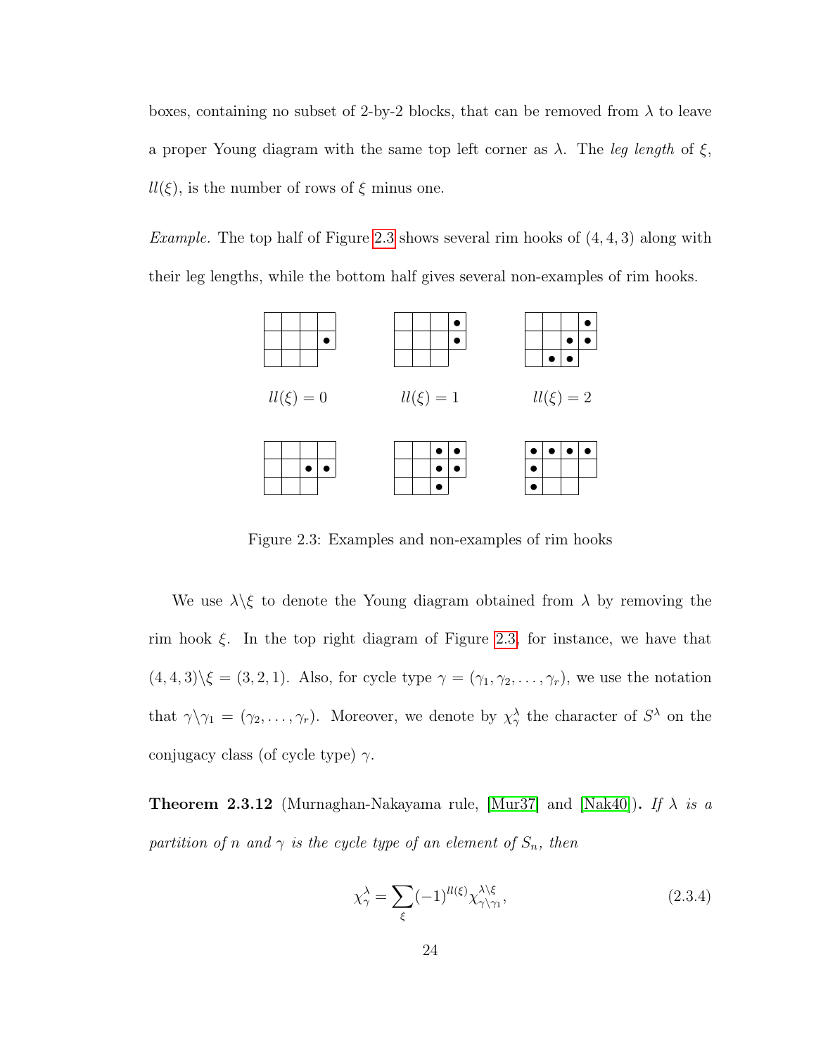boxes, containing no subset of 2-by-2 blocks, that can be removed from $\lambda$ to leave a proper Young diagram with the same top left corner as $\lambda$. The *leg length* of $\xi$, $ll(\xi)$, is the number of rows of $\xi$ minus one.

*Example.* The top half of Figure 2.3 shows several rim hooks of $(4, 4, 3)$ along with their leg lengths, while the bottom half gives several non-examples of rim hooks.

$ll(\xi) = 0$ $\quad$ $ll(\xi) = 1$ $\quad$ $ll(\xi) = 2$

Figure 2.3: Examples and non-examples of rim hooks

We use $\lambda \backslash \xi$ to denote the Young diagram obtained from $\lambda$ by removing the rim hook $\xi$. In the top right diagram of Figure 2.3, for instance, we have that $(4, 4, 3)\backslash\xi = (3, 2, 1)$. Also, for cycle type $\gamma = (\gamma_1, \gamma_2, \ldots, \gamma_r)$, we use the notation that $\gamma\backslash\gamma_1 = (\gamma_2, \ldots, \gamma_r)$. Moreover, we denote by $\chi^\lambda_\gamma$ the character of $S^\lambda$ on the conjugacy class (of cycle type) $\gamma$.

**Theorem 2.3.12** (Murnaghan-Nakayama rule, [Mur37] and [Nak40])**.** *If $\lambda$ is a partition of $n$ and $\gamma$ is the cycle type of an element of $S_n$, then*

$$\chi^\lambda_\gamma = \sum_\xi (-1)^{ll(\xi)} \chi^{\lambda\backslash\xi}_{\gamma\backslash\gamma_1}, \tag{2.3.4}$$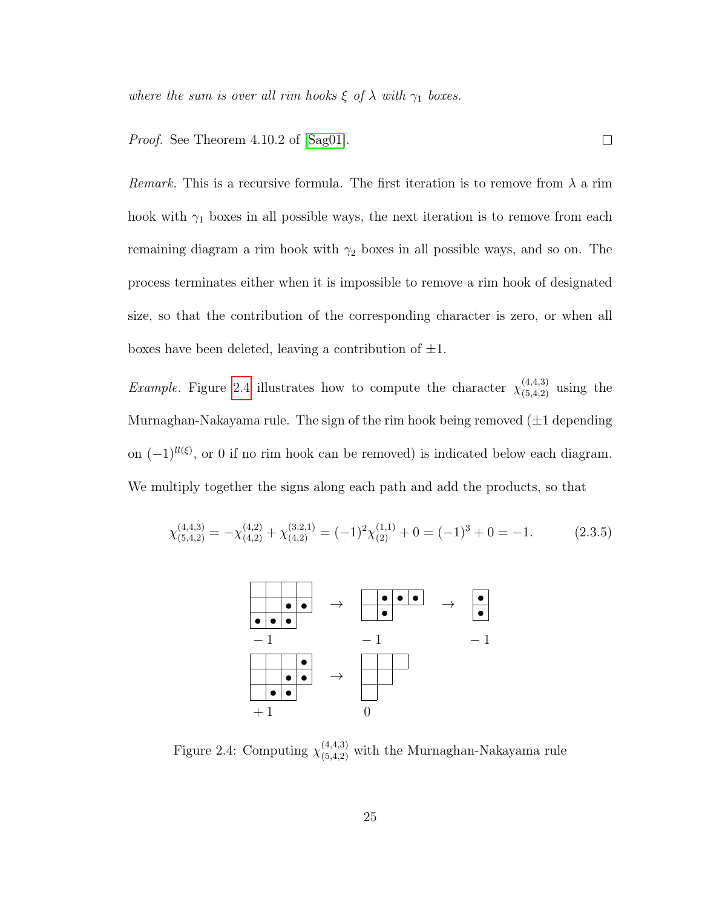*where the sum is over all rim hooks $\xi$ of $\lambda$ with $\gamma_1$ boxes.*

*Proof.* See Theorem 4.10.2 of [Sag01]. □

*Remark.* This is a recursive formula. The first iteration is to remove from $\lambda$ a rim hook with $\gamma_1$ boxes in all possible ways, the next iteration is to remove from each remaining diagram a rim hook with $\gamma_2$ boxes in all possible ways, and so on. The process terminates either when it is impossible to remove a rim hook of designated size, so that the contribution of the corresponding character is zero, or when all boxes have been deleted, leaving a contribution of $\pm 1$.

*Example.* Figure 2.4 illustrates how to compute the character $\chi^{(4,4,3)}_{(5,4,2)}$ using the Murnaghan-Nakayama rule. The sign of the rim hook being removed ($\pm 1$ depending on $(-1)^{ll(\xi)}$, or 0 if no rim hook can be removed) is indicated below each diagram. We multiply together the signs along each path and add the products, so that

$$\chi^{(4,4,3)}_{(5,4,2)} = -\chi^{(4,2)}_{(4,2)} + \chi^{(3,2,1)}_{(4,2)} = (-1)^2\chi^{(1,1)}_{(2)} + 0 = (-1)^3 + 0 = -1. \tag{2.3.5}$$

Figure 2.4: Computing $\chi^{(4,4,3)}_{(5,4,2)}$ with the Murnaghan-Nakayama rule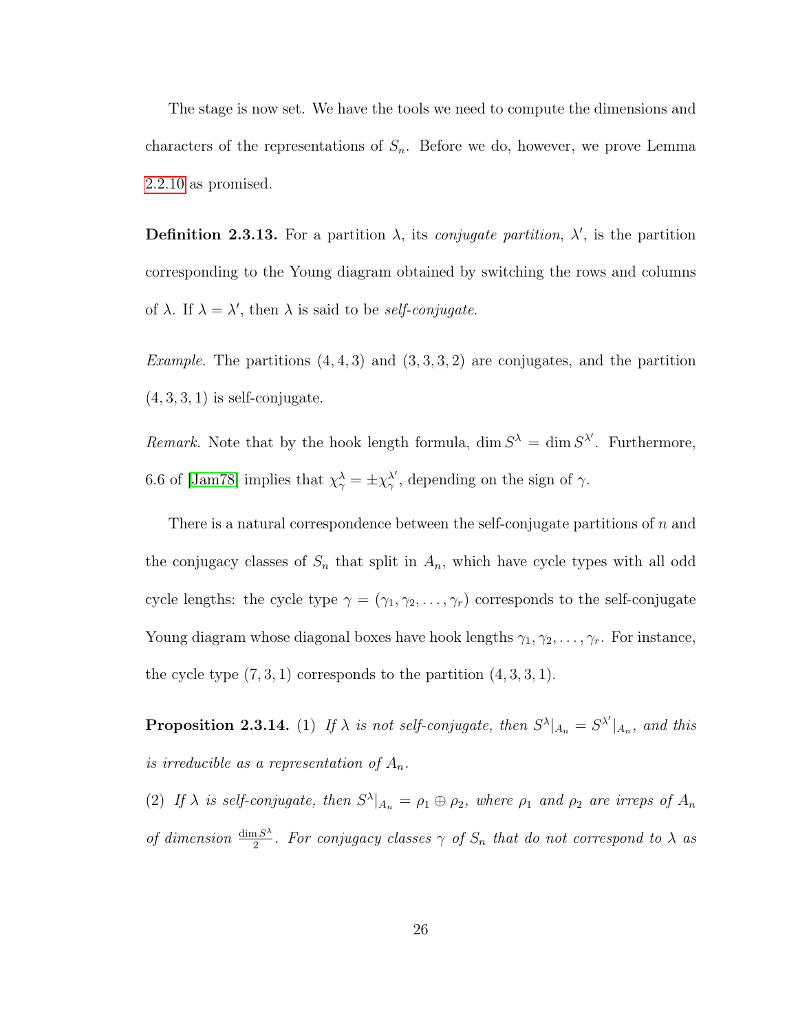The stage is now set. We have the tools we need to compute the dimensions and characters of the representations of $S_n$. Before we do, however, we prove Lemma 2.2.10 as promised.

**Definition 2.3.13.** For a partition $\lambda$, its *conjugate partition*, $\lambda'$, is the partition corresponding to the Young diagram obtained by switching the rows and columns of $\lambda$. If $\lambda = \lambda'$, then $\lambda$ is said to be *self-conjugate*.

*Example.* The partitions $(4, 4, 3)$ and $(3, 3, 3, 2)$ are conjugates, and the partition $(4, 3, 3, 1)$ is self-conjugate.

*Remark.* Note that by the hook length formula, $\dim S^\lambda = \dim S^{\lambda'}$. Furthermore, 6.6 of [Jam78] implies that $\chi^\lambda_\gamma = \pm\chi^{\lambda'}_\gamma$, depending on the sign of $\gamma$.

There is a natural correspondence between the self-conjugate partitions of $n$ and the conjugacy classes of $S_n$ that split in $A_n$, which have cycle types with all odd cycle lengths: the cycle type $\gamma = (\gamma_1, \gamma_2, \ldots, \gamma_r)$ corresponds to the self-conjugate Young diagram whose diagonal boxes have hook lengths $\gamma_1, \gamma_2, \ldots, \gamma_r$. For instance, the cycle type $(7, 3, 1)$ corresponds to the partition $(4, 3, 3, 1)$.

**Proposition 2.3.14.** (1) *If $\lambda$ is not self-conjugate, then $S^\lambda|_{A_n} = S^{\lambda'}|_{A_n}$, and this is irreducible as a representation of $A_n$.*

(2) *If $\lambda$ is self-conjugate, then $S^\lambda|_{A_n} = \rho_1 \oplus \rho_2$, where $\rho_1$ and $\rho_2$ are irreps of $A_n$ of dimension $\frac{\dim S^\lambda}{2}$. For conjugacy classes $\gamma$ of $S_n$ that do not correspond to $\lambda$ as*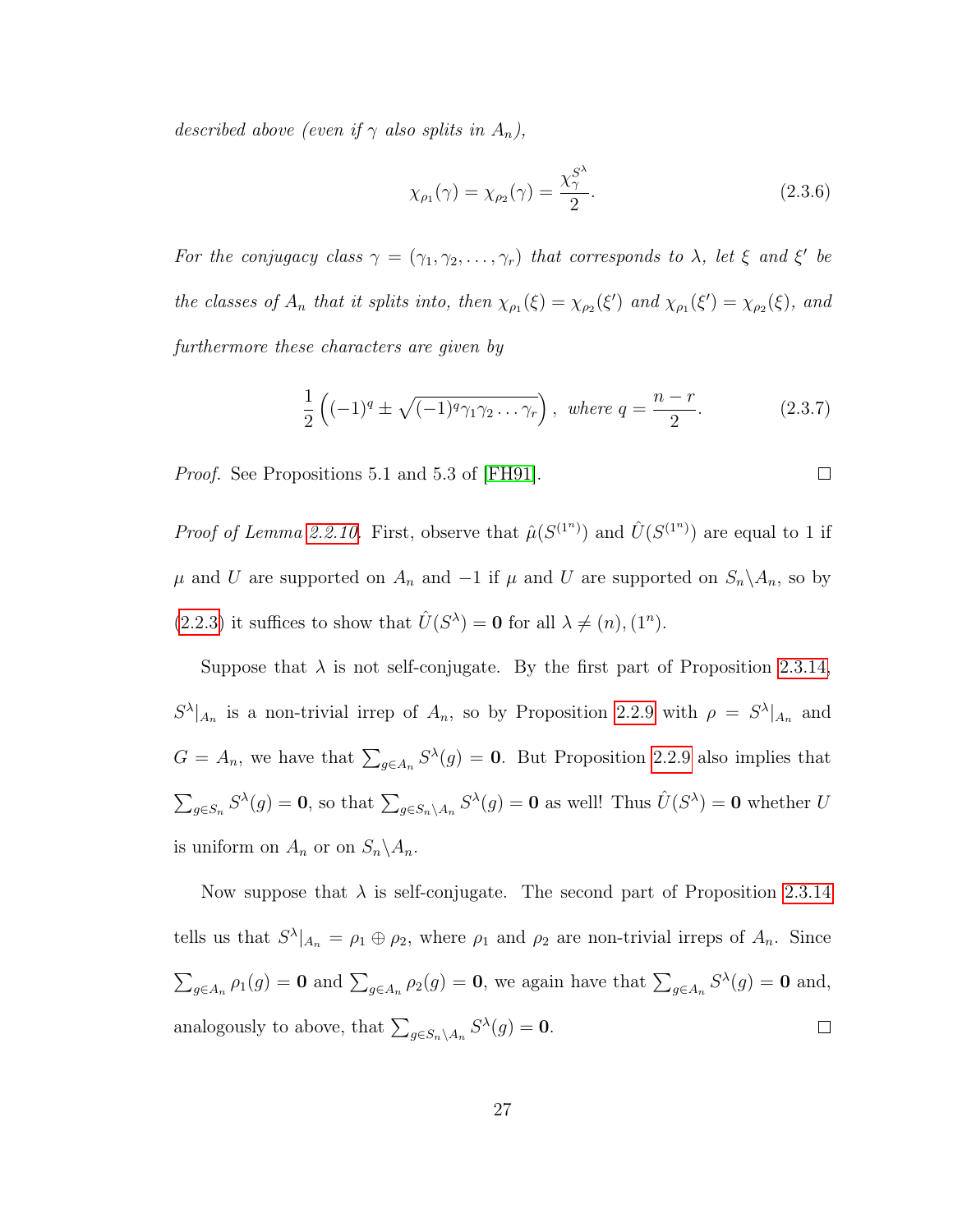*described above (even if $\gamma$ also splits in $A_n$),*

$$\chi_{\rho_1}(\gamma) = \chi_{\rho_2}(\gamma) = \frac{\chi_\gamma^{S^\lambda}}{2}. \tag{2.3.6}$$

*For the conjugacy class $\gamma = (\gamma_1, \gamma_2, \ldots, \gamma_r)$ that corresponds to $\lambda$, let $\xi$ and $\xi'$ be the classes of $A_n$ that it splits into, then $\chi_{\rho_1}(\xi) = \chi_{\rho_2}(\xi')$ and $\chi_{\rho_1}(\xi') = \chi_{\rho_2}(\xi)$, and furthermore these characters are given by*

$$\frac{1}{2}\left((-1)^q \pm \sqrt{(-1)^q \gamma_1 \gamma_2 \ldots \gamma_r}\right), \text{ where } q = \frac{n-r}{2}. \tag{2.3.7}$$

*Proof.* See Propositions 5.1 and 5.3 of [FH91]. □

*Proof of Lemma 2.2.10.* First, observe that $\hat{\mu}(S^{(1^n)})$ and $\hat{U}(S^{(1^n)})$ are equal to 1 if $\mu$ and $U$ are supported on $A_n$ and $-1$ if $\mu$ and $U$ are supported on $S_n \backslash A_n$, so by (2.2.3) it suffices to show that $\hat{U}(S^\lambda) = \mathbf{0}$ for all $\lambda \neq (n), (1^n)$.

Suppose that $\lambda$ is not self-conjugate. By the first part of Proposition 2.3.14, $S^\lambda|_{A_n}$ is a non-trivial irrep of $A_n$, so by Proposition 2.2.9 with $\rho = S^\lambda|_{A_n}$ and $G = A_n$, we have that $\sum_{g \in A_n} S^\lambda(g) = \mathbf{0}$. But Proposition 2.2.9 also implies that $\sum_{g \in S_n} S^\lambda(g) = \mathbf{0}$, so that $\sum_{g \in S_n \backslash A_n} S^\lambda(g) = \mathbf{0}$ as well! Thus $\hat{U}(S^\lambda) = \mathbf{0}$ whether $U$ is uniform on $A_n$ or on $S_n \backslash A_n$.

Now suppose that $\lambda$ is self-conjugate. The second part of Proposition 2.3.14 tells us that $S^\lambda|_{A_n} = \rho_1 \oplus \rho_2$, where $\rho_1$ and $\rho_2$ are non-trivial irreps of $A_n$. Since $\sum_{g \in A_n} \rho_1(g) = \mathbf{0}$ and $\sum_{g \in A_n} \rho_2(g) = \mathbf{0}$, we again have that $\sum_{g \in A_n} S^\lambda(g) = \mathbf{0}$ and, analogously to above, that $\sum_{g \in S_n \backslash A_n} S^\lambda(g) = \mathbf{0}$. □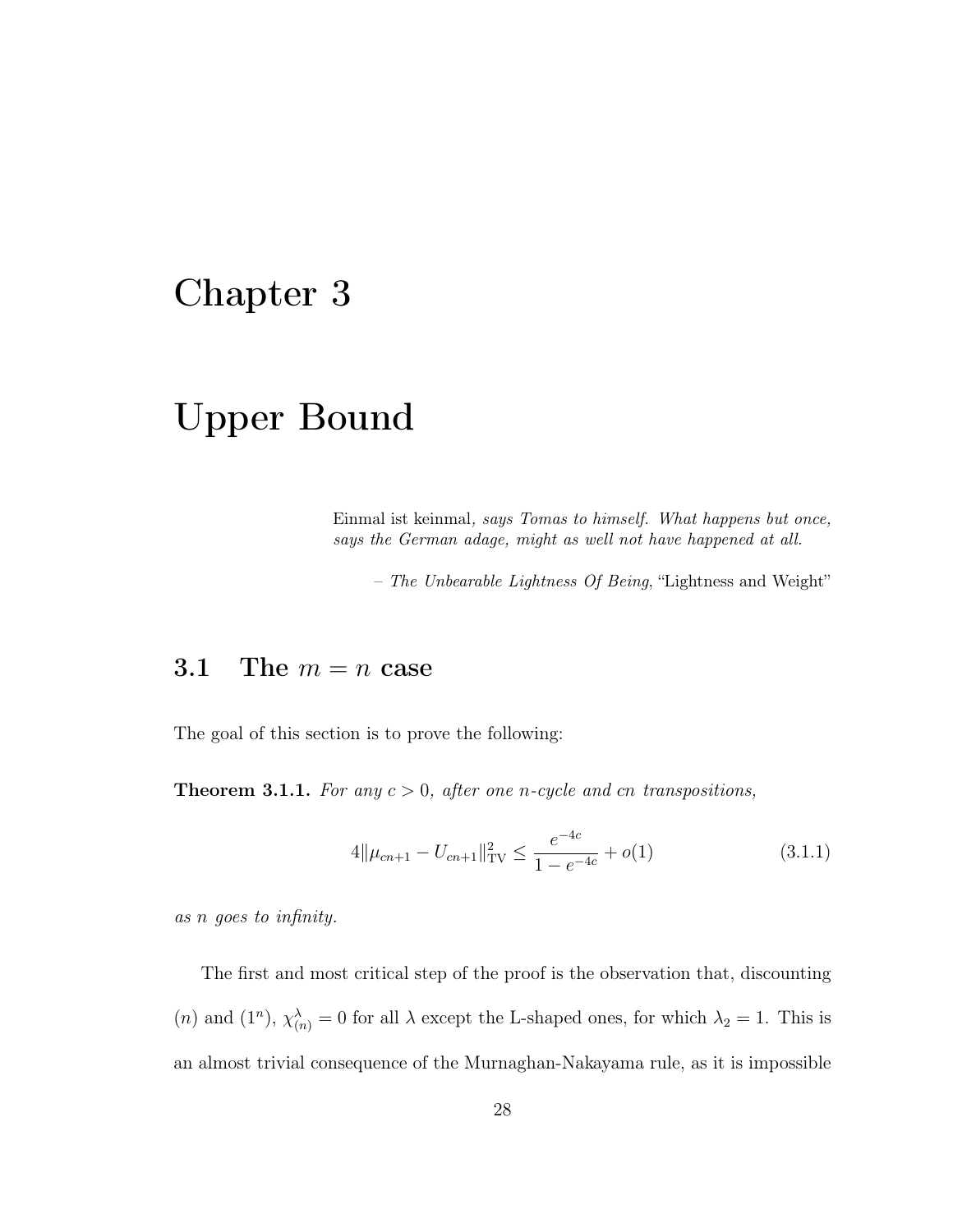# Chapter 3

# Upper Bound

> Einmal ist keinmal, *says Tomas to himself. What happens but once, says the German adage, might as well not have happened at all.*
>
> – *The Unbearable Lightness Of Being*, "Lightness and Weight"

## 3.1 The $m = n$ case

The goal of this section is to prove the following:

**Theorem 3.1.1.** *For any $c > 0$, after one $n$-cycle and $cn$ transpositions,*

$$4\|\mu_{cn+1} - U_{cn+1}\|_{\mathrm{TV}}^2 \leq \frac{e^{-4c}}{1 - e^{-4c}} + o(1) \tag{3.1.1}$$

*as $n$ goes to infinity.*

The first and most critical step of the proof is the observation that, discounting $(n)$ and $(1^n)$, $\chi^\lambda_{(n)} = 0$ for all $\lambda$ except the L-shaped ones, for which $\lambda_2 = 1$. This is an almost trivial consequence of the Murnaghan-Nakayama rule, as it is impossible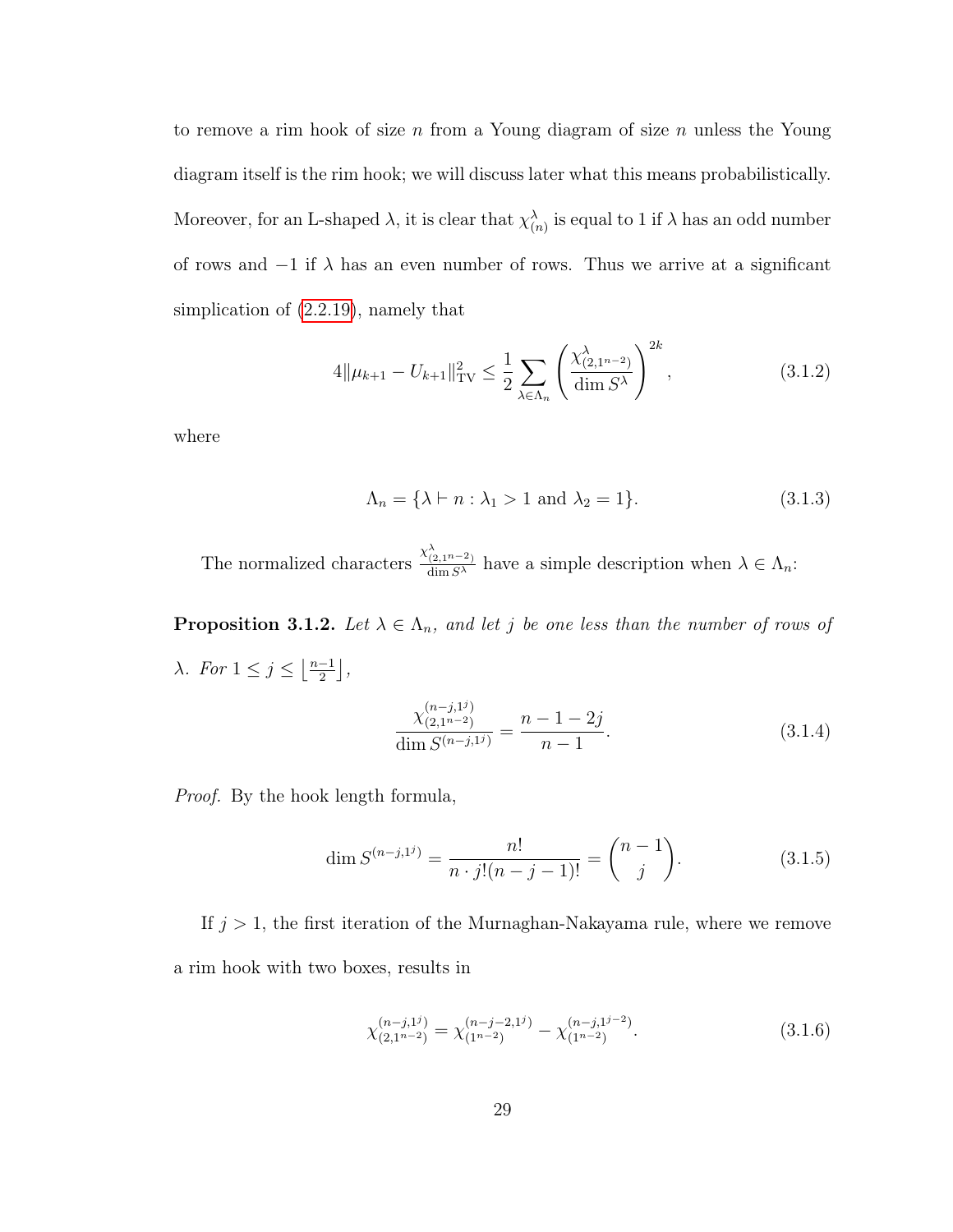to remove a rim hook of size $n$ from a Young diagram of size $n$ unless the Young diagram itself is the rim hook; we will discuss later what this means probabilistically. Moreover, for an L-shaped $\lambda$, it is clear that $\chi^{\lambda}_{(n)}$ is equal to 1 if $\lambda$ has an odd number of rows and $-1$ if $\lambda$ has an even number of rows. Thus we arrive at a significant simplication of (2.2.19), namely that

$$4\|\mu_{k+1} - U_{k+1}\|^2_{\mathrm{TV}} \leq \frac{1}{2} \sum_{\lambda \in \Lambda_n} \left( \frac{\chi^{\lambda}_{(2,1^{n-2})}}{\dim S^{\lambda}} \right)^{2k}, \tag{3.1.2}$$

where

$$\Lambda_n = \{\lambda \vdash n : \lambda_1 > 1 \text{ and } \lambda_2 = 1\}. \tag{3.1.3}$$

The normalized characters $\frac{\chi^{\lambda}_{(2,1^{n-2})}}{\dim S^{\lambda}}$ have a simple description when $\lambda \in \Lambda_n$:

**Proposition 3.1.2.** *Let $\lambda \in \Lambda_n$, and let $j$ be one less than the number of rows of $\lambda$. For $1 \leq j \leq \left\lfloor \frac{n-1}{2} \right\rfloor$,*

$$\frac{\chi^{(n-j,1^j)}_{(2,1^{n-2})}}{\dim S^{(n-j,1^j)}} = \frac{n-1-2j}{n-1}. \tag{3.1.4}$$

*Proof.* By the hook length formula,

$$\dim S^{(n-j,1^j)} = \frac{n!}{n \cdot j!(n-j-1)!} = \binom{n-1}{j}. \tag{3.1.5}$$

If $j > 1$, the first iteration of the Murnaghan-Nakayama rule, where we remove a rim hook with two boxes, results in

$$\chi^{(n-j,1^j)}_{(2,1^{n-2})} = \chi^{(n-j-2,1^j)}_{(1^{n-2})} - \chi^{(n-j,1^{j-2})}_{(1^{n-2})}. \tag{3.1.6}$$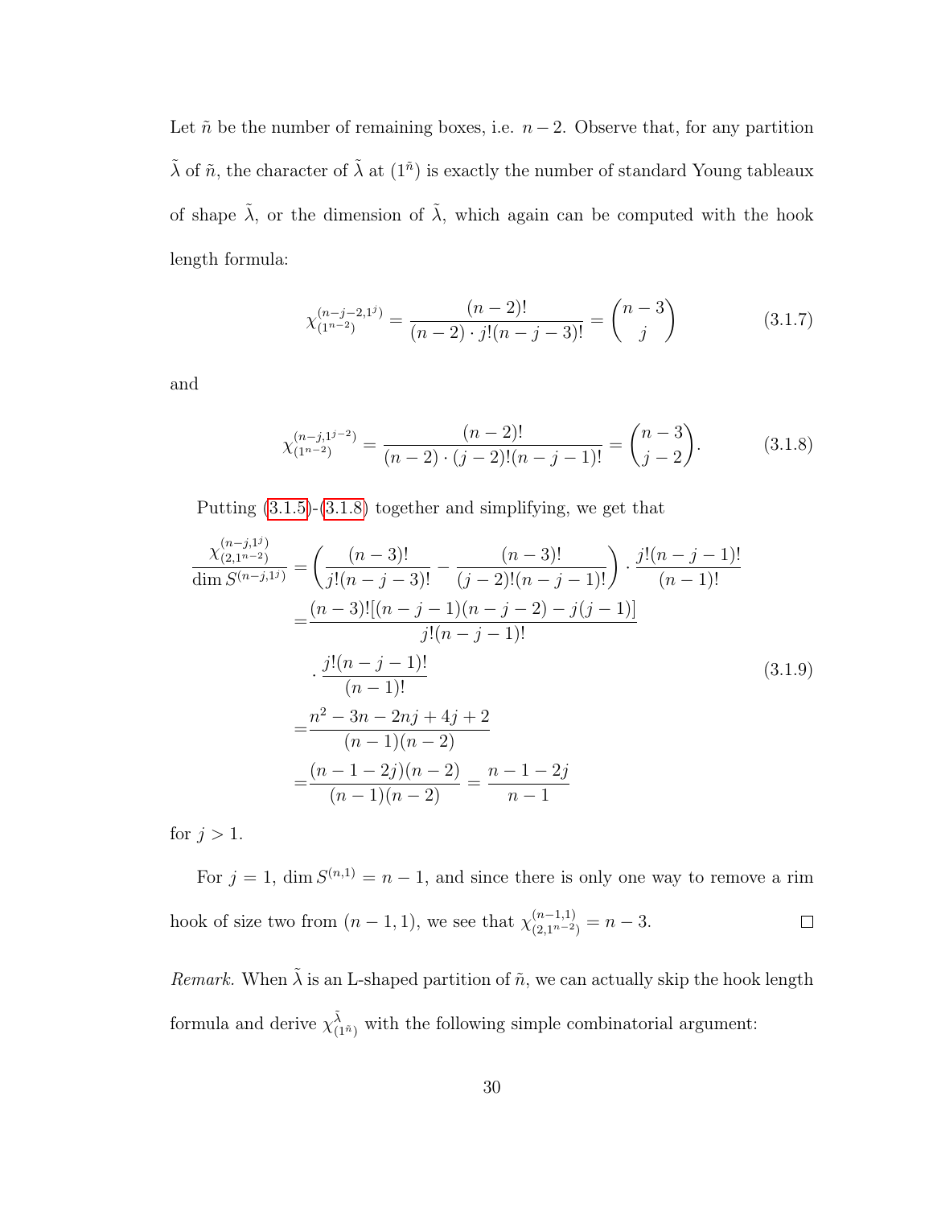Let $\tilde{n}$ be the number of remaining boxes, i.e. $n-2$. Observe that, for any partition $\tilde{\lambda}$ of $\tilde{n}$, the character of $\tilde{\lambda}$ at $(1^{\tilde{n}})$ is exactly the number of standard Young tableaux of shape $\tilde{\lambda}$, or the dimension of $\tilde{\lambda}$, which again can be computed with the hook length formula:

$$\chi^{(n-j-2,1^j)}_{(1^{n-2})} = \frac{(n-2)!}{(n-2)\cdot j!(n-j-3)!} = \binom{n-3}{j} \tag{3.1.7}$$

and

$$\chi^{(n-j,1^{j-2})}_{(1^{n-2})} = \frac{(n-2)!}{(n-2)\cdot (j-2)!(n-j-1)!} = \binom{n-3}{j-2}. \tag{3.1.8}$$

Putting (3.1.5)-(3.1.8) together and simplifying, we get that

$$\begin{aligned}
\frac{\chi^{(n-j,1^j)}_{(2,1^{n-2})}}{\dim S^{(n-j,1^j)}} &= \left(\frac{(n-3)!}{j!(n-j-3)!} - \frac{(n-3)!}{(j-2)!(n-j-1)!}\right)\cdot \frac{j!(n-j-1)!}{(n-1)!} \\
&= \frac{(n-3)![(n-j-1)(n-j-2)-j(j-1)]}{j!(n-j-1)!} \\
&\quad \cdot \frac{j!(n-j-1)!}{(n-1)!} \\
&= \frac{n^2-3n-2nj+4j+2}{(n-1)(n-2)} \\
&= \frac{(n-1-2j)(n-2)}{(n-1)(n-2)} = \frac{n-1-2j}{n-1}
\end{aligned} \tag{3.1.9}$$

for $j>1$.

For $j=1$, $\dim S^{(n,1)} = n-1$, and since there is only one way to remove a rim hook of size two from $(n-1,1)$, we see that $\chi^{(n-1,1)}_{(2,1^{n-2})} = n-3$. $\square$

*Remark.* When $\tilde{\lambda}$ is an L-shaped partition of $\tilde{n}$, we can actually skip the hook length formula and derive $\chi^{\tilde{\lambda}}_{(1^{\tilde{n}})}$ with the following simple combinatorial argument: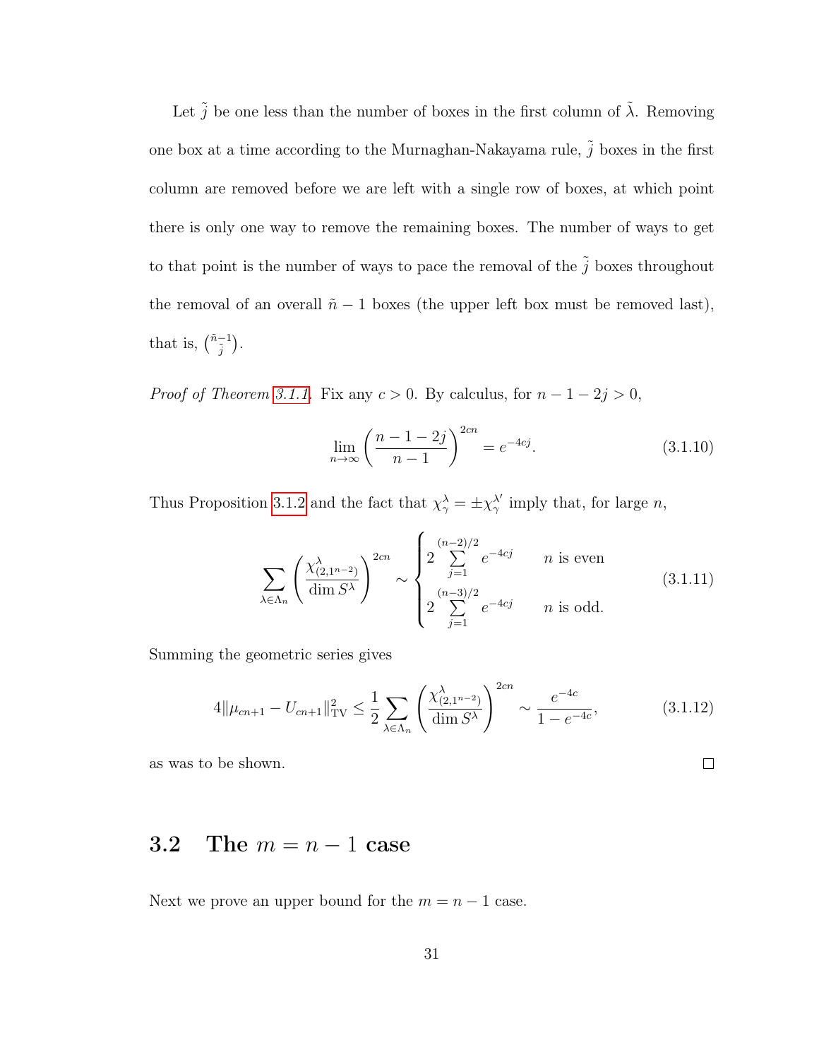Let $\tilde{j}$ be one less than the number of boxes in the first column of $\tilde{\lambda}$. Removing one box at a time according to the Murnaghan-Nakayama rule, $\tilde{j}$ boxes in the first column are removed before we are left with a single row of boxes, at which point there is only one way to remove the remaining boxes. The number of ways to get to that point is the number of ways to pace the removal of the $\tilde{j}$ boxes throughout the removal of an overall $\tilde{n} - 1$ boxes (the upper left box must be removed last), that is, $\binom{\tilde{n}-1}{\tilde{j}}$.

*Proof of Theorem 3.1.1.* Fix any $c > 0$. By calculus, for $n - 1 - 2j > 0$,

$$\lim_{n \to \infty} \left( \frac{n - 1 - 2j}{n - 1} \right)^{2cn} = e^{-4cj}. \tag{3.1.10}$$

Thus Proposition 3.1.2 and the fact that $\chi_\gamma^\lambda = \pm \chi_\gamma^{\lambda'}$ imply that, for large $n$,

$$\sum_{\lambda \in \Lambda_n} \left( \frac{\chi^\lambda_{(2,1^{n-2})}}{\dim S^\lambda} \right)^{2cn} \sim \begin{cases} 2 \sum\limits_{j=1}^{(n-2)/2} e^{-4cj} & n \text{ is even} \\ 2 \sum\limits_{j=1}^{(n-3)/2} e^{-4cj} & n \text{ is odd.} \end{cases} \tag{3.1.11}$$

Summing the geometric series gives

$$4\|\mu_{cn+1} - U_{cn+1}\|^2_{\text{TV}} \leq \frac{1}{2} \sum_{\lambda \in \Lambda_n} \left( \frac{\chi^\lambda_{(2,1^{n-2})}}{\dim S^\lambda} \right)^{2cn} \sim \frac{e^{-4c}}{1 - e^{-4c}}, \tag{3.1.12}$$

as was to be shown. $\square$

## 3.2 The $m = n - 1$ case

Next we prove an upper bound for the $m = n - 1$ case.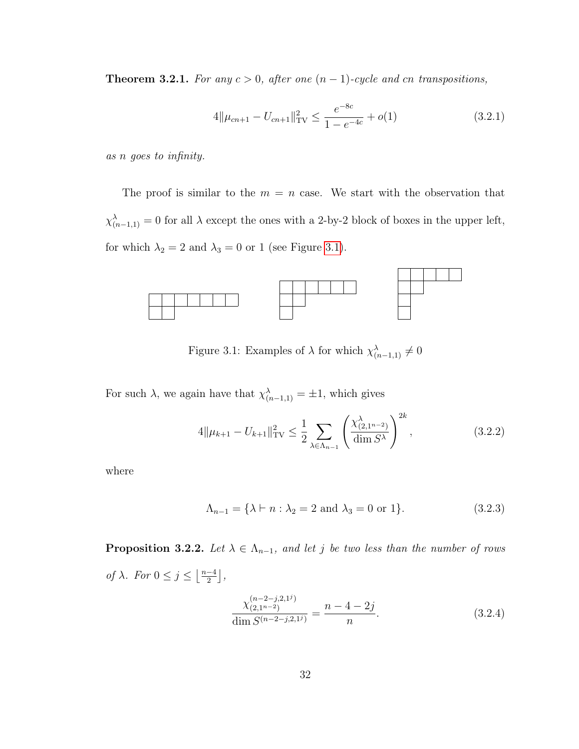**Theorem 3.2.1.** *For any $c > 0$, after one $(n-1)$-cycle and $cn$ transpositions,*

$$4\|\mu_{cn+1} - U_{cn+1}\|_{\mathrm{TV}}^2 \leq \frac{e^{-8c}}{1 - e^{-4c}} + o(1) \tag{3.2.1}$$

*as $n$ goes to infinity.*

The proof is similar to the $m = n$ case. We start with the observation that $\chi^{\lambda}_{(n-1,1)} = 0$ for all $\lambda$ except the ones with a 2-by-2 block of boxes in the upper left, for which $\lambda_2 = 2$ and $\lambda_3 = 0$ or $1$ (see Figure 3.1).

Figure 3.1: Examples of $\lambda$ for which $\chi^{\lambda}_{(n-1,1)} \neq 0$

For such $\lambda$, we again have that $\chi^{\lambda}_{(n-1,1)} = \pm 1$, which gives

$$4\|\mu_{k+1} - U_{k+1}\|_{\mathrm{TV}}^2 \leq \frac{1}{2} \sum_{\lambda \in \Lambda_{n-1}} \left( \frac{\chi^{\lambda}_{(2,1^{n-2})}}{\dim S^{\lambda}} \right)^{2k}, \tag{3.2.2}$$

where

$$\Lambda_{n-1} = \{\lambda \vdash n : \lambda_2 = 2 \text{ and } \lambda_3 = 0 \text{ or } 1\}. \tag{3.2.3}$$

**Proposition 3.2.2.** *Let $\lambda \in \Lambda_{n-1}$, and let $j$ be two less than the number of rows of $\lambda$. For $0 \leq j \leq \left\lfloor \frac{n-4}{2} \right\rfloor$,*

$$\frac{\chi^{(n-2-j,2,1^j)}_{(2,1^{n-2})}}{\dim S^{(n-2-j,2,1^j)}} = \frac{n-4-2j}{n}. \tag{3.2.4}$$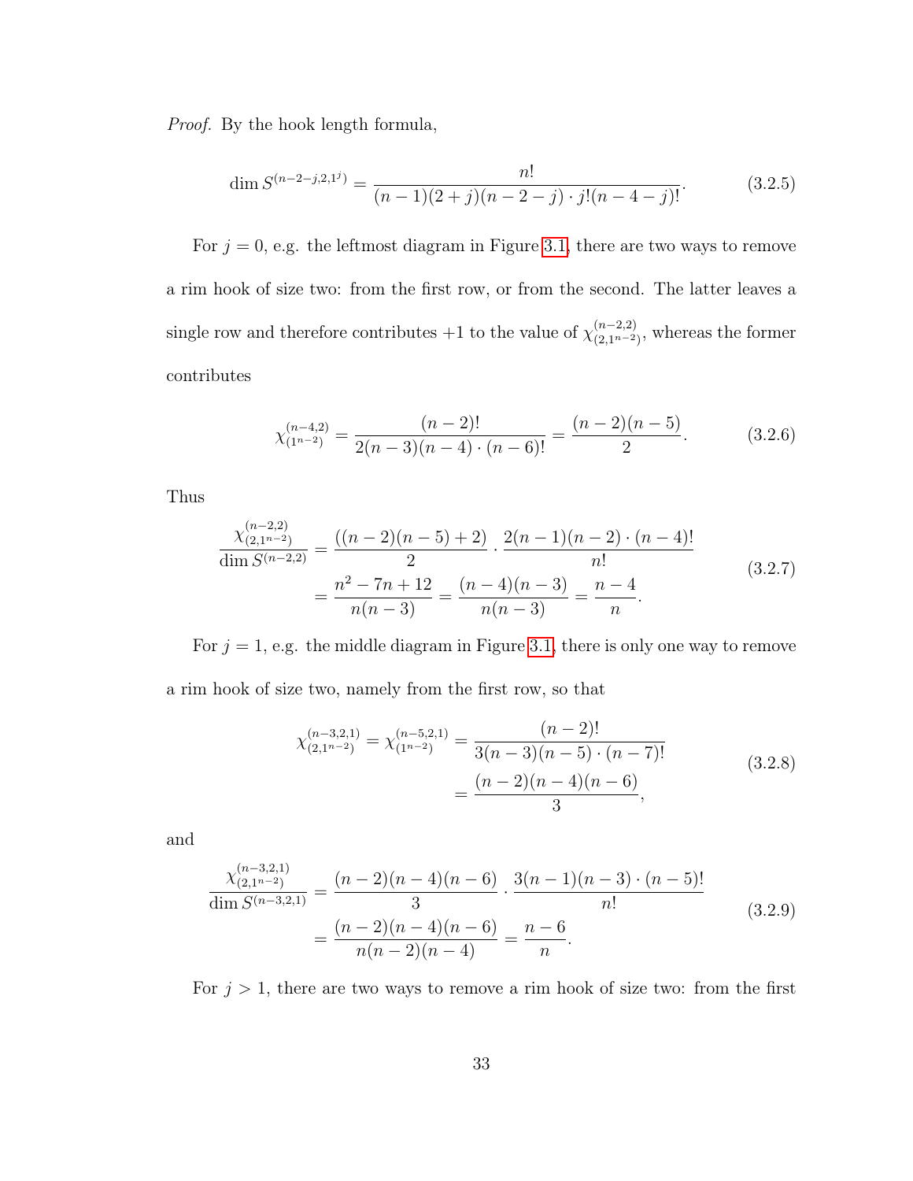*Proof.* By the hook length formula,

$$\dim S^{(n-2-j,2,1^j)} = \frac{n!}{(n-1)(2+j)(n-2-j)\cdot j!(n-4-j)!}. \tag{3.2.5}$$

For $j = 0$, e.g. the leftmost diagram in Figure 3.1, there are two ways to remove a rim hook of size two: from the first row, or from the second. The latter leaves a single row and therefore contributes $+1$ to the value of $\chi^{(n-2,2)}_{(2,1^{n-2})}$, whereas the former contributes

$$\chi^{(n-4,2)}_{(1^{n-2})} = \frac{(n-2)!}{2(n-3)(n-4)\cdot(n-6)!} = \frac{(n-2)(n-5)}{2}. \tag{3.2.6}$$

Thus

$$\begin{aligned}\frac{\chi^{(n-2,2)}_{(2,1^{n-2})}}{\dim S^{(n-2,2)}} &= \frac{((n-2)(n-5)+2)}{2}\cdot\frac{2(n-1)(n-2)\cdot(n-4)!}{n!} \\ &= \frac{n^2-7n+12}{n(n-3)} = \frac{(n-4)(n-3)}{n(n-3)} = \frac{n-4}{n}.\end{aligned} \tag{3.2.7}$$

For $j = 1$, e.g. the middle diagram in Figure 3.1, there is only one way to remove a rim hook of size two, namely from the first row, so that

$$\begin{aligned}\chi^{(n-3,2,1)}_{(2,1^{n-2})} = \chi^{(n-5,2,1)}_{(1^{n-2})} &= \frac{(n-2)!}{3(n-3)(n-5)\cdot(n-7)!} \\ &= \frac{(n-2)(n-4)(n-6)}{3},\end{aligned} \tag{3.2.8}$$

and

$$\begin{aligned}\frac{\chi^{(n-3,2,1)}_{(2,1^{n-2})}}{\dim S^{(n-3,2,1)}} &= \frac{(n-2)(n-4)(n-6)}{3}\cdot\frac{3(n-1)(n-3)\cdot(n-5)!}{n!} \\ &= \frac{(n-2)(n-4)(n-6)}{n(n-2)(n-4)} = \frac{n-6}{n}.\end{aligned} \tag{3.2.9}$$

For $j > 1$, there are two ways to remove a rim hook of size two: from the first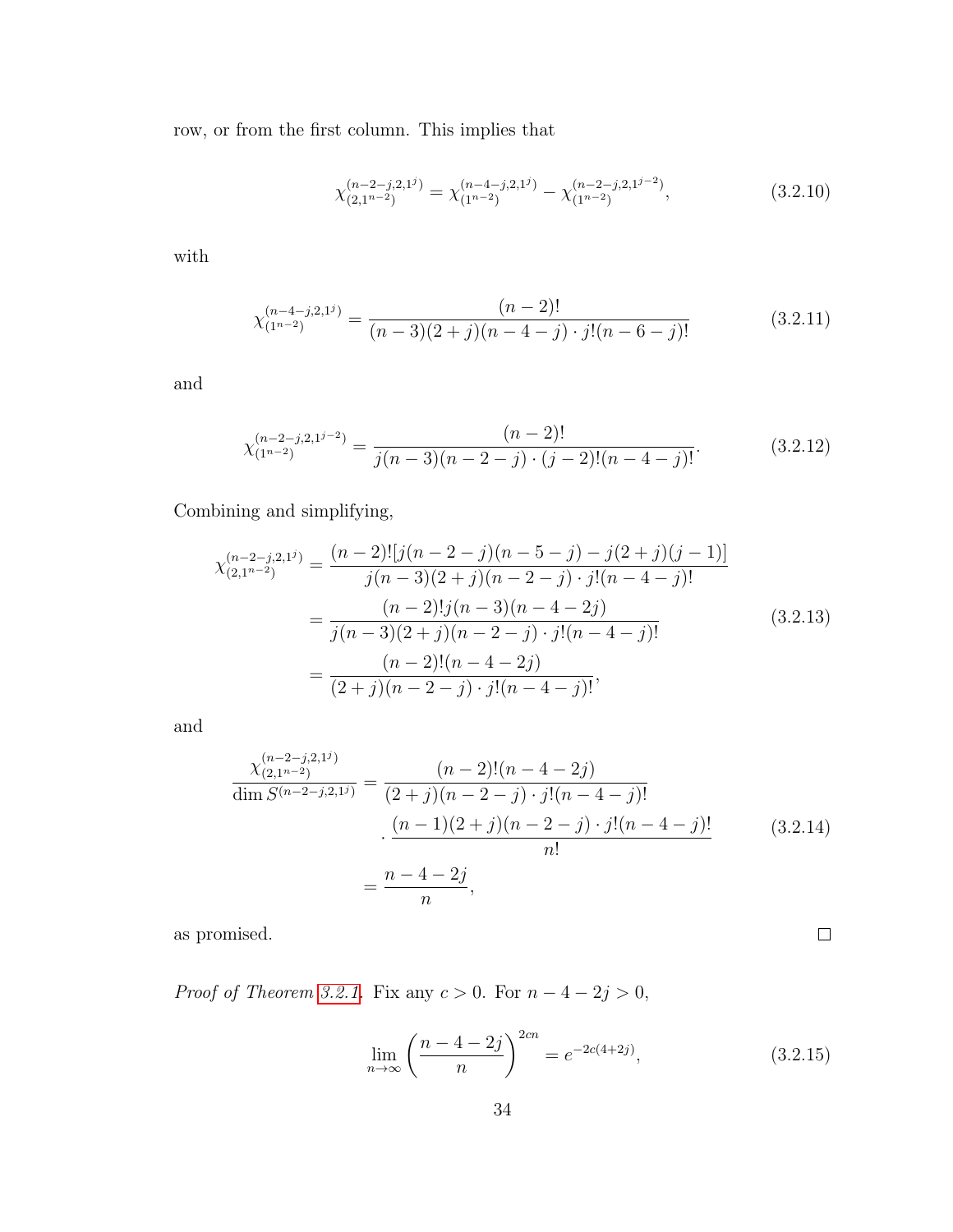row, or from the first column. This implies that

$$\chi^{(n-2-j,2,1^j)}_{(2,1^{n-2})} = \chi^{(n-4-j,2,1^j)}_{(1^{n-2})} - \chi^{(n-2-j,2,1^{j-2})}_{(1^{n-2})}, \tag{3.2.10}$$

with

$$\chi^{(n-4-j,2,1^j)}_{(1^{n-2})} = \frac{(n-2)!}{(n-3)(2+j)(n-4-j)\cdot j!(n-6-j)!} \tag{3.2.11}$$

and

$$\chi^{(n-2-j,2,1^{j-2})}_{(1^{n-2})} = \frac{(n-2)!}{j(n-3)(n-2-j)\cdot (j-2)!(n-4-j)!}. \tag{3.2.12}$$

Combining and simplifying,

$$\begin{aligned}
\chi^{(n-2-j,2,1^j)}_{(2,1^{n-2})} &= \frac{(n-2)![j(n-2-j)(n-5-j) - j(2+j)(j-1)]}{j(n-3)(2+j)(n-2-j)\cdot j!(n-4-j)!} \\
&= \frac{(n-2)!j(n-3)(n-4-2j)}{j(n-3)(2+j)(n-2-j)\cdot j!(n-4-j)!} \\
&= \frac{(n-2)!(n-4-2j)}{(2+j)(n-2-j)\cdot j!(n-4-j)!},
\end{aligned} \tag{3.2.13}$$

and

$$\begin{aligned}
\frac{\chi^{(n-2-j,2,1^j)}_{(2,1^{n-2})}}{\dim S^{(n-2-j,2,1^j)}} &= \frac{(n-2)!(n-4-2j)}{(2+j)(n-2-j)\cdot j!(n-4-j)!} \\
&\quad \cdot \frac{(n-1)(2+j)(n-2-j)\cdot j!(n-4-j)!}{n!} \\
&= \frac{n-4-2j}{n},
\end{aligned} \tag{3.2.14}$$

as promised. $\square$

*Proof of Theorem 3.2.1.* Fix any $c > 0$. For $n - 4 - 2j > 0$,

$$\lim_{n\to\infty} \left(\frac{n-4-2j}{n}\right)^{2cn} = e^{-2c(4+2j)}, \tag{3.2.15}$$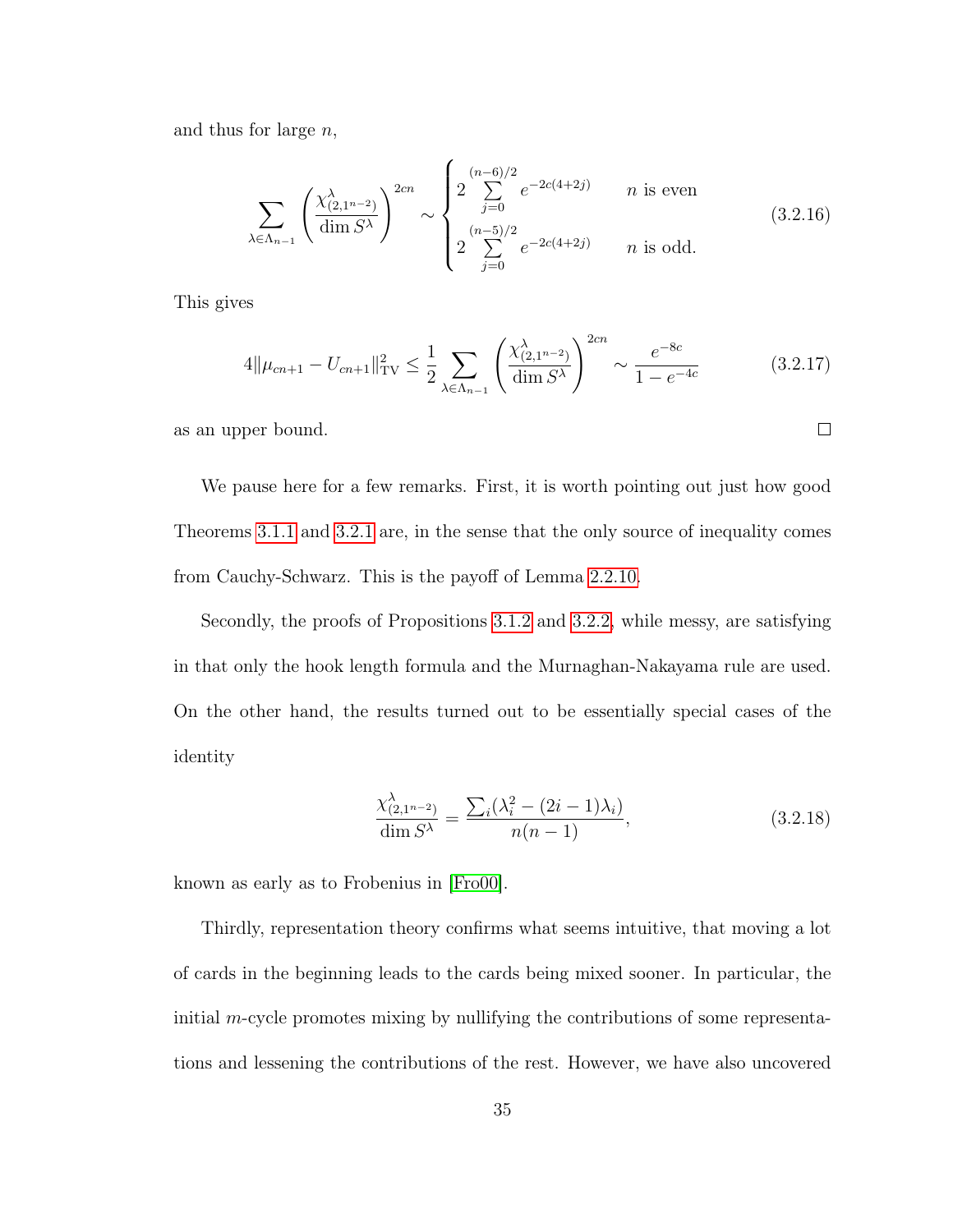and thus for large $n$,

$$\sum_{\lambda \in \Lambda_{n-1}} \left( \frac{\chi^{\lambda}_{(2,1^{n-2})}}{\dim S^{\lambda}} \right)^{2cn} \sim \begin{cases} 2 \displaystyle\sum_{j=0}^{(n-6)/2} e^{-2c(4+2j)} & n \text{ is even} \\ 2 \displaystyle\sum_{j=0}^{(n-5)/2} e^{-2c(4+2j)} & n \text{ is odd.} \end{cases} \tag{3.2.16}$$

This gives

$$4\|\mu_{cn+1} - U_{cn+1}\|^2_{\text{TV}} \leq \frac{1}{2} \sum_{\lambda \in \Lambda_{n-1}} \left( \frac{\chi^{\lambda}_{(2,1^{n-2})}}{\dim S^{\lambda}} \right)^{2cn} \sim \frac{e^{-8c}}{1 - e^{-4c}} \tag{3.2.17}$$

as an upper bound. □

We pause here for a few remarks. First, it is worth pointing out just how good Theorems 3.1.1 and 3.2.1 are, in the sense that the only source of inequality comes from Cauchy-Schwarz. This is the payoff of Lemma 2.2.10.

Secondly, the proofs of Propositions 3.1.2 and 3.2.2, while messy, are satisfying in that only the hook length formula and the Murnaghan-Nakayama rule are used. On the other hand, the results turned out to be essentially special cases of the identity

$$\frac{\chi^{\lambda}_{(2,1^{n-2})}}{\dim S^{\lambda}} = \frac{\sum_i (\lambda_i^2 - (2i-1)\lambda_i)}{n(n-1)}, \tag{3.2.18}$$

known as early as to Frobenius in [Fro00].

Thirdly, representation theory confirms what seems intuitive, that moving a lot of cards in the beginning leads to the cards being mixed sooner. In particular, the initial $m$-cycle promotes mixing by nullifying the contributions of some representations and lessening the contributions of the rest. However, we have also uncovered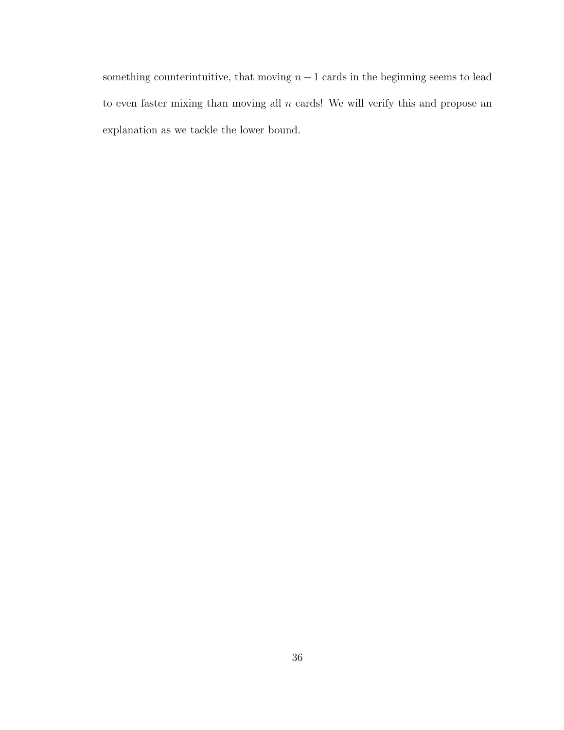something counterintuitive, that moving $n-1$ cards in the beginning seems to lead to even faster mixing than moving all $n$ cards! We will verify this and propose an explanation as we tackle the lower bound.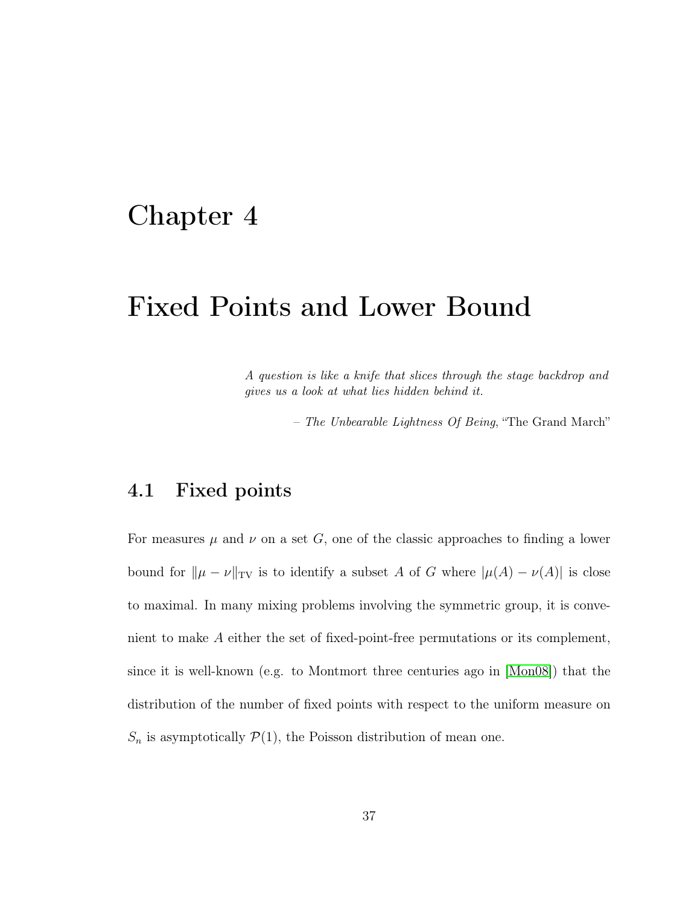# Chapter 4

# Fixed Points and Lower Bound

*A question is like a knife that slices through the stage backdrop and gives us a look at what lies hidden behind it.*

– *The Unbearable Lightness Of Being*, "The Grand March"

## 4.1 Fixed points

For measures $\mu$ and $\nu$ on a set $G$, one of the classic approaches to finding a lower bound for $\|\mu - \nu\|_{\mathrm{TV}}$ is to identify a subset $A$ of $G$ where $|\mu(A) - \nu(A)|$ is close to maximal. In many mixing problems involving the symmetric group, it is convenient to make $A$ either the set of fixed-point-free permutations or its complement, since it is well-known (e.g. to Montmort three centuries ago in [Mon08]) that the distribution of the number of fixed points with respect to the uniform measure on $S_n$ is asymptotically $\mathcal{P}(1)$, the Poisson distribution of mean one.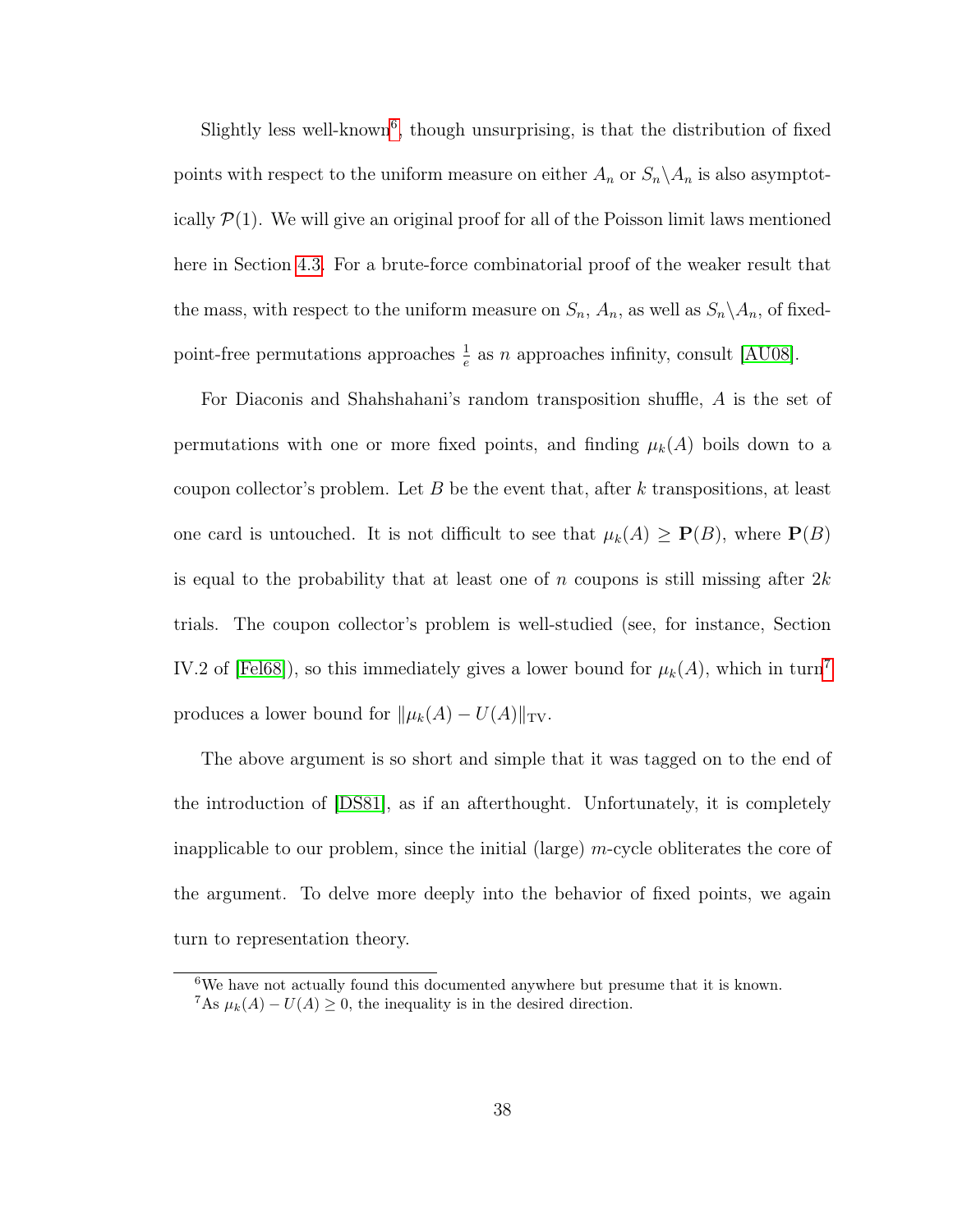Slightly less well-known[6], though unsurprising, is that the distribution of fixed points with respect to the uniform measure on either $A_n$ or $S_n \backslash A_n$ is also asymptotically $\mathcal{P}(1)$. We will give an original proof for all of the Poisson limit laws mentioned here in Section 4.3. For a brute-force combinatorial proof of the weaker result that the mass, with respect to the uniform measure on $S_n$, $A_n$, as well as $S_n \backslash A_n$, of fixed-point-free permutations approaches $\frac{1}{e}$ as $n$ approaches infinity, consult [AU08].

For Diaconis and Shahshahani's random transposition shuffle, $A$ is the set of permutations with one or more fixed points, and finding $\mu_k(A)$ boils down to a coupon collector's problem. Let $B$ be the event that, after $k$ transpositions, at least one card is untouched. It is not difficult to see that $\mu_k(A) \geq \mathbf{P}(B)$, where $\mathbf{P}(B)$ is equal to the probability that at least one of $n$ coupons is still missing after $2k$ trials. The coupon collector's problem is well-studied (see, for instance, Section IV.2 of [Fel68]), so this immediately gives a lower bound for $\mu_k(A)$, which in turn[7] produces a lower bound for $\|\mu_k(A) - U(A)\|_{\text{TV}}$.

The above argument is so short and simple that it was tagged on to the end of the introduction of [DS81], as if an afterthought. Unfortunately, it is completely inapplicable to our problem, since the initial (large) $m$-cycle obliterates the core of the argument. To delve more deeply into the behavior of fixed points, we again turn to representation theory.

[6] We have not actually found this documented anywhere but presume that it is known.

[7] As $\mu_k(A) - U(A) \geq 0$, the inequality is in the desired direction.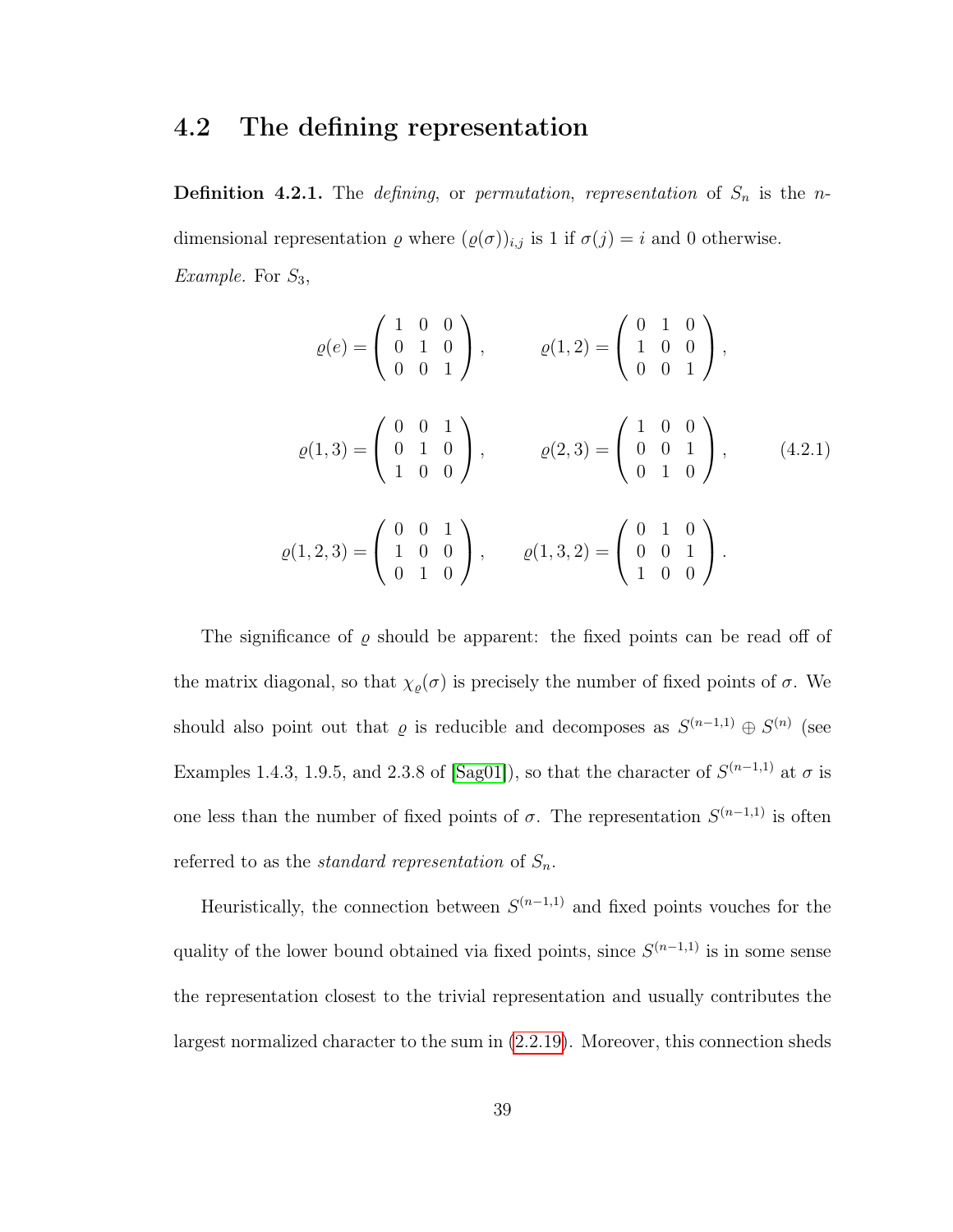## 4.2 The defining representation

**Definition 4.2.1.** The *defining*, or *permutation*, *representation* of $S_n$ is the $n$-dimensional representation $\varrho$ where $(\varrho(\sigma))_{i,j}$ is 1 if $\sigma(j) = i$ and 0 otherwise.

*Example.* For $S_3$,

$$\varrho(e) = \begin{pmatrix} 1 & 0 & 0 \\ 0 & 1 & 0 \\ 0 & 0 & 1 \end{pmatrix}, \qquad \varrho(1,2) = \begin{pmatrix} 0 & 1 & 0 \\ 1 & 0 & 0 \\ 0 & 0 & 1 \end{pmatrix},$$

$$\varrho(1,3) = \begin{pmatrix} 0 & 0 & 1 \\ 0 & 1 & 0 \\ 1 & 0 & 0 \end{pmatrix}, \qquad \varrho(2,3) = \begin{pmatrix} 1 & 0 & 0 \\ 0 & 0 & 1 \\ 0 & 1 & 0 \end{pmatrix}, \tag{4.2.1}$$

$$\varrho(1,2,3) = \begin{pmatrix} 0 & 0 & 1 \\ 1 & 0 & 0 \\ 0 & 1 & 0 \end{pmatrix}, \qquad \varrho(1,3,2) = \begin{pmatrix} 0 & 1 & 0 \\ 0 & 0 & 1 \\ 1 & 0 & 0 \end{pmatrix}.$$

The significance of $\varrho$ should be apparent: the fixed points can be read off of the matrix diagonal, so that $\chi_\varrho(\sigma)$ is precisely the number of fixed points of $\sigma$. We should also point out that $\varrho$ is reducible and decomposes as $S^{(n-1,1)} \oplus S^{(n)}$ (see Examples 1.4.3, 1.9.5, and 2.3.8 of [Sag01]), so that the character of $S^{(n-1,1)}$ at $\sigma$ is one less than the number of fixed points of $\sigma$. The representation $S^{(n-1,1)}$ is often referred to as the *standard representation* of $S_n$.

Heuristically, the connection between $S^{(n-1,1)}$ and fixed points vouches for the quality of the lower bound obtained via fixed points, since $S^{(n-1,1)}$ is in some sense the representation closest to the trivial representation and usually contributes the largest normalized character to the sum in (2.2.19). Moreover, this connection sheds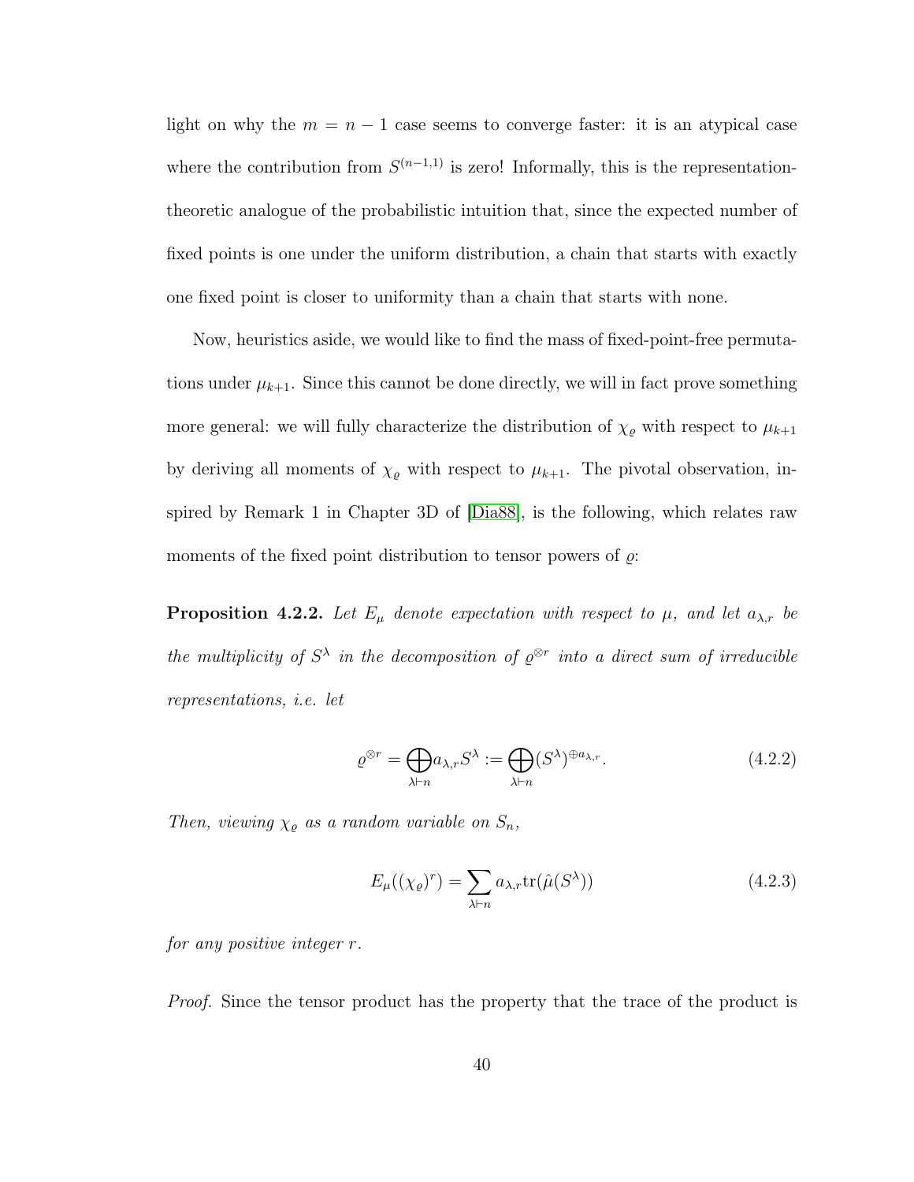light on why the $m = n-1$ case seems to converge faster: it is an atypical case where the contribution from $S^{(n-1,1)}$ is zero! Informally, this is the representation-theoretic analogue of the probabilistic intuition that, since the expected number of fixed points is one under the uniform distribution, a chain that starts with exactly one fixed point is closer to uniformity than a chain that starts with none.

Now, heuristics aside, we would like to find the mass of fixed-point-free permutations under $\mu_{k+1}$. Since this cannot be done directly, we will in fact prove something more general: we will fully characterize the distribution of $\chi_\varrho$ with respect to $\mu_{k+1}$ by deriving all moments of $\chi_\varrho$ with respect to $\mu_{k+1}$. The pivotal observation, inspired by Remark 1 in Chapter 3D of [Dia88], is the following, which relates raw moments of the fixed point distribution to tensor powers of $\varrho$:

**Proposition 4.2.2.** *Let $E_\mu$ denote expectation with respect to $\mu$, and let $a_{\lambda,r}$ be the multiplicity of $S^\lambda$ in the decomposition of $\varrho^{\otimes r}$ into a direct sum of irreducible representations, i.e. let*

$$\varrho^{\otimes r} = \bigoplus_{\lambda \vdash n} a_{\lambda,r} S^\lambda := \bigoplus_{\lambda \vdash n} (S^\lambda)^{\oplus a_{\lambda,r}}. \tag{4.2.2}$$

*Then, viewing $\chi_\varrho$ as a random variable on $S_n$,*

$$E_\mu((\chi_\varrho)^r) = \sum_{\lambda \vdash n} a_{\lambda,r} \operatorname{tr}(\hat{\mu}(S^\lambda)) \tag{4.2.3}$$

*for any positive integer $r$.*

*Proof.* Since the tensor product has the property that the trace of the product is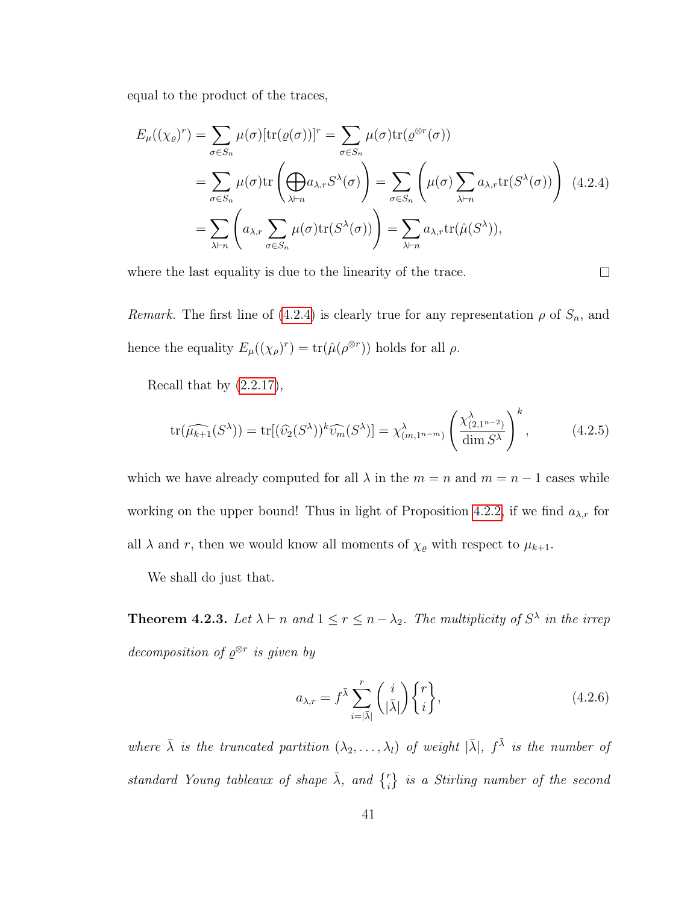equal to the product of the traces,

$$
\begin{aligned}
E_\mu((\chi_\varrho)^r) &= \sum_{\sigma\in S_n}\mu(\sigma)[\mathrm{tr}(\varrho(\sigma))]^r = \sum_{\sigma\in S_n}\mu(\sigma)\mathrm{tr}(\varrho^{\otimes r}(\sigma)) \\
&= \sum_{\sigma\in S_n}\mu(\sigma)\mathrm{tr}\left(\bigoplus_{\lambda\vdash n} a_{\lambda,r}S^\lambda(\sigma)\right) = \sum_{\sigma\in S_n}\left(\mu(\sigma)\sum_{\lambda\vdash n}a_{\lambda,r}\mathrm{tr}(S^\lambda(\sigma))\right) \\
&= \sum_{\lambda\vdash n}\left(a_{\lambda,r}\sum_{\sigma\in S_n}\mu(\sigma)\mathrm{tr}(S^\lambda(\sigma))\right) = \sum_{\lambda\vdash n}a_{\lambda,r}\mathrm{tr}(\hat{\mu}(S^\lambda)),
\end{aligned}
\tag{4.2.4}
$$

where the last equality is due to the linearity of the trace. □

*Remark.* The first line of (4.2.4) is clearly true for any representation $\rho$ of $S_n$, and hence the equality $E_\mu((\chi_\rho)^r) = \mathrm{tr}(\hat{\mu}(\rho^{\otimes r}))$ holds for all $\rho$.

Recall that by (2.2.17),

$$
\mathrm{tr}(\widehat{\mu_{k+1}}(S^\lambda)) = \mathrm{tr}[(\widehat{\upsilon_2}(S^\lambda))^k\widehat{\upsilon_m}(S^\lambda)] = \chi^\lambda_{(m,1^{n-m})}\left(\frac{\chi^\lambda_{(2,1^{n-2})}}{\dim S^\lambda}\right)^k,
\tag{4.2.5}
$$

which we have already computed for all $\lambda$ in the $m = n$ and $m = n-1$ cases while working on the upper bound! Thus in light of Proposition 4.2.2, if we find $a_{\lambda,r}$ for all $\lambda$ and $r$, then we would know all moments of $\chi_\varrho$ with respect to $\mu_{k+1}$.

We shall do just that.

**Theorem 4.2.3.** *Let $\lambda \vdash n$ and $1 \le r \le n-\lambda_2$. The multiplicity of $S^\lambda$ in the irrep decomposition of $\varrho^{\otimes r}$ is given by*

$$
a_{\lambda,r} = f^{\bar\lambda}\sum_{i=|\bar\lambda|}^{r}\binom{i}{|\bar\lambda|}\left\{{r \atop i}\right\},
\tag{4.2.6}
$$

*where $\bar\lambda$ is the truncated partition $(\lambda_2,\ldots,\lambda_l)$ of weight $|\bar\lambda|$, $f^{\bar\lambda}$ is the number of standard Young tableaux of shape $\bar\lambda$, and $\left\{{r \atop i}\right\}$ is a Stirling number of the second*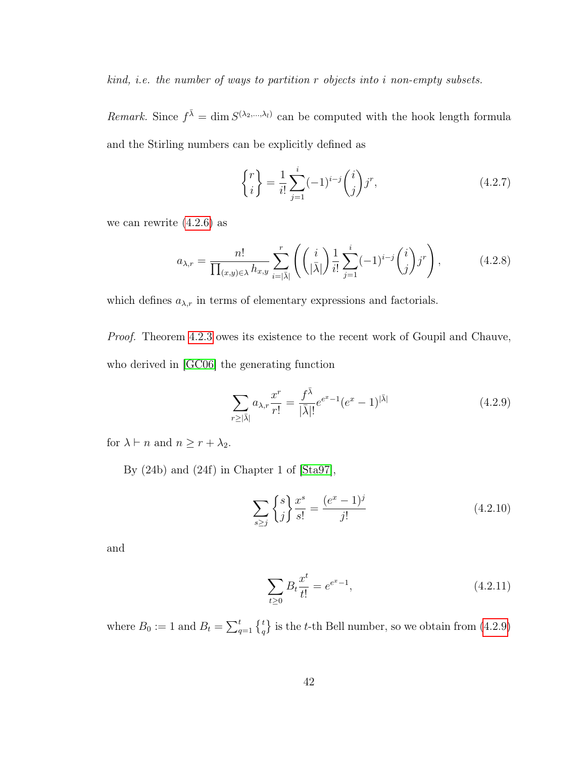*kind, i.e. the number of ways to partition $r$ objects into $i$ non-empty subsets.*

*Remark.* Since $f^{\bar{\lambda}} = \dim S^{(\lambda_2,\ldots,\lambda_l)}$ can be computed with the hook length formula and the Stirling numbers can be explicitly defined as

$$\left\{ {r \atop i} \right\} = \frac{1}{i!} \sum_{j=1}^{i} (-1)^{i-j} \binom{i}{j} j^r, \tag{4.2.7}$$

we can rewrite (4.2.6) as

$$a_{\lambda,r} = \frac{n!}{\prod_{(x,y)\in\lambda} h_{x,y}} \sum_{i=|\bar{\lambda}|}^{r} \left( \binom{i}{|\bar{\lambda}|} \frac{1}{i!} \sum_{j=1}^{i} (-1)^{i-j} \binom{i}{j} j^r \right), \tag{4.2.8}$$

which defines $a_{\lambda,r}$ in terms of elementary expressions and factorials.

*Proof.* Theorem 4.2.3 owes its existence to the recent work of Goupil and Chauve, who derived in [GC06] the generating function

$$\sum_{r\geq|\bar{\lambda}|} a_{\lambda,r} \frac{x^r}{r!} = \frac{f^{\bar{\lambda}}}{|\bar{\lambda}|!} e^{e^x-1} (e^x - 1)^{|\bar{\lambda}|} \tag{4.2.9}$$

for $\lambda \vdash n$ and $n \geq r + \lambda_2$.

By (24b) and (24f) in Chapter 1 of [Sta97],

$$\sum_{s\geq j} \left\{ {s \atop j} \right\} \frac{x^s}{s!} = \frac{(e^x-1)^j}{j!} \tag{4.2.10}$$

and

$$\sum_{t\geq 0} B_t \frac{x^t}{t!} = e^{e^x-1}, \tag{4.2.11}$$

where $B_0 := 1$ and $B_t = \sum_{q=1}^{t} \left\{ {t \atop q} \right\}$ is the $t$-th Bell number, so we obtain from (4.2.9)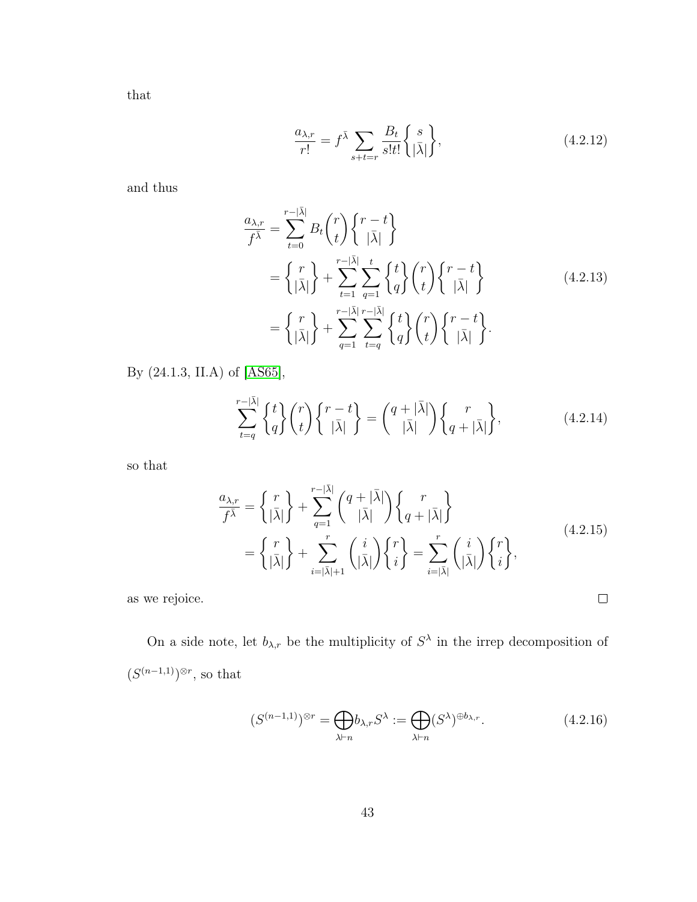that

$$\frac{a_{\lambda,r}}{r!} = f^{\bar{\lambda}} \sum_{s+t=r} \frac{B_t}{s!t!} \left\{ {s \atop |\bar{\lambda}|} \right\}, \tag{4.2.12}$$

and thus

$$\begin{aligned}
\frac{a_{\lambda,r}}{f^{\bar{\lambda}}} &= \sum_{t=0}^{r-|\bar{\lambda}|} B_t \binom{r}{t} \left\{ {r-t \atop |\bar{\lambda}|} \right\} \\
&= \left\{ {r \atop |\bar{\lambda}|} \right\} + \sum_{t=1}^{r-|\bar{\lambda}|} \sum_{q=1}^{t} \left\{ {t \atop q} \right\} \binom{r}{t} \left\{ {r-t \atop |\bar{\lambda}|} \right\} \\
&= \left\{ {r \atop |\bar{\lambda}|} \right\} + \sum_{q=1}^{r-|\bar{\lambda}|} \sum_{t=q}^{r-|\bar{\lambda}|} \left\{ {t \atop q} \right\} \binom{r}{t} \left\{ {r-t \atop |\bar{\lambda}|} \right\}.
\end{aligned} \tag{4.2.13}$$

By (24.1.3, II.A) of [AS65],

$$\sum_{t=q}^{r-|\bar{\lambda}|} \left\{ {t \atop q} \right\} \binom{r}{t} \left\{ {r-t \atop |\bar{\lambda}|} \right\} = \binom{q+|\bar{\lambda}|}{|\bar{\lambda}|} \left\{ {r \atop q+|\bar{\lambda}|} \right\}, \tag{4.2.14}$$

so that

$$\begin{aligned}
\frac{a_{\lambda,r}}{f^{\bar{\lambda}}} &= \left\{ {r \atop |\bar{\lambda}|} \right\} + \sum_{q=1}^{r-|\bar{\lambda}|} \binom{q+|\bar{\lambda}|}{|\bar{\lambda}|} \left\{ {r \atop q+|\bar{\lambda}|} \right\} \\
&= \left\{ {r \atop |\bar{\lambda}|} \right\} + \sum_{i=|\bar{\lambda}|+1}^{r} \binom{i}{|\bar{\lambda}|} \left\{ {r \atop i} \right\} = \sum_{i=|\bar{\lambda}|}^{r} \binom{i}{|\bar{\lambda}|} \left\{ {r \atop i} \right\},
\end{aligned} \tag{4.2.15}$$

as we rejoice. □

On a side note, let $b_{\lambda,r}$ be the multiplicity of $S^\lambda$ in the irrep decomposition of $(S^{(n-1,1)})^{\otimes r}$, so that

$$(S^{(n-1,1)})^{\otimes r} = \bigoplus_{\lambda \vdash n} b_{\lambda,r} S^\lambda := \bigoplus_{\lambda \vdash n} (S^\lambda)^{\oplus b_{\lambda,r}}. \tag{4.2.16}$$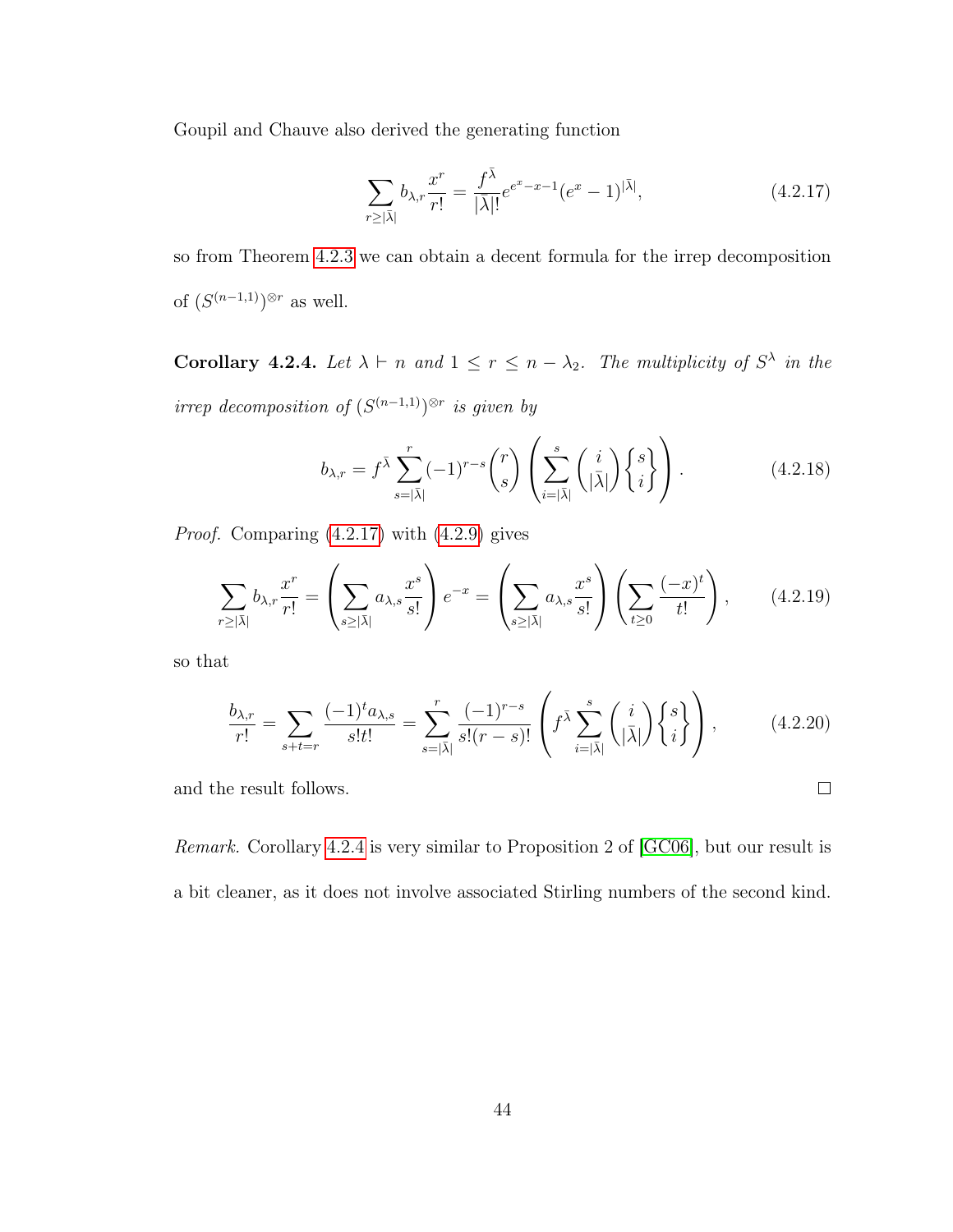Goupil and Chauve also derived the generating function

$$\sum_{r\geq|\bar{\lambda}|} b_{\lambda,r}\frac{x^r}{r!} = \frac{f^{\bar{\lambda}}}{|\bar{\lambda}|!}e^{e^x-x-1}(e^x-1)^{|\bar{\lambda}|}, \tag{4.2.17}$$

so from Theorem 4.2.3 we can obtain a decent formula for the irrep decomposition of $(S^{(n-1,1)})^{\otimes r}$ as well.

**Corollary 4.2.4.** *Let $\lambda \vdash n$ and $1 \leq r \leq n - \lambda_2$. The multiplicity of $S^\lambda$ in the irrep decomposition of $(S^{(n-1,1)})^{\otimes r}$ is given by*

$$b_{\lambda,r} = f^{\bar{\lambda}} \sum_{s=|\bar{\lambda}|}^{r} (-1)^{r-s}\binom{r}{s}\left(\sum_{i=|\bar{\lambda}|}^{s}\binom{i}{|\bar{\lambda}|}\left\{ {s \atop i} \right\}\right). \tag{4.2.18}$$

*Proof.* Comparing (4.2.17) with (4.2.9) gives

$$\sum_{r\geq|\bar{\lambda}|} b_{\lambda,r}\frac{x^r}{r!} = \left(\sum_{s\geq|\bar{\lambda}|} a_{\lambda,s}\frac{x^s}{s!}\right)e^{-x} = \left(\sum_{s\geq|\bar{\lambda}|} a_{\lambda,s}\frac{x^s}{s!}\right)\left(\sum_{t\geq 0}\frac{(-x)^t}{t!}\right), \tag{4.2.19}$$

so that

$$\frac{b_{\lambda,r}}{r!} = \sum_{s+t=r}\frac{(-1)^t a_{\lambda,s}}{s!t!} = \sum_{s=|\bar{\lambda}|}^{r}\frac{(-1)^{r-s}}{s!(r-s)!}\left(f^{\bar{\lambda}}\sum_{i=|\bar{\lambda}|}^{s}\binom{i}{|\bar{\lambda}|}\left\{ {s \atop i} \right\}\right), \tag{4.2.20}$$

and the result follows. ∎

*Remark.* Corollary 4.2.4 is very similar to Proposition 2 of [GC06], but our result is a bit cleaner, as it does not involve associated Stirling numbers of the second kind.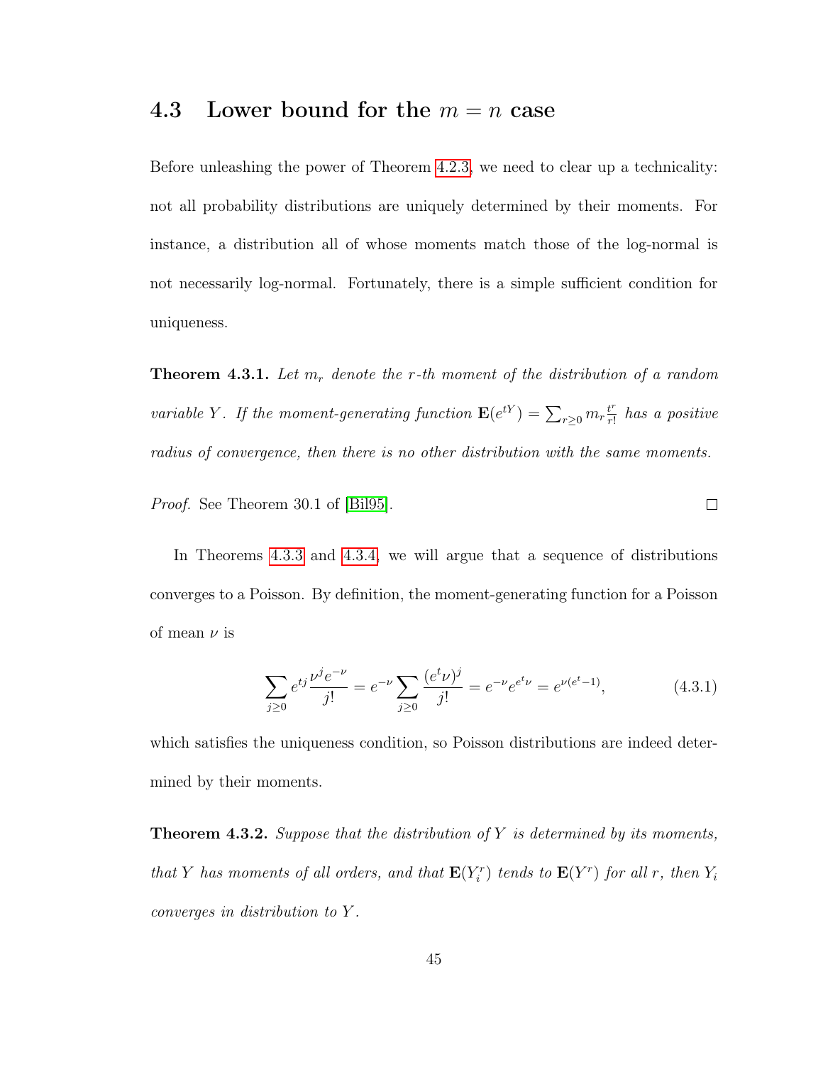## 4.3 Lower bound for the $m = n$ case

Before unleashing the power of Theorem 4.2.3, we need to clear up a technicality: not all probability distributions are uniquely determined by their moments. For instance, a distribution all of whose moments match those of the log-normal is not necessarily log-normal. Fortunately, there is a simple sufficient condition for uniqueness.

**Theorem 4.3.1.** *Let $m_r$ denote the $r$-th moment of the distribution of a random variable $Y$. If the moment-generating function $\mathbf{E}(e^{tY}) = \sum_{r \geq 0} m_r \frac{t^r}{r!}$ has a positive radius of convergence, then there is no other distribution with the same moments.*

*Proof.* See Theorem 30.1 of [Bil95]. □

In Theorems 4.3.3 and 4.3.4, we will argue that a sequence of distributions converges to a Poisson. By definition, the moment-generating function for a Poisson of mean $\nu$ is

$$\sum_{j \geq 0} e^{tj} \frac{\nu^j e^{-\nu}}{j!} = e^{-\nu} \sum_{j \geq 0} \frac{(e^t \nu)^j}{j!} = e^{-\nu} e^{e^t \nu} = e^{\nu(e^t - 1)}, \tag{4.3.1}$$

which satisfies the uniqueness condition, so Poisson distributions are indeed determined by their moments.

**Theorem 4.3.2.** *Suppose that the distribution of $Y$ is determined by its moments, that $Y$ has moments of all orders, and that $\mathbf{E}(Y_i^r)$ tends to $\mathbf{E}(Y^r)$ for all $r$, then $Y_i$ converges in distribution to $Y$.*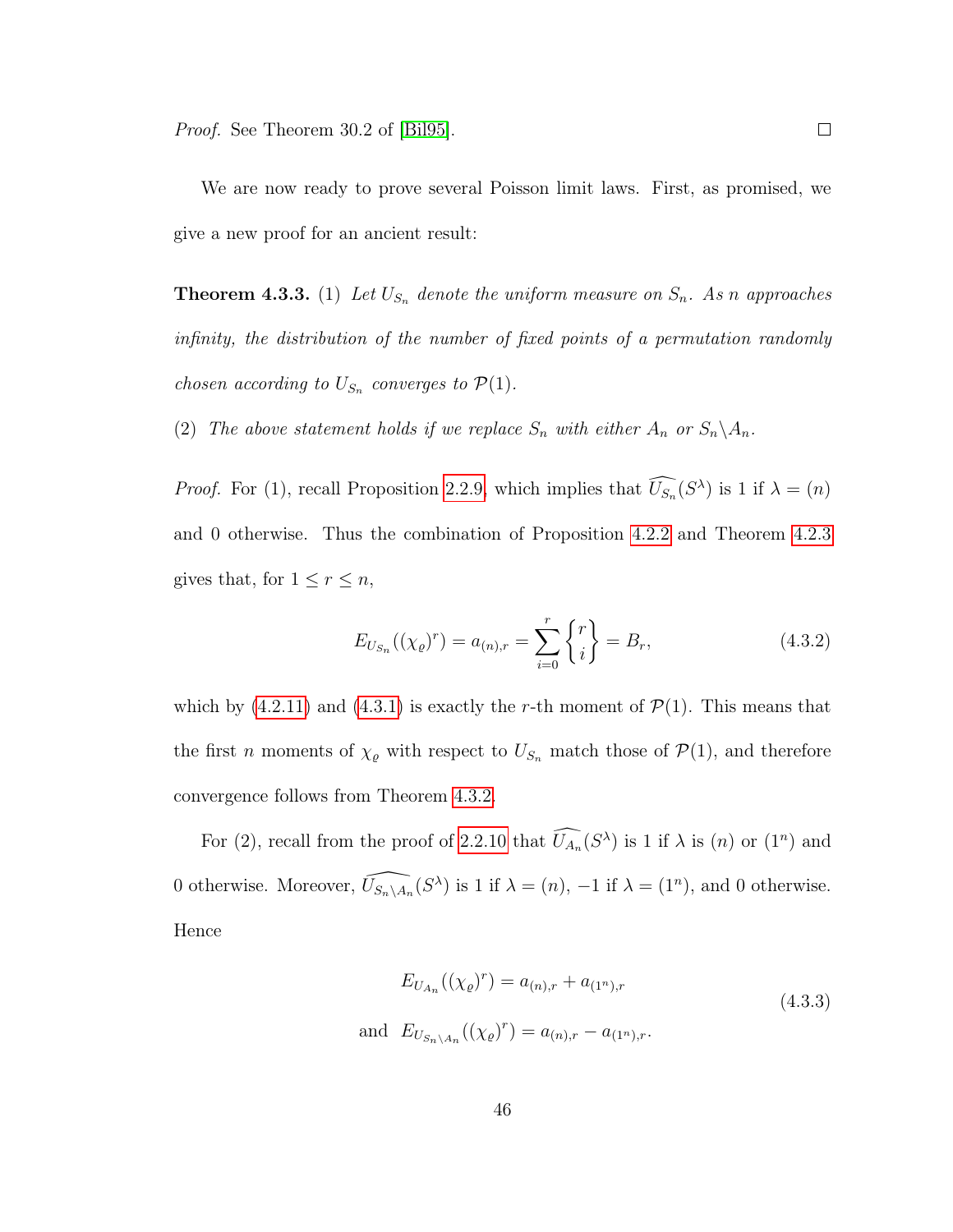*Proof.* See Theorem 30.2 of [Bil95]. □

We are now ready to prove several Poisson limit laws. First, as promised, we give a new proof for an ancient result:

**Theorem 4.3.3.** (1) *Let $U_{S_n}$ denote the uniform measure on $S_n$. As $n$ approaches infinity, the distribution of the number of fixed points of a permutation randomly chosen according to $U_{S_n}$ converges to $\mathcal{P}(1)$.*

(2) *The above statement holds if we replace $S_n$ with either $A_n$ or $S_n \backslash A_n$.*

*Proof.* For (1), recall Proposition 2.2.9, which implies that $\widehat{U_{S_n}}(S^\lambda)$ is 1 if $\lambda = (n)$ and 0 otherwise. Thus the combination of Proposition 4.2.2 and Theorem 4.2.3 gives that, for $1 \leq r \leq n$,

$$E_{U_{S_n}}((\chi_\varrho)^r) = a_{(n),r} = \sum_{i=0}^{r} \left\{ {r \atop i} \right\} = B_r, \tag{4.3.2}$$

which by (4.2.11) and (4.3.1) is exactly the $r$-th moment of $\mathcal{P}(1)$. This means that the first $n$ moments of $\chi_\varrho$ with respect to $U_{S_n}$ match those of $\mathcal{P}(1)$, and therefore convergence follows from Theorem 4.3.2.

For (2), recall from the proof of 2.2.10 that $\widehat{U_{A_n}}(S^\lambda)$ is 1 if $\lambda$ is $(n)$ or $(1^n)$ and 0 otherwise. Moreover, $\widehat{U_{S_n \backslash A_n}}(S^\lambda)$ is 1 if $\lambda = (n)$, $-1$ if $\lambda = (1^n)$, and 0 otherwise. Hence

$$\begin{aligned} E_{U_{A_n}}((\chi_\varrho)^r) &= a_{(n),r} + a_{(1^n),r} \\ \text{and} \quad E_{U_{S_n \backslash A_n}}((\chi_\varrho)^r) &= a_{(n),r} - a_{(1^n),r}. \end{aligned} \tag{4.3.3}$$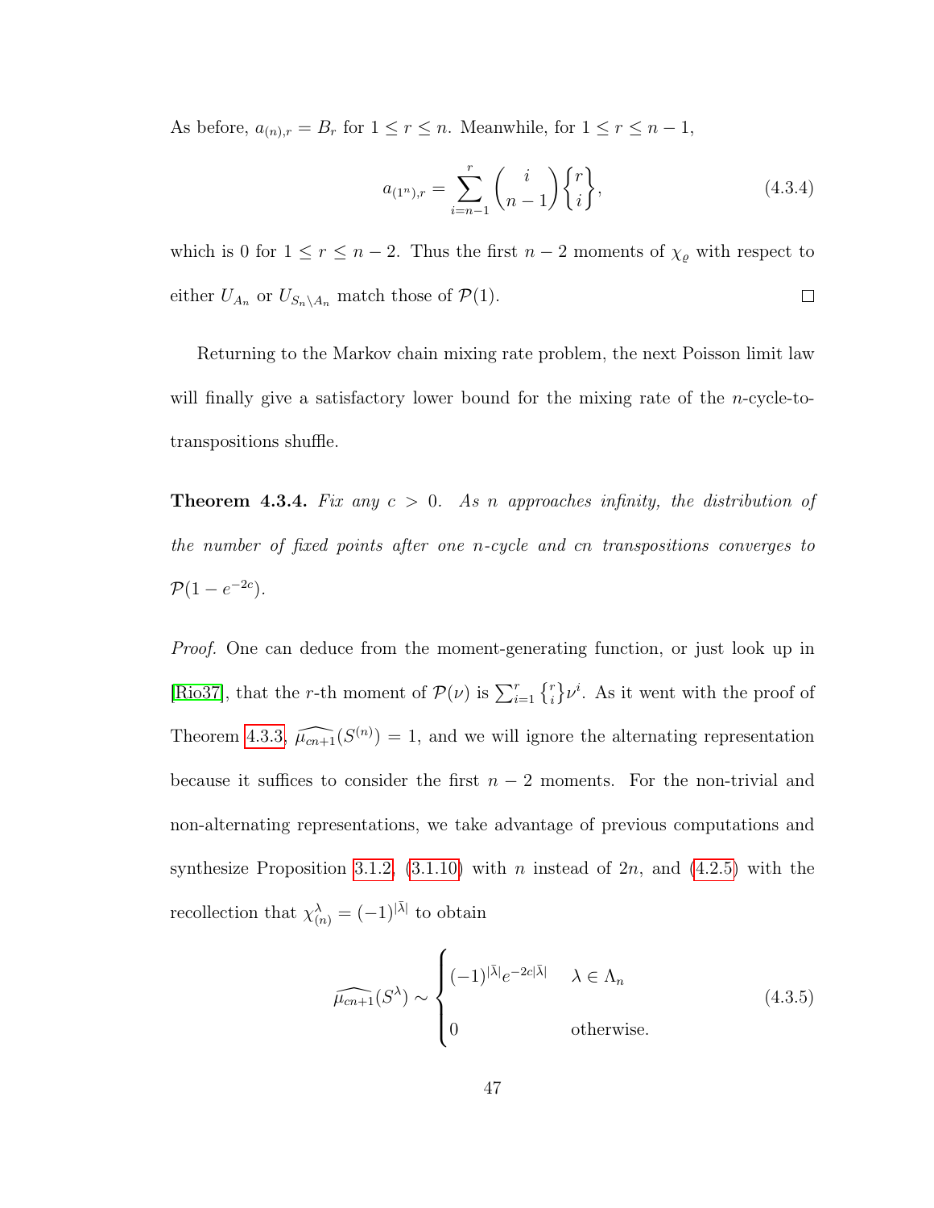As before, $a_{(n),r} = B_r$ for $1 \le r \le n$. Meanwhile, for $1 \le r \le n-1$,

$$a_{(1^n),r} = \sum_{i=n-1}^{r} \binom{i}{n-1} \left\{ {r \atop i} \right\}, \tag{4.3.4}$$

which is 0 for $1 \le r \le n-2$. Thus the first $n-2$ moments of $\chi_\varrho$ with respect to either $U_{A_n}$ or $U_{S_n \setminus A_n}$ match those of $\mathcal{P}(1)$. $\square$

Returning to the Markov chain mixing rate problem, the next Poisson limit law will finally give a satisfactory lower bound for the mixing rate of the $n$-cycle-to-transpositions shuffle.

**Theorem 4.3.4.** *Fix any $c > 0$. As $n$ approaches infinity, the distribution of the number of fixed points after one $n$-cycle and $cn$ transpositions converges to $\mathcal{P}(1 - e^{-2c})$.*

*Proof.* One can deduce from the moment-generating function, or just look up in [Rio37], that the $r$-th moment of $\mathcal{P}(\nu)$ is $\sum_{i=1}^{r} \left\{ {r \atop i} \right\} \nu^i$. As it went with the proof of Theorem 4.3.3, $\widehat{\mu_{cn+1}}(S^{(n)}) = 1$, and we will ignore the alternating representation because it suffices to consider the first $n-2$ moments. For the non-trivial and non-alternating representations, we take advantage of previous computations and synthesize Proposition 3.1.2, (3.1.10) with $n$ instead of $2n$, and (4.2.5) with the recollection that $\chi^\lambda_{(n)} = (-1)^{|\bar{\lambda}|}$ to obtain

$$\widehat{\mu_{cn+1}}(S^\lambda) \sim \begin{cases} (-1)^{|\bar{\lambda}|} e^{-2c|\bar{\lambda}|} & \lambda \in \Lambda_n \\ 0 & \text{otherwise.} \end{cases} \tag{4.3.5}$$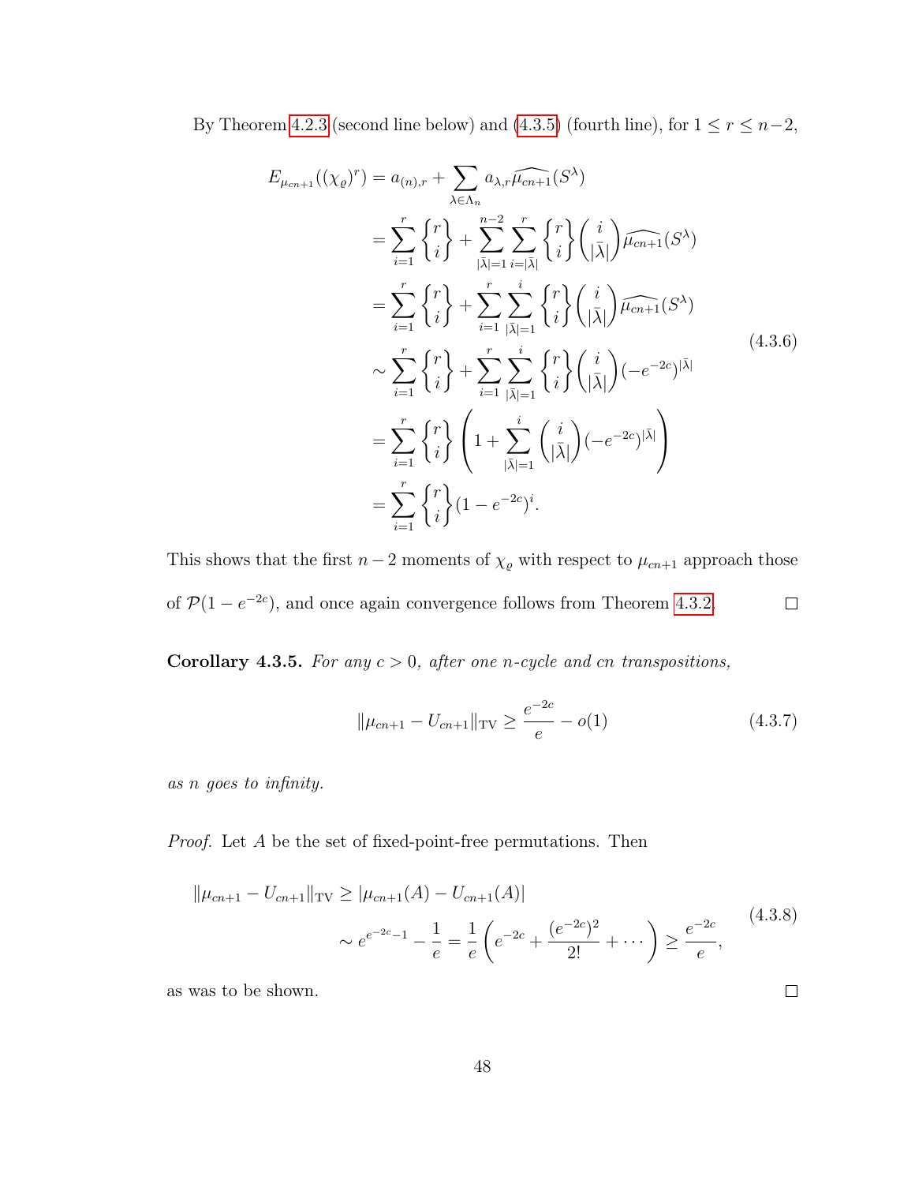By Theorem 4.2.3 (second line below) and (4.3.5) (fourth line), for $1 \leq r \leq n-2$,

$$
\begin{aligned}
E_{\mu_{cn+1}}((\chi_\varrho)^r) &= a_{(n),r} + \sum_{\lambda \in \Lambda_n} a_{\lambda,r} \widehat{\mu_{cn+1}}(S^\lambda) \\
&= \sum_{i=1}^{r} \left\{ {r \atop i} \right\} + \sum_{|\bar{\lambda}|=1}^{n-2} \sum_{i=|\bar{\lambda}|}^{r} \left\{ {r \atop i} \right\} \binom{i}{|\bar{\lambda}|} \widehat{\mu_{cn+1}}(S^\lambda) \\
&= \sum_{i=1}^{r} \left\{ {r \atop i} \right\} + \sum_{i=1}^{r} \sum_{|\bar{\lambda}|=1}^{i} \left\{ {r \atop i} \right\} \binom{i}{|\bar{\lambda}|} \widehat{\mu_{cn+1}}(S^\lambda) \\
&\sim \sum_{i=1}^{r} \left\{ {r \atop i} \right\} + \sum_{i=1}^{r} \sum_{|\bar{\lambda}|=1}^{i} \left\{ {r \atop i} \right\} \binom{i}{|\bar{\lambda}|} (-e^{-2c})^{|\bar{\lambda}|} \\
&= \sum_{i=1}^{r} \left\{ {r \atop i} \right\} \left( 1 + \sum_{|\bar{\lambda}|=1}^{i} \binom{i}{|\bar{\lambda}|} (-e^{-2c})^{|\bar{\lambda}|} \right) \\
&= \sum_{i=1}^{r} \left\{ {r \atop i} \right\} (1 - e^{-2c})^i.
\end{aligned}
\tag{4.3.6}
$$

This shows that the first $n-2$ moments of $\chi_\varrho$ with respect to $\mu_{cn+1}$ approach those of $\mathcal{P}(1 - e^{-2c})$, and once again convergence follows from Theorem 4.3.2. □

**Corollary 4.3.5.** *For any $c > 0$, after one $n$-cycle and $cn$ transpositions,*

$$
\|\mu_{cn+1} - U_{cn+1}\|_{\text{TV}} \geq \frac{e^{-2c}}{e} - o(1) \tag{4.3.7}
$$

*as $n$ goes to infinity.*

*Proof.* Let $A$ be the set of fixed-point-free permutations. Then

$$
\begin{aligned}
\|\mu_{cn+1} - U_{cn+1}\|_{\text{TV}} &\geq |\mu_{cn+1}(A) - U_{cn+1}(A)| \\
&\sim e^{e^{-2c}-1} - \frac{1}{e} = \frac{1}{e}\left( e^{-2c} + \frac{(e^{-2c})^2}{2!} + \cdots \right) \geq \frac{e^{-2c}}{e},
\end{aligned}
\tag{4.3.8}
$$

as was to be shown. □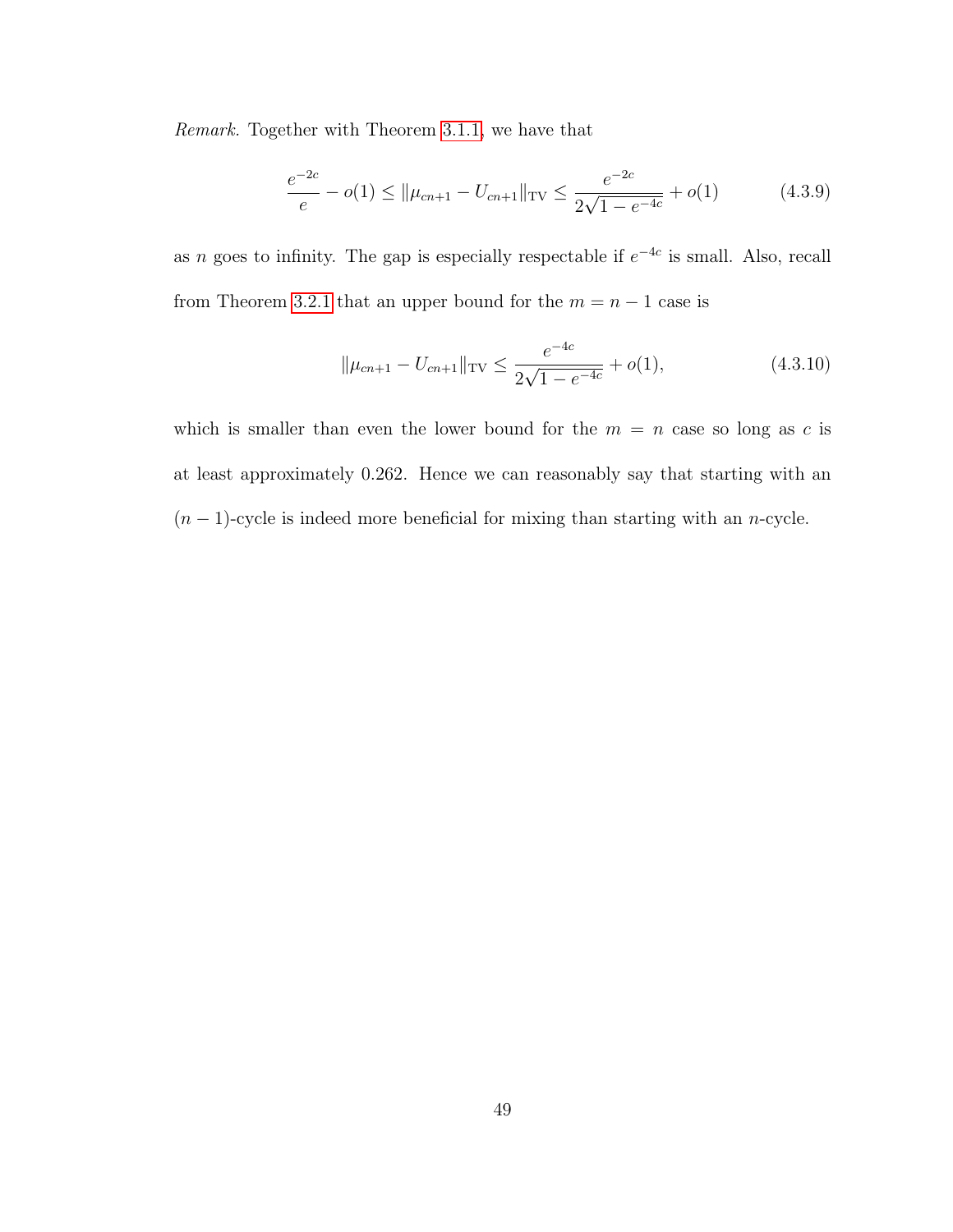*Remark.* Together with Theorem 3.1.1, we have that

$$\frac{e^{-2c}}{e} - o(1) \leq \|\mu_{cn+1} - U_{cn+1}\|_{\mathrm{TV}} \leq \frac{e^{-2c}}{2\sqrt{1-e^{-4c}}} + o(1) \tag{4.3.9}$$

as $n$ goes to infinity. The gap is especially respectable if $e^{-4c}$ is small. Also, recall from Theorem 3.2.1 that an upper bound for the $m = n-1$ case is

$$\|\mu_{cn+1} - U_{cn+1}\|_{\mathrm{TV}} \leq \frac{e^{-4c}}{2\sqrt{1-e^{-4c}}} + o(1), \tag{4.3.10}$$

which is smaller than even the lower bound for the $m = n$ case so long as $c$ is at least approximately 0.262. Hence we can reasonably say that starting with an $(n-1)$-cycle is indeed more beneficial for mixing than starting with an $n$-cycle.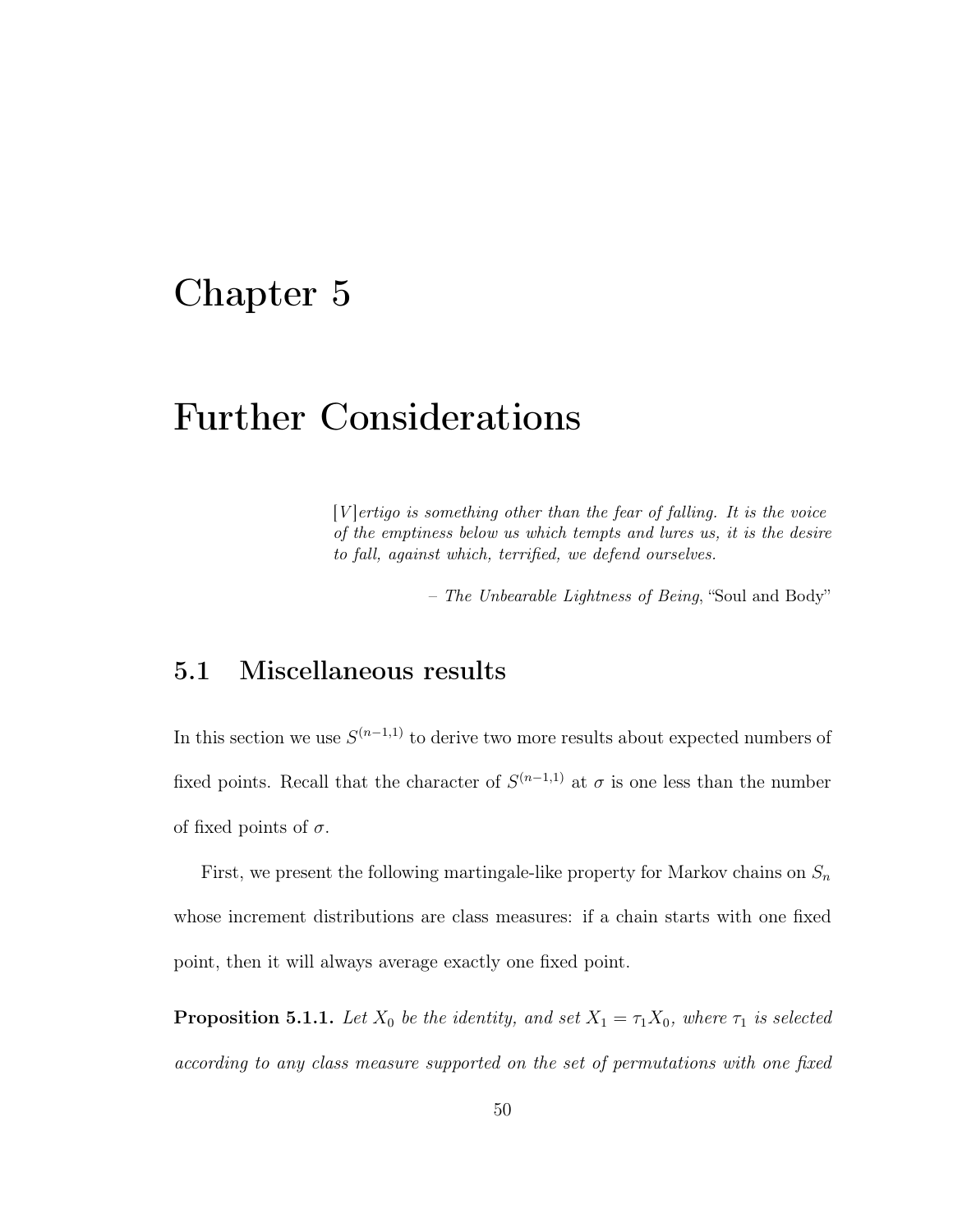# Chapter 5

# Further Considerations

> *[V]ertigo is something other than the fear of falling. It is the voice of the emptiness below us which tempts and lures us, it is the desire to fall, against which, terrified, we defend ourselves.*
>
> – *The Unbearable Lightness of Being*, "Soul and Body"

## 5.1 Miscellaneous results

In this section we use $S^{(n-1,1)}$ to derive two more results about expected numbers of fixed points. Recall that the character of $S^{(n-1,1)}$ at $\sigma$ is one less than the number of fixed points of $\sigma$.

First, we present the following martingale-like property for Markov chains on $S_n$ whose increment distributions are class measures: if a chain starts with one fixed point, then it will always average exactly one fixed point.

**Proposition 5.1.1.** *Let $X_0$ be the identity, and set $X_1 = \tau_1 X_0$, where $\tau_1$ is selected according to any class measure supported on the set of permutations with one fixed*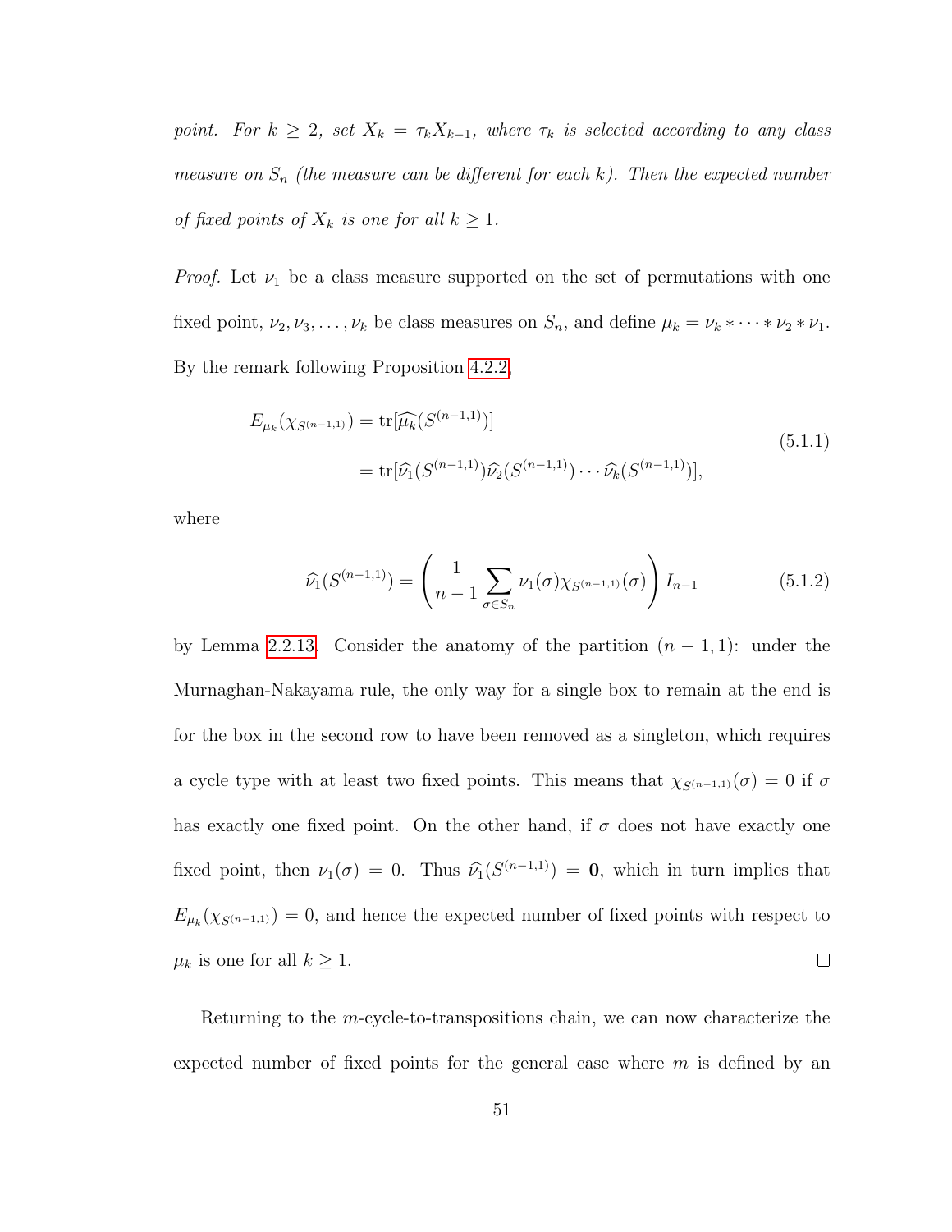*point. For $k \geq 2$, set $X_k = \tau_k X_{k-1}$, where $\tau_k$ is selected according to any class measure on $S_n$ (the measure can be different for each $k$). Then the expected number of fixed points of $X_k$ is one for all $k \geq 1$.*

*Proof.* Let $\nu_1$ be a class measure supported on the set of permutations with one fixed point, $\nu_2, \nu_3, \ldots, \nu_k$ be class measures on $S_n$, and define $\mu_k = \nu_k * \cdots * \nu_2 * \nu_1$. By the remark following Proposition 4.2.2,

$$
\begin{aligned}
E_{\mu_k}(\chi_{S^{(n-1,1)}}) &= \operatorname{tr}[\widehat{\mu_k}(S^{(n-1,1)})] \\
&= \operatorname{tr}[\widehat{\nu_1}(S^{(n-1,1)})\widehat{\nu_2}(S^{(n-1,1)}) \cdots \widehat{\nu_k}(S^{(n-1,1)})],
\end{aligned}
\tag{5.1.1}
$$

where

$$
\widehat{\nu_1}(S^{(n-1,1)}) = \left( \frac{1}{n-1} \sum_{\sigma \in S_n} \nu_1(\sigma) \chi_{S^{(n-1,1)}}(\sigma) \right) I_{n-1} \tag{5.1.2}
$$

by Lemma 2.2.13. Consider the anatomy of the partition $(n-1, 1)$: under the Murnaghan-Nakayama rule, the only way for a single box to remain at the end is for the box in the second row to have been removed as a singleton, which requires a cycle type with at least two fixed points. This means that $\chi_{S^{(n-1,1)}}(\sigma) = 0$ if $\sigma$ has exactly one fixed point. On the other hand, if $\sigma$ does not have exactly one fixed point, then $\nu_1(\sigma) = 0$. Thus $\widehat{\nu_1}(S^{(n-1,1)}) = \mathbf{0}$, which in turn implies that $E_{\mu_k}(\chi_{S^{(n-1,1)}}) = 0$, and hence the expected number of fixed points with respect to $\mu_k$ is one for all $k \geq 1$. $\square$

Returning to the $m$-cycle-to-transpositions chain, we can now characterize the expected number of fixed points for the general case where $m$ is defined by an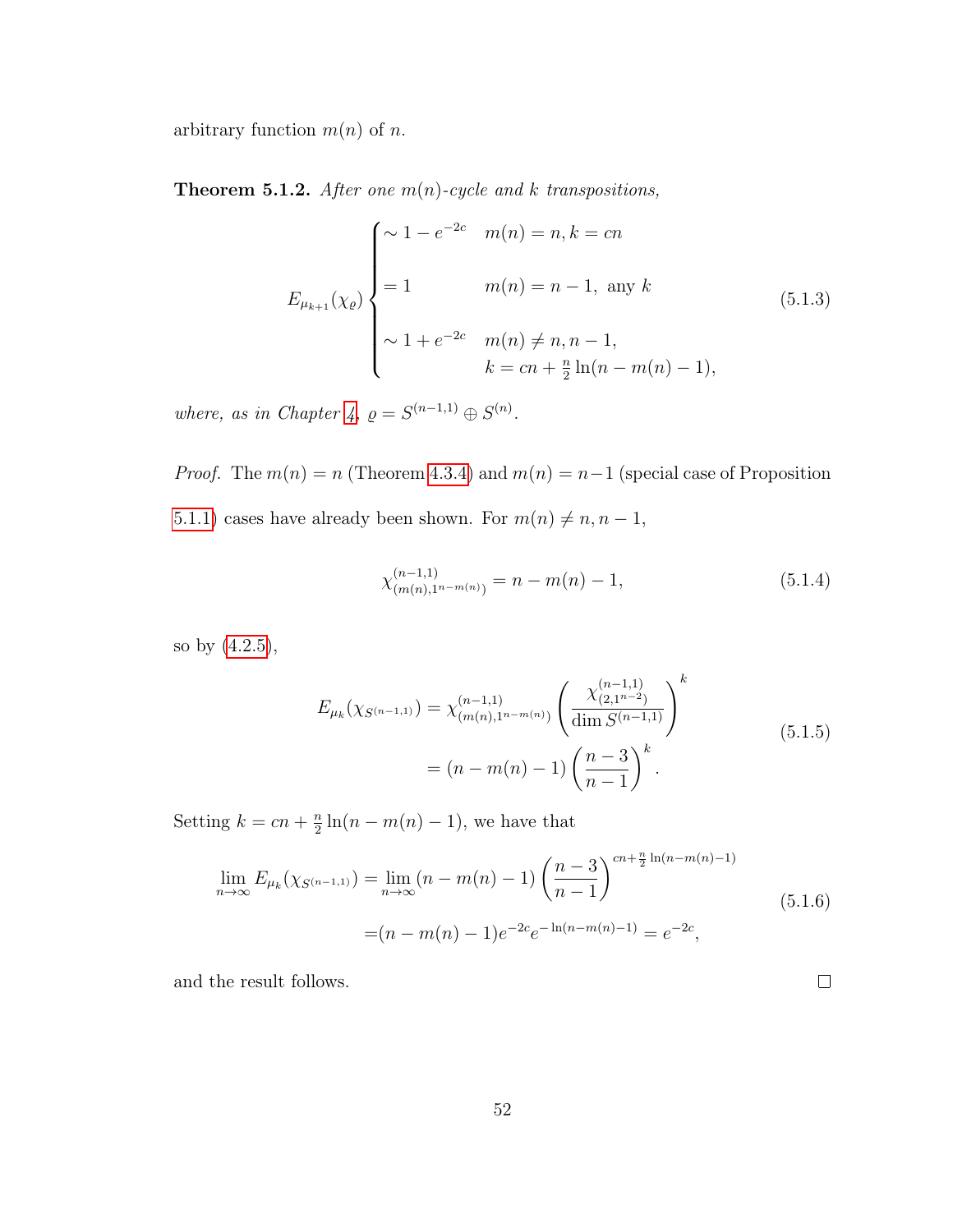arbitrary function $m(n)$ of $n$.

**Theorem 5.1.2.** *After one $m(n)$-cycle and $k$ transpositions,*

$$E_{\mu_{k+1}}(\chi_\varrho) \begin{cases} \sim 1 - e^{-2c} & m(n) = n, k = cn \\ = 1 & m(n) = n-1, \text{ any } k \\ \sim 1 + e^{-2c} & m(n) \neq n, n-1, \\ & k = cn + \frac{n}{2}\ln(n - m(n) - 1), \end{cases} \tag{5.1.3}$$

*where, as in Chapter 4, $\varrho = S^{(n-1,1)} \oplus S^{(n)}$.*

*Proof.* The $m(n) = n$ (Theorem 4.3.4) and $m(n) = n-1$ (special case of Proposition 5.1.1) cases have already been shown. For $m(n) \neq n, n-1$,

$$\chi^{(n-1,1)}_{(m(n),1^{n-m(n)})} = n - m(n) - 1, \tag{5.1.4}$$

so by (4.2.5),

$$\begin{aligned} E_{\mu_k}(\chi_{S^{(n-1,1)}}) &= \chi^{(n-1,1)}_{(m(n),1^{n-m(n)})} \left( \frac{\chi^{(n-1,1)}_{(2,1^{n-2})}}{\dim S^{(n-1,1)}} \right)^k \\ &= (n - m(n) - 1) \left( \frac{n-3}{n-1} \right)^k. \end{aligned} \tag{5.1.5}$$

Setting $k = cn + \frac{n}{2}\ln(n - m(n) - 1)$, we have that

$$\begin{aligned} \lim_{n\to\infty} E_{\mu_k}(\chi_{S^{(n-1,1)}}) &= \lim_{n\to\infty} (n - m(n) - 1) \left( \frac{n-3}{n-1} \right)^{cn + \frac{n}{2}\ln(n-m(n)-1)} \\ &= (n - m(n) - 1) e^{-2c} e^{-\ln(n-m(n)-1)} = e^{-2c}, \end{aligned} \tag{5.1.6}$$

and the result follows. ∎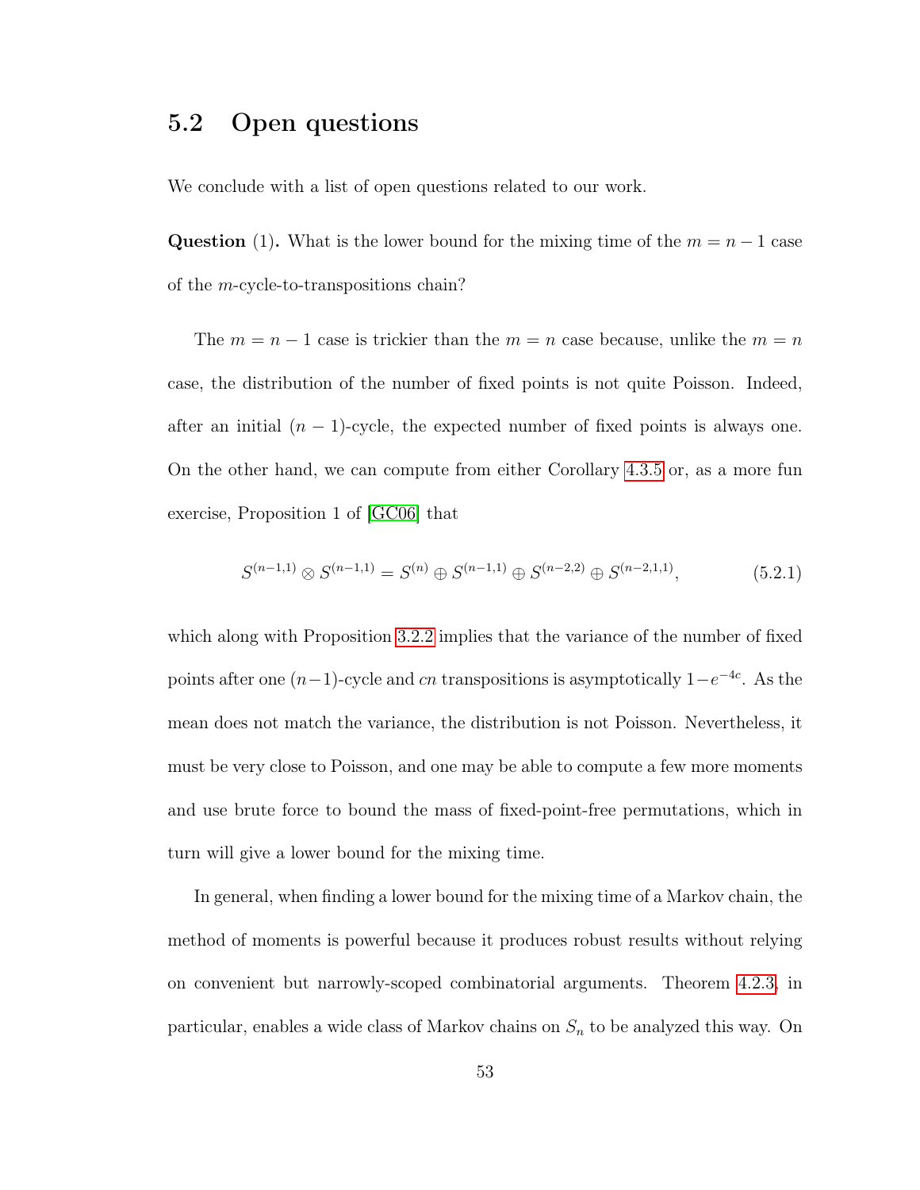## 5.2 Open questions

We conclude with a list of open questions related to our work.

**Question** (1)**.** What is the lower bound for the mixing time of the $m = n-1$ case of the $m$-cycle-to-transpositions chain?

The $m = n-1$ case is trickier than the $m = n$ case because, unlike the $m = n$ case, the distribution of the number of fixed points is not quite Poisson. Indeed, after an initial $(n-1)$-cycle, the expected number of fixed points is always one. On the other hand, we can compute from either Corollary 4.3.5 or, as a more fun exercise, Proposition 1 of [GC06] that

$$S^{(n-1,1)} \otimes S^{(n-1,1)} = S^{(n)} \oplus S^{(n-1,1)} \oplus S^{(n-2,2)} \oplus S^{(n-2,1,1)}, \tag{5.2.1}$$

which along with Proposition 3.2.2 implies that the variance of the number of fixed points after one $(n-1)$-cycle and $cn$ transpositions is asymptotically $1-e^{-4c}$. As the mean does not match the variance, the distribution is not Poisson. Nevertheless, it must be very close to Poisson, and one may be able to compute a few more moments and use brute force to bound the mass of fixed-point-free permutations, which in turn will give a lower bound for the mixing time.

In general, when finding a lower bound for the mixing time of a Markov chain, the method of moments is powerful because it produces robust results without relying on convenient but narrowly-scoped combinatorial arguments. Theorem 4.2.3, in particular, enables a wide class of Markov chains on $S_n$ to be analyzed this way. On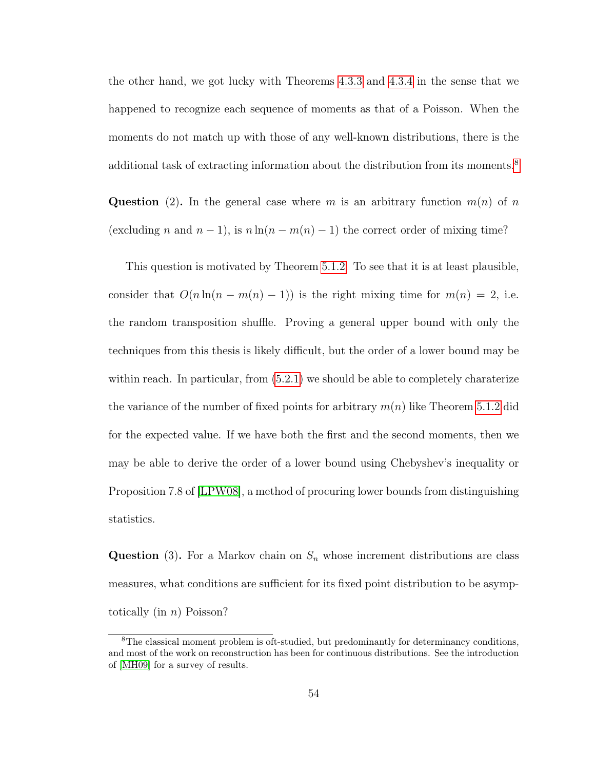the other hand, we got lucky with Theorems 4.3.3 and 4.3.4 in the sense that we happened to recognize each sequence of moments as that of a Poisson. When the moments do not match up with those of any well-known distributions, there is the additional task of extracting information about the distribution from its moments.[8]

**Question** (2)**.** In the general case where $m$ is an arbitrary function $m(n)$ of $n$ (excluding $n$ and $n-1$), is $n\ln(n-m(n)-1)$ the correct order of mixing time?

This question is motivated by Theorem 5.1.2. To see that it is at least plausible, consider that $O(n\ln(n-m(n)-1))$ is the right mixing time for $m(n)=2$, i.e. the random transposition shuffle. Proving a general upper bound with only the techniques from this thesis is likely difficult, but the order of a lower bound may be within reach. In particular, from (5.2.1) we should be able to completely charaterize the variance of the number of fixed points for arbitrary $m(n)$ like Theorem 5.1.2 did for the expected value. If we have both the first and the second moments, then we may be able to derive the order of a lower bound using Chebyshev's inequality or Proposition 7.8 of [LPW08], a method of procuring lower bounds from distinguishing statistics.

**Question** (3)**.** For a Markov chain on $S_n$ whose increment distributions are class measures, what conditions are sufficient for its fixed point distribution to be asymptotically (in $n$) Poisson?

[8] The classical moment problem is oft-studied, but predominantly for determinancy conditions, and most of the work on reconstruction has been for continuous distributions. See the introduction of [MH09] for a survey of results.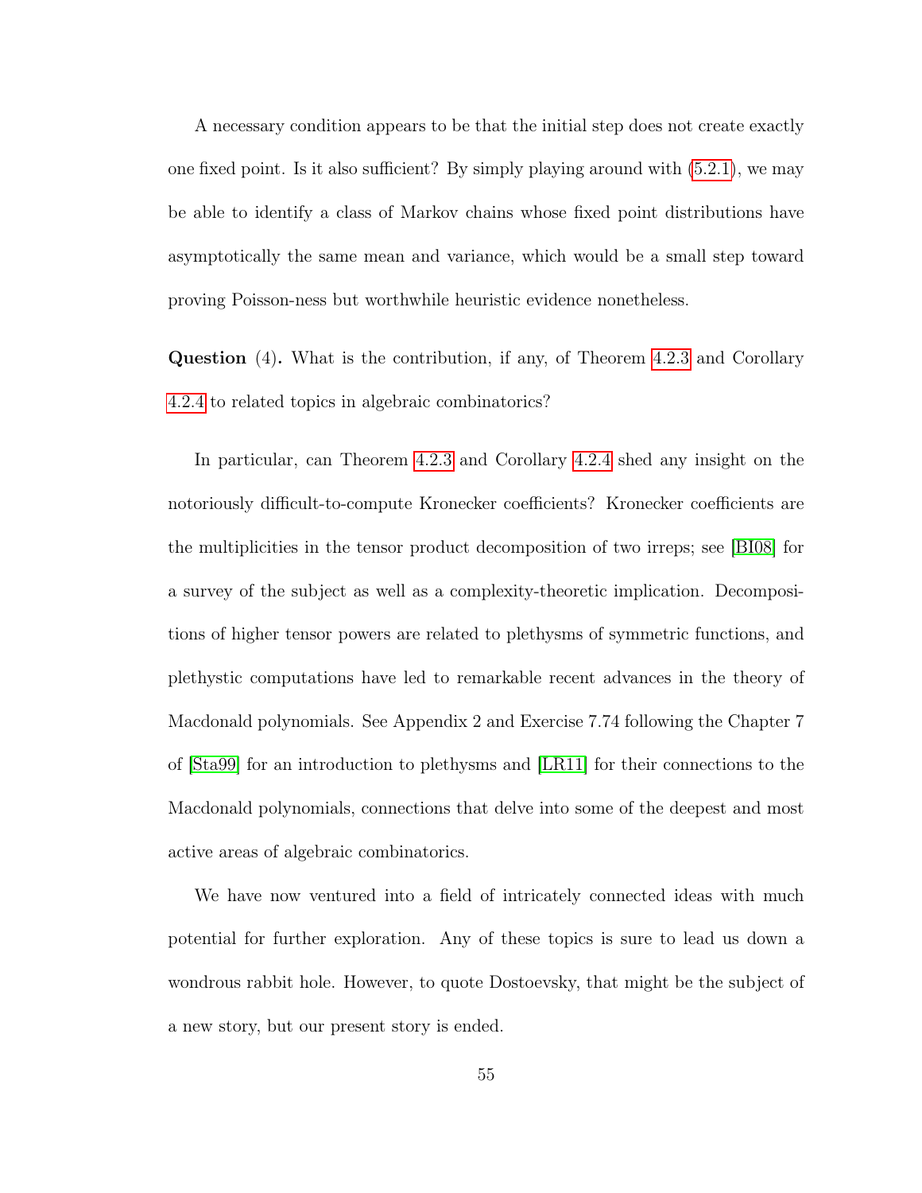A necessary condition appears to be that the initial step does not create exactly one fixed point. Is it also sufficient? By simply playing around with (5.2.1), we may be able to identify a class of Markov chains whose fixed point distributions have asymptotically the same mean and variance, which would be a small step toward proving Poisson-ness but worthwhile heuristic evidence nonetheless.

**Question** (4)**.** What is the contribution, if any, of Theorem 4.2.3 and Corollary 4.2.4 to related topics in algebraic combinatorics?

In particular, can Theorem 4.2.3 and Corollary 4.2.4 shed any insight on the notoriously difficult-to-compute Kronecker coefficients? Kronecker coefficients are the multiplicities in the tensor product decomposition of two irreps; see [BI08] for a survey of the subject as well as a complexity-theoretic implication. Decompositions of higher tensor powers are related to plethysms of symmetric functions, and plethystic computations have led to remarkable recent advances in the theory of Macdonald polynomials. See Appendix 2 and Exercise 7.74 following the Chapter 7 of [Sta99] for an introduction to plethysms and [LR11] for their connections to the Macdonald polynomials, connections that delve into some of the deepest and most active areas of algebraic combinatorics.

We have now ventured into a field of intricately connected ideas with much potential for further exploration. Any of these topics is sure to lead us down a wondrous rabbit hole. However, to quote Dostoevsky, that might be the subject of a new story, but our present story is ended.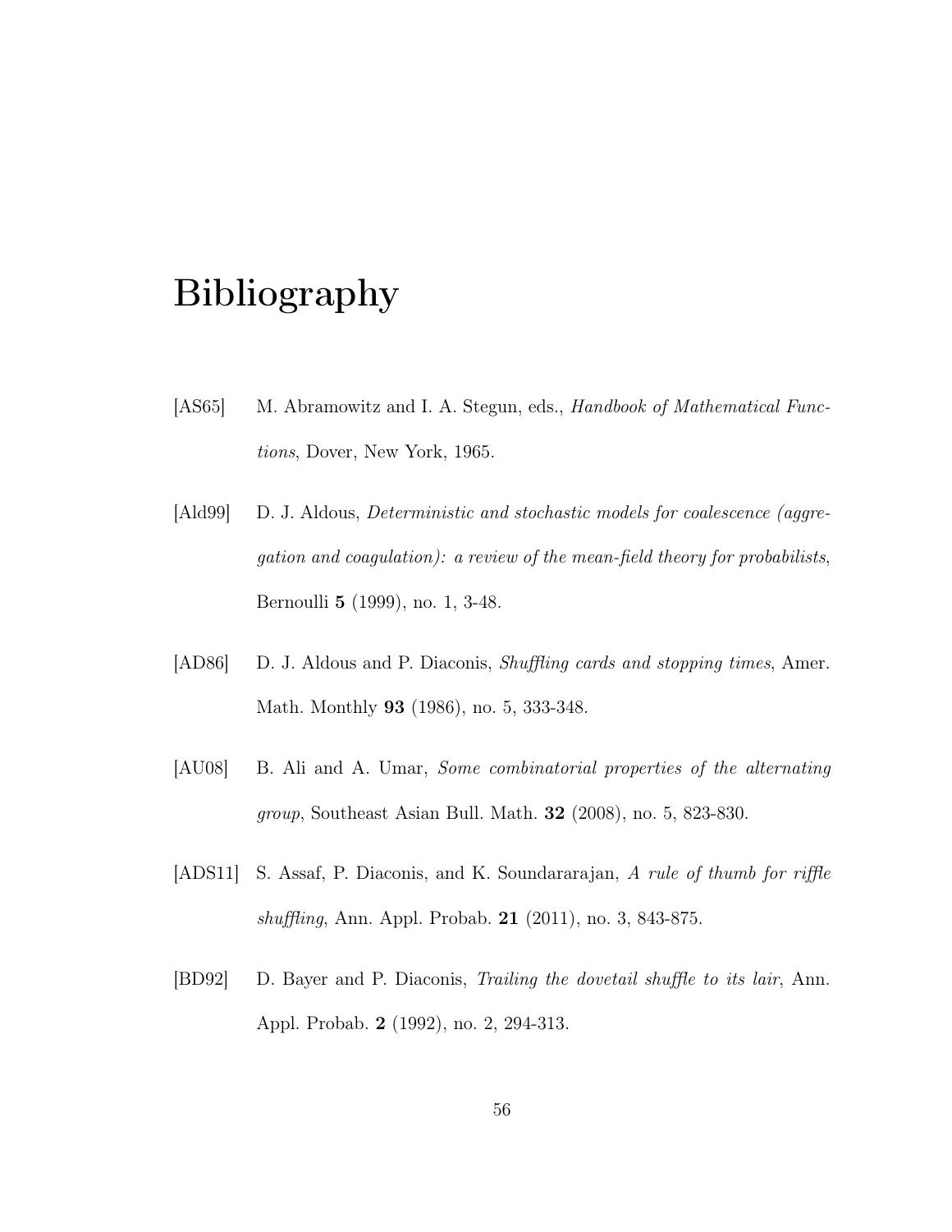# Bibliography

[AS65] M. Abramowitz and I. A. Stegun, eds., *Handbook of Mathematical Functions*, Dover, New York, 1965.

[Ald99] D. J. Aldous, *Deterministic and stochastic models for coalescence (aggregation and coagulation): a review of the mean-field theory for probabilists*, Bernoulli **5** (1999), no. 1, 3-48.

[AD86] D. J. Aldous and P. Diaconis, *Shuffling cards and stopping times*, Amer. Math. Monthly **93** (1986), no. 5, 333-348.

[AU08] B. Ali and A. Umar, *Some combinatorial properties of the alternating group*, Southeast Asian Bull. Math. **32** (2008), no. 5, 823-830.

[ADS11] S. Assaf, P. Diaconis, and K. Soundararajan, *A rule of thumb for riffle shuffling*, Ann. Appl. Probab. **21** (2011), no. 3, 843-875.

[BD92] D. Bayer and P. Diaconis, *Trailing the dovetail shuffle to its lair*, Ann. Appl. Probab. **2** (1992), no. 2, 294-313.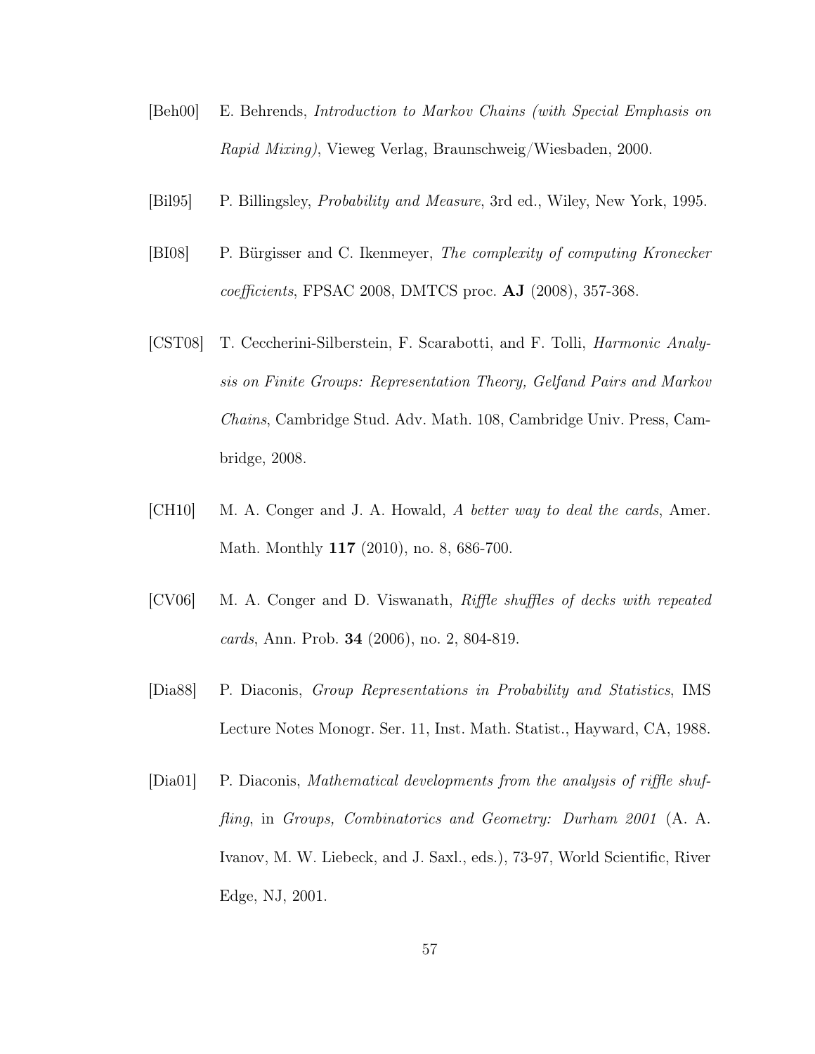[Beh00] E. Behrends, *Introduction to Markov Chains (with Special Emphasis on Rapid Mixing)*, Vieweg Verlag, Braunschweig/Wiesbaden, 2000.

[Bil95] P. Billingsley, *Probability and Measure*, 3rd ed., Wiley, New York, 1995.

[BI08] P. Bürgisser and C. Ikenmeyer, *The complexity of computing Kronecker coefficients*, FPSAC 2008, DMTCS proc. **AJ** (2008), 357-368.

[CST08] T. Ceccherini-Silberstein, F. Scarabotti, and F. Tolli, *Harmonic Analysis on Finite Groups: Representation Theory, Gelfand Pairs and Markov Chains*, Cambridge Stud. Adv. Math. 108, Cambridge Univ. Press, Cambridge, 2008.

[CH10] M. A. Conger and J. A. Howald, *A better way to deal the cards*, Amer. Math. Monthly **117** (2010), no. 8, 686-700.

[CV06] M. A. Conger and D. Viswanath, *Riffle shuffles of decks with repeated cards*, Ann. Prob. **34** (2006), no. 2, 804-819.

[Dia88] P. Diaconis, *Group Representations in Probability and Statistics*, IMS Lecture Notes Monogr. Ser. 11, Inst. Math. Statist., Hayward, CA, 1988.

[Dia01] P. Diaconis, *Mathematical developments from the analysis of riffle shuffling*, in *Groups, Combinatorics and Geometry: Durham 2001* (A. A. Ivanov, M. W. Liebeck, and J. Saxl., eds.), 73-97, World Scientific, River Edge, NJ, 2001.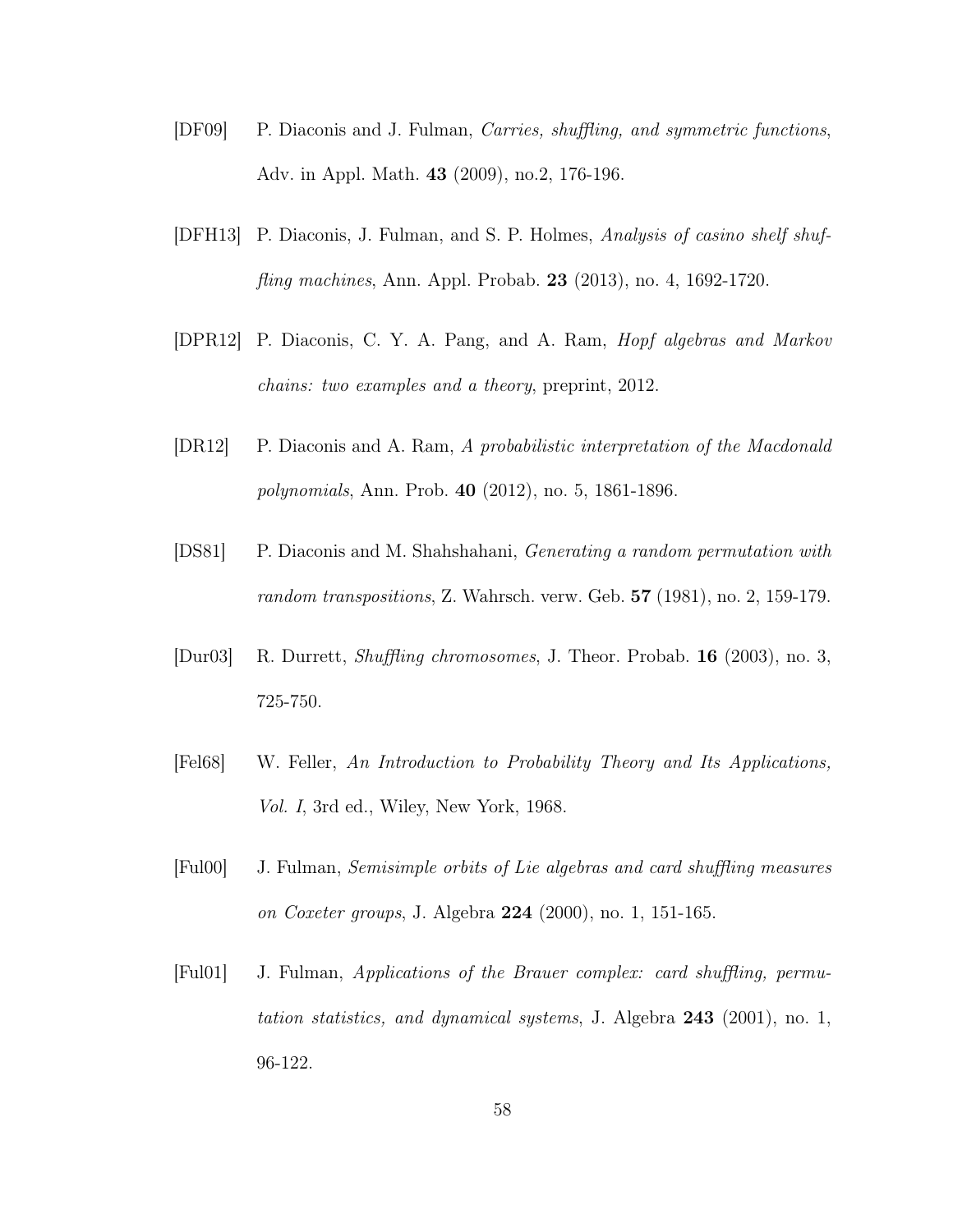[DF09] P. Diaconis and J. Fulman, *Carries, shuffling, and symmetric functions*, Adv. in Appl. Math. **43** (2009), no.2, 176-196.

[DFH13] P. Diaconis, J. Fulman, and S. P. Holmes, *Analysis of casino shelf shuffling machines*, Ann. Appl. Probab. **23** (2013), no. 4, 1692-1720.

[DPR12] P. Diaconis, C. Y. A. Pang, and A. Ram, *Hopf algebras and Markov chains: two examples and a theory*, preprint, 2012.

[DR12] P. Diaconis and A. Ram, *A probabilistic interpretation of the Macdonald polynomials*, Ann. Prob. **40** (2012), no. 5, 1861-1896.

[DS81] P. Diaconis and M. Shahshahani, *Generating a random permutation with random transpositions*, Z. Wahrsch. verw. Geb. **57** (1981), no. 2, 159-179.

[Dur03] R. Durrett, *Shuffling chromosomes*, J. Theor. Probab. **16** (2003), no. 3, 725-750.

[Fel68] W. Feller, *An Introduction to Probability Theory and Its Applications, Vol. I*, 3rd ed., Wiley, New York, 1968.

[Ful00] J. Fulman, *Semisimple orbits of Lie algebras and card shuffling measures on Coxeter groups*, J. Algebra **224** (2000), no. 1, 151-165.

[Ful01] J. Fulman, *Applications of the Brauer complex: card shuffling, permutation statistics, and dynamical systems*, J. Algebra **243** (2001), no. 1, 96-122.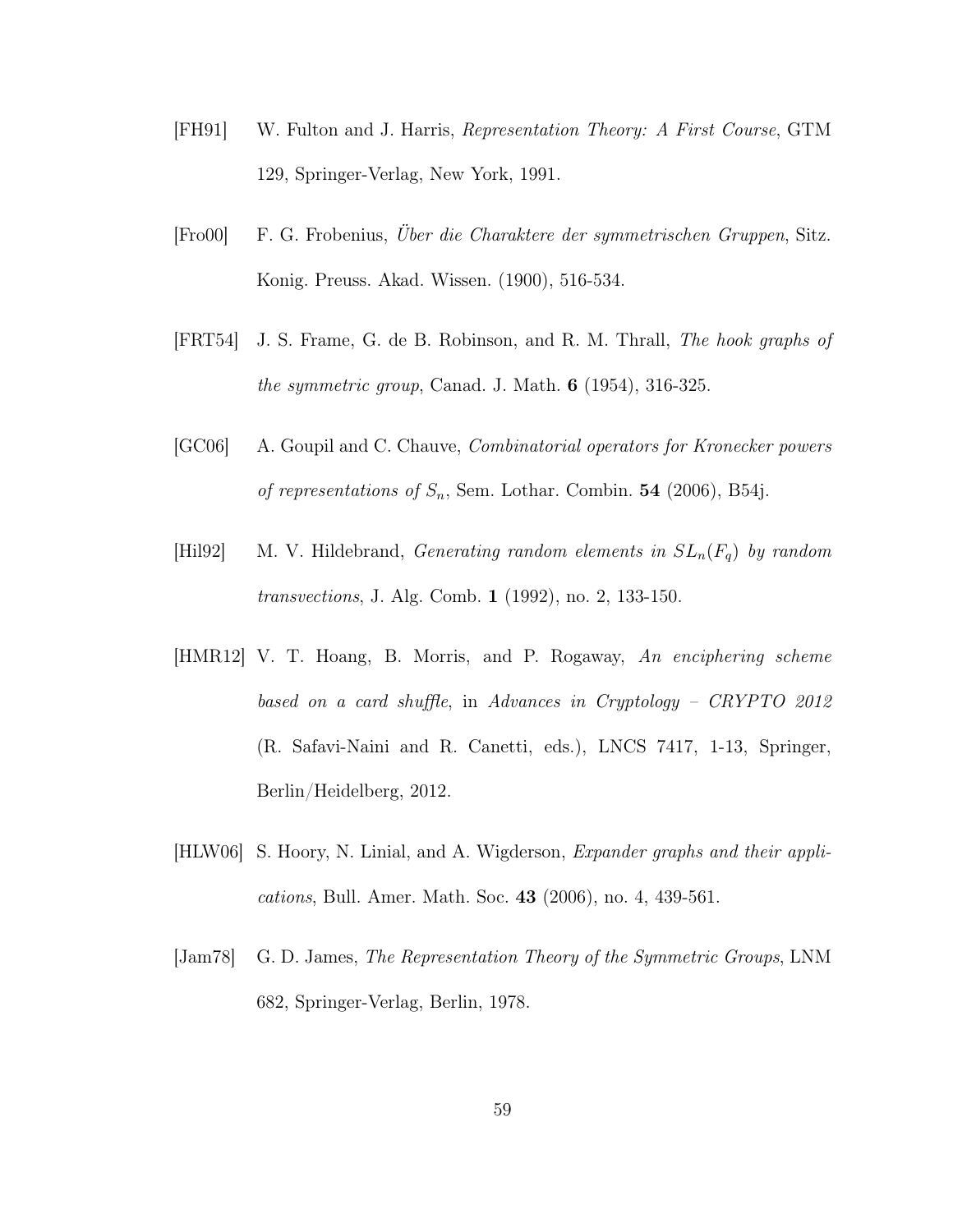[FH91] W. Fulton and J. Harris, *Representation Theory: A First Course*, GTM 129, Springer-Verlag, New York, 1991.

[Fro00] F. G. Frobenius, *Über die Charaktere der symmetrischen Gruppen*, Sitz. Konig. Preuss. Akad. Wissen. (1900), 516-534.

[FRT54] J. S. Frame, G. de B. Robinson, and R. M. Thrall, *The hook graphs of the symmetric group*, Canad. J. Math. **6** (1954), 316-325.

[GC06] A. Goupil and C. Chauve, *Combinatorial operators for Kronecker powers of representations of $S_n$*, Sem. Lothar. Combin. **54** (2006), B54j.

[Hil92] M. V. Hildebrand, *Generating random elements in $SL_n(F_q)$ by random transvections*, J. Alg. Comb. **1** (1992), no. 2, 133-150.

[HMR12] V. T. Hoang, B. Morris, and P. Rogaway, *An enciphering scheme based on a card shuffle*, in *Advances in Cryptology – CRYPTO 2012* (R. Safavi-Naini and R. Canetti, eds.), LNCS 7417, 1-13, Springer, Berlin/Heidelberg, 2012.

[HLW06] S. Hoory, N. Linial, and A. Wigderson, *Expander graphs and their applications*, Bull. Amer. Math. Soc. **43** (2006), no. 4, 439-561.

[Jam78] G. D. James, *The Representation Theory of the Symmetric Groups*, LNM 682, Springer-Verlag, Berlin, 1978.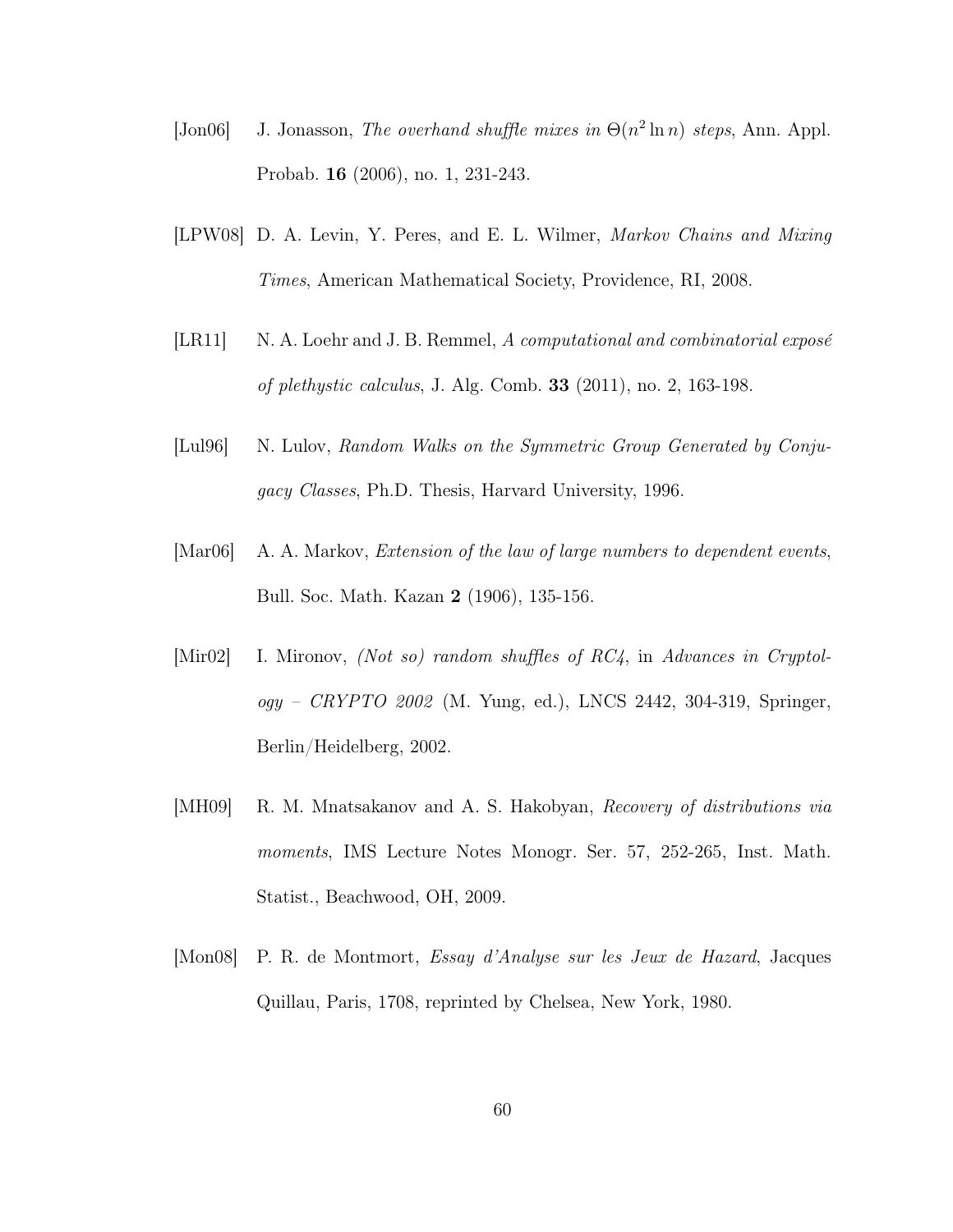[Jon06] J. Jonasson, *The overhand shuffle mixes in $\Theta(n^2 \ln n)$ steps*, Ann. Appl. Probab. **16** (2006), no. 1, 231-243.

[LPW08] D. A. Levin, Y. Peres, and E. L. Wilmer, *Markov Chains and Mixing Times*, American Mathematical Society, Providence, RI, 2008.

[LR11] N. A. Loehr and J. B. Remmel, *A computational and combinatorial exposé of plethystic calculus*, J. Alg. Comb. **33** (2011), no. 2, 163-198.

[Lul96] N. Lulov, *Random Walks on the Symmetric Group Generated by Conjugacy Classes*, Ph.D. Thesis, Harvard University, 1996.

[Mar06] A. A. Markov, *Extension of the law of large numbers to dependent events*, Bull. Soc. Math. Kazan **2** (1906), 135-156.

[Mir02] I. Mironov, *(Not so) random shuffles of RC4*, in *Advances in Cryptology – CRYPTO 2002* (M. Yung, ed.), LNCS 2442, 304-319, Springer, Berlin/Heidelberg, 2002.

[MH09] R. M. Mnatsakanov and A. S. Hakobyan, *Recovery of distributions via moments*, IMS Lecture Notes Monogr. Ser. 57, 252-265, Inst. Math. Statist., Beachwood, OH, 2009.

[Mon08] P. R. de Montmort, *Essay d'Analyse sur les Jeux de Hazard*, Jacques Quillau, Paris, 1708, reprinted by Chelsea, New York, 1980.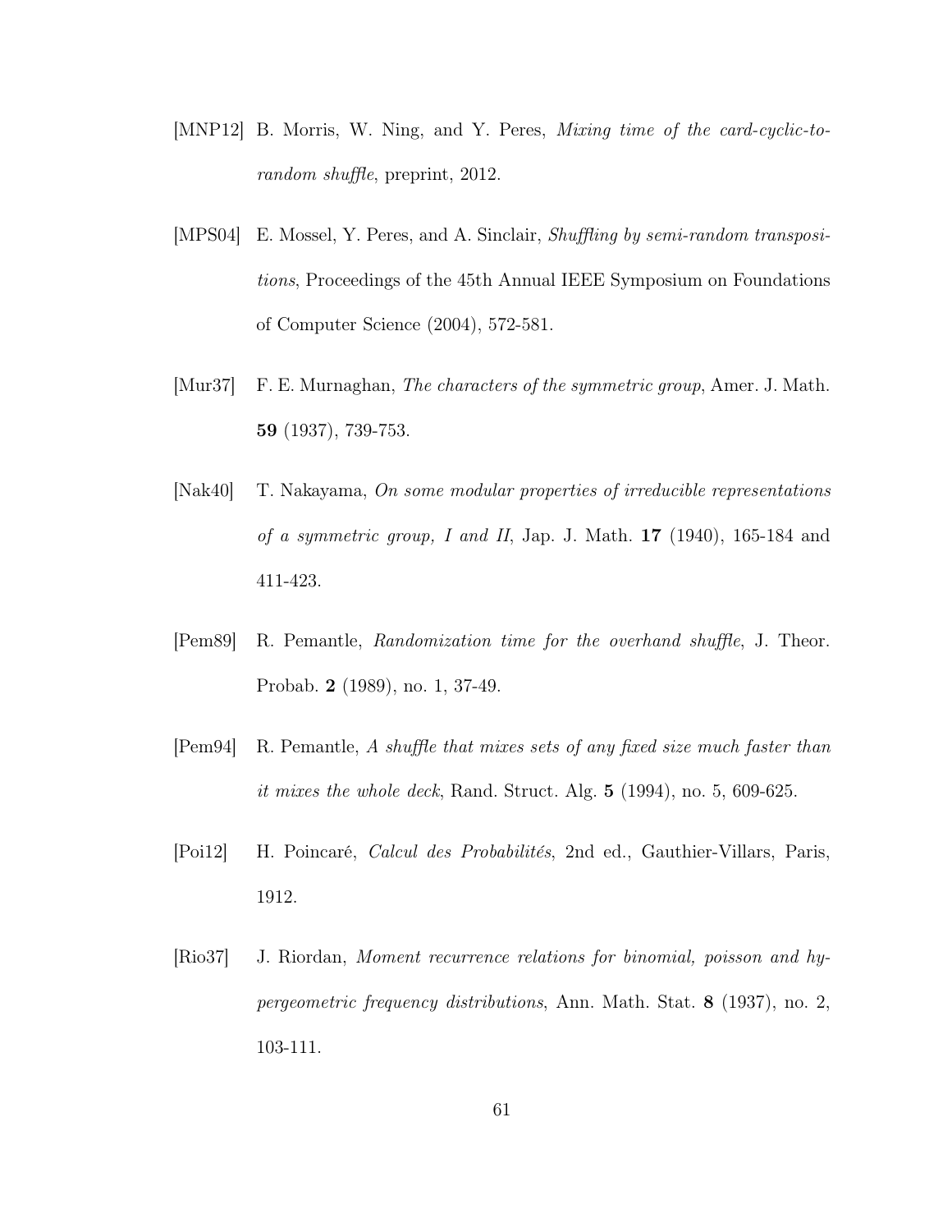[MNP12] B. Morris, W. Ning, and Y. Peres, *Mixing time of the card-cyclic-to-random shuffle*, preprint, 2012.

[MPS04] E. Mossel, Y. Peres, and A. Sinclair, *Shuffling by semi-random transpositions*, Proceedings of the 45th Annual IEEE Symposium on Foundations of Computer Science (2004), 572-581.

[Mur37] F. E. Murnaghan, *The characters of the symmetric group*, Amer. J. Math. **59** (1937), 739-753.

[Nak40] T. Nakayama, *On some modular properties of irreducible representations of a symmetric group, I and II*, Jap. J. Math. **17** (1940), 165-184 and 411-423.

[Pem89] R. Pemantle, *Randomization time for the overhand shuffle*, J. Theor. Probab. **2** (1989), no. 1, 37-49.

[Pem94] R. Pemantle, *A shuffle that mixes sets of any fixed size much faster than it mixes the whole deck*, Rand. Struct. Alg. **5** (1994), no. 5, 609-625.

[Poi12] H. Poincaré, *Calcul des Probabilités*, 2nd ed., Gauthier-Villars, Paris, 1912.

[Rio37] J. Riordan, *Moment recurrence relations for binomial, poisson and hypergeometric frequency distributions*, Ann. Math. Stat. **8** (1937), no. 2, 103-111.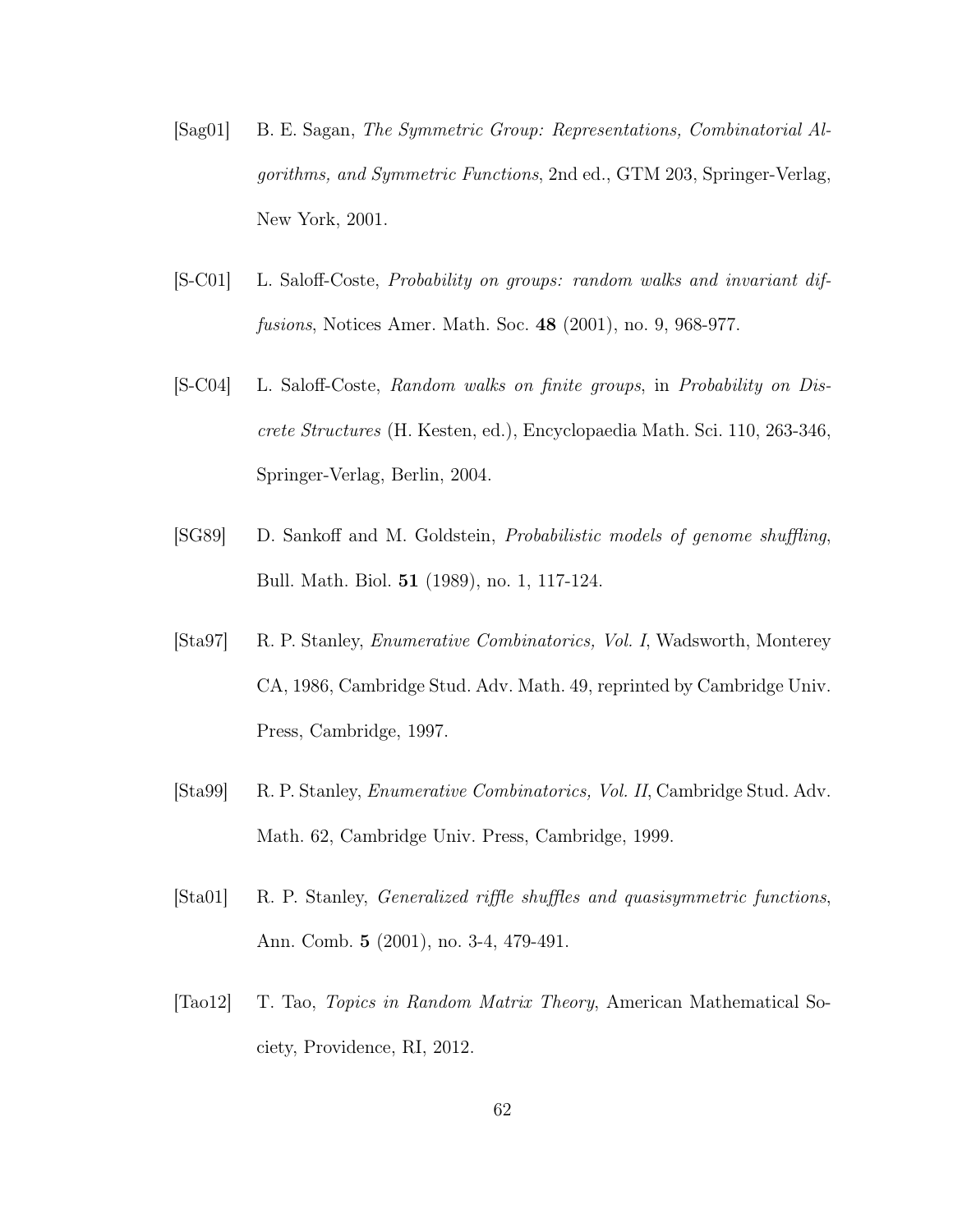[Sag01] B. E. Sagan, *The Symmetric Group: Representations, Combinatorial Algorithms, and Symmetric Functions*, 2nd ed., GTM 203, Springer-Verlag, New York, 2001.

[S-C01] L. Saloff-Coste, *Probability on groups: random walks and invariant diffusions*, Notices Amer. Math. Soc. **48** (2001), no. 9, 968-977.

[S-C04] L. Saloff-Coste, *Random walks on finite groups*, in *Probability on Discrete Structures* (H. Kesten, ed.), Encyclopaedia Math. Sci. 110, 263-346, Springer-Verlag, Berlin, 2004.

[SG89] D. Sankoff and M. Goldstein, *Probabilistic models of genome shuffling*, Bull. Math. Biol. **51** (1989), no. 1, 117-124.

[Sta97] R. P. Stanley, *Enumerative Combinatorics, Vol. I*, Wadsworth, Monterey CA, 1986, Cambridge Stud. Adv. Math. 49, reprinted by Cambridge Univ. Press, Cambridge, 1997.

[Sta99] R. P. Stanley, *Enumerative Combinatorics, Vol. II*, Cambridge Stud. Adv. Math. 62, Cambridge Univ. Press, Cambridge, 1999.

[Sta01] R. P. Stanley, *Generalized riffle shuffles and quasisymmetric functions*, Ann. Comb. **5** (2001), no. 3-4, 479-491.

[Tao12] T. Tao, *Topics in Random Matrix Theory*, American Mathematical Society, Providence, RI, 2012.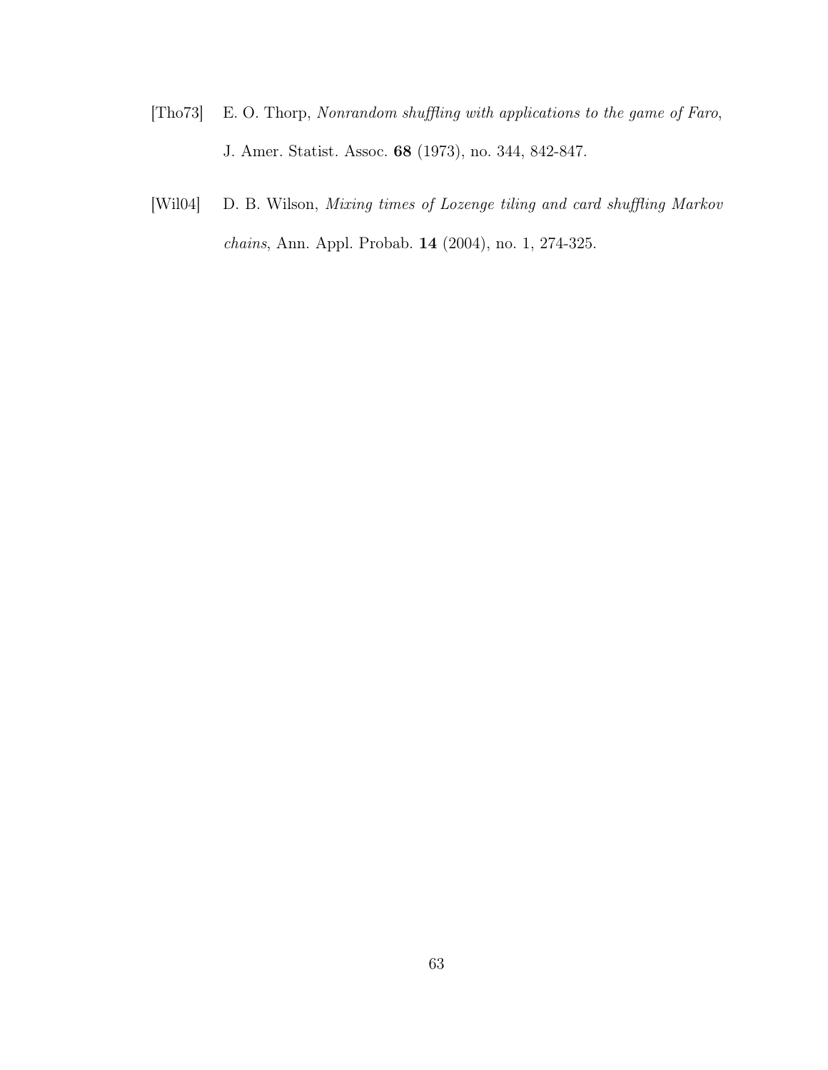[Tho73] E. O. Thorp, *Nonrandom shuffling with applications to the game of Faro*, J. Amer. Statist. Assoc. **68** (1973), no. 344, 842-847.

[Wil04] D. B. Wilson, *Mixing times of Lozenge tiling and card shuffling Markov chains*, Ann. Appl. Probab. **14** (2004), no. 1, 274-325.